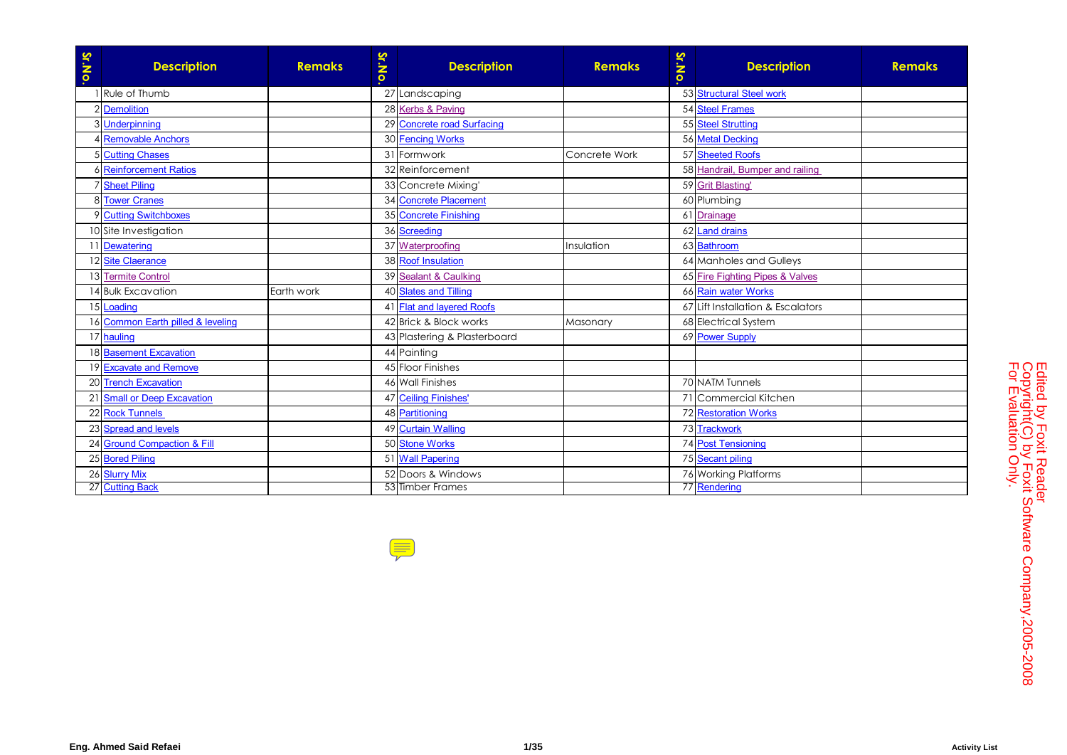| Sr.No. | Description | Remaks | Sr.No. | Description | Remaks | Sr.No. | Description | Remaks |
|---|---|---|---|---|---|---|---|---|
| 1 | Rule of Thumb | | 27 | Landscaping | | 53 | Structural Steel work | |
| 2 | Demolition | | 28 | Kerbs & Paving | | 54 | Steel Frames | |
| 3 | Underpinning | | 29 | Concrete road Surfacing | | 55 | Steel Strutting | |
| 4 | Removable Anchors | | 30 | Fencing Works | | 56 | Metal Decking | |
| 5 | Cutting Chases | | 31 | Formwork | Concrete Work | 57 | Sheeted Roofs | |
| 6 | Reinforcement Ratios | | 32 | Reinforcement | | 58 | Handrail, Bumper and railing | |
| 7 | Sheet Piling | | 33 | Concrete Mixing' | | 59 | Grit Blasting' | |
| 8 | Tower Cranes | | 34 | Concrete Placement | | 60 | Plumbing | |
| 9 | Cutting Switchboxes | | 35 | Concrete Finishing | | 61 | Drainage | |
| 10 | Site Investigation | | 36 | Screeding | | 62 | Land drains | |
| 11 | Dewatering | | 37 | Waterproofing | Insulation | 63 | Bathroom | |
| 12 | Site Claerance | | 38 | Roof Insulation | | 64 | Manholes and Gulleys | |
| 13 | Termite Control | | 39 | Sealant & Caulking | | 65 | Fire Fighting Pipes & Valves | |
| 14 | Bulk Excavation | Earth work | 40 | Slates and Tilling | | 66 | Rain water Works | |
| 15 | Loading | | 41 | Flat and layered Roofs | | 67 | Lift Installation & Escalators | |
| 16 | Common Earth pilled & leveling | | 42 | Brick & Block works | Masonary | 68 | Electrical System | |
| 17 | hauling | | 43 | Plastering & Plasterboard | | 69 | Power Supply | |
| 18 | Basement Excavation | | 44 | Painting | | | | |
| 19 | Excavate and Remove | | 45 | Floor Finishes | | | | |
| 20 | Trench Excavation | | 46 | Wall Finishes | | 70 | NATM Tunnels | |
| 21 | Small or Deep Excavation | | 47 | Ceiling Finishes' | | 71 | Commercial Kitchen | |
| 22 | Rock Tunnels | | 48 | Partitioning | | 72 | Restoration Works | |
| 23 | Spread and levels | | 49 | Curtain Walling | | 73 | Trackwork | |
| 24 | Ground Compaction & Fill | | 50 | Stone Works | | 74 | Post Tensioning | |
| 25 | Bored Piling | | 51 | Wall Papering | | 75 | Secant piling | |
| 26 | Slurry Mix | | 52 | Doors & Windows | | 76 | Working Platforms | |
| 27 | Cutting Back | | 53 | Timber Frames | | 77 | Rendering | |

Edited by Foxit Reader
Copyright(C) by Foxit Software Company,2005-2008
For Evaluation Only.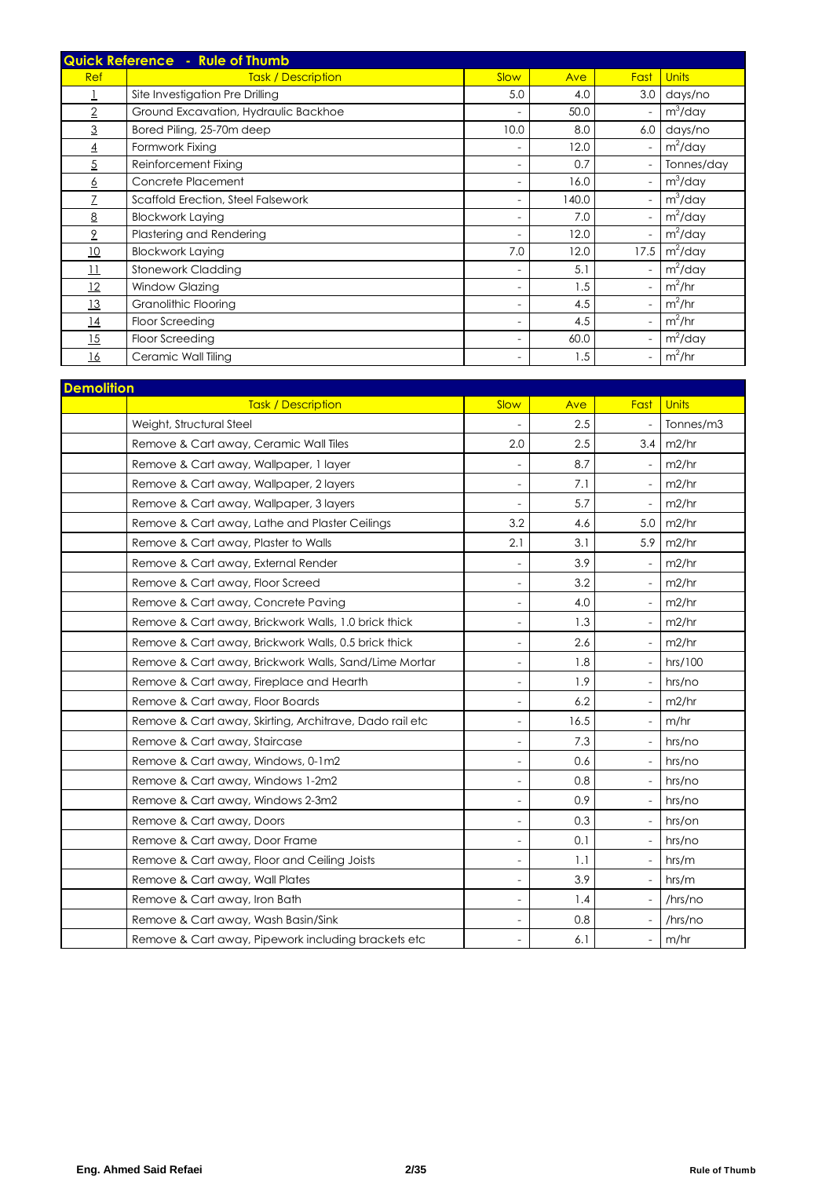## Quick Reference - Rule of Thumb

| Ref | Task / Description | Slow | Ave | Fast | Units |
|---|---|---|---|---|---|
| 1 | Site Investigation Pre Drilling | 5.0 | 4.0 | 3.0 | days/no |
| 2 | Ground Excavation, Hydraulic Backhoe | - | 50.0 | - | $m^3$/day |
| 3 | Bored Piling, 25-70m deep | 10.0 | 8.0 | 6.0 | days/no |
| 4 | Formwork Fixing | - | 12.0 | - | $m^2$/day |
| 5 | Reinforcement Fixing | - | 0.7 | - | Tonnes/day |
| 6 | Concrete Placement | - | 16.0 | - | $m^3$/day |
| 7 | Scaffold Erection, Steel Falsework | - | 140.0 | - | $m^3$/day |
| 8 | Blockwork Laying | - | 7.0 | - | $m^2$/day |
| 9 | Plastering and Rendering | - | 12.0 | - | $m^2$/day |
| 10 | Blockwork Laying | 7.0 | 12.0 | 17.5 | $m^2$/day |
| 11 | Stonework Cladding | - | 5.1 | - | $m^2$/day |
| 12 | Window Glazing | - | 1.5 | - | $m^2$/hr |
| 13 | Granolithic Flooring | - | 4.5 | - | $m^2$/hr |
| 14 | Floor Screeding | - | 4.5 | - | $m^2$/hr |
| 15 | Floor Screeding | - | 60.0 | - | $m^2$/day |
| 16 | Ceramic Wall Tiling | - | 1.5 | - | $m^2$/hr |

## Demolition

| | Task / Description | Slow | Ave | Fast | Units |
|---|---|---|---|---|---|
| | Weight, Structural Steel | - | 2.5 | - | Tonnes/m3 |
| | Remove & Cart away, Ceramic Wall Tiles | 2.0 | 2.5 | 3.4 | m2/hr |
| | Remove & Cart away, Wallpaper, 1 layer | - | 8.7 | - | m2/hr |
| | Remove & Cart away, Wallpaper, 2 layers | - | 7.1 | - | m2/hr |
| | Remove & Cart away, Wallpaper, 3 layers | - | 5.7 | - | m2/hr |
| | Remove & Cart away, Lathe and Plaster Ceilings | 3.2 | 4.6 | 5.0 | m2/hr |
| | Remove & Cart away, Plaster to Walls | 2.1 | 3.1 | 5.9 | m2/hr |
| | Remove & Cart away, External Render | - | 3.9 | - | m2/hr |
| | Remove & Cart away, Floor Screed | - | 3.2 | - | m2/hr |
| | Remove & Cart away, Concrete Paving | - | 4.0 | - | m2/hr |
| | Remove & Cart away, Brickwork Walls, 1.0 brick thick | - | 1.3 | - | m2/hr |
| | Remove & Cart away, Brickwork Walls, 0.5 brick thick | - | 2.6 | - | m2/hr |
| | Remove & Cart away, Brickwork Walls, Sand/Lime Mortar | - | 1.8 | - | hrs/100 |
| | Remove & Cart away, Fireplace and Hearth | - | 1.9 | - | hrs/no |
| | Remove & Cart away, Floor Boards | - | 6.2 | - | m2/hr |
| | Remove & Cart away, Skirting, Architrave, Dado rail etc | - | 16.5 | - | m/hr |
| | Remove & Cart away, Staircase | - | 7.3 | - | hrs/no |
| | Remove & Cart away, Windows, 0-1m2 | - | 0.6 | - | hrs/no |
| | Remove & Cart away, Windows 1-2m2 | - | 0.8 | - | hrs/no |
| | Remove & Cart away, Windows 2-3m2 | - | 0.9 | - | hrs/no |
| | Remove & Cart away, Doors | - | 0.3 | - | hrs/on |
| | Remove & Cart away, Door Frame | - | 0.1 | - | hrs/no |
| | Remove & Cart away, Floor and Ceiling Joists | - | 1.1 | - | hrs/m |
| | Remove & Cart away, Wall Plates | - | 3.9 | - | hrs/m |
| | Remove & Cart away, Iron Bath | - | 1.4 | - | /hrs/no |
| | Remove & Cart away, Wash Basin/Sink | - | 0.8 | - | /hrs/no |
| | Remove & Cart away, Pipework including brackets etc | - | 6.1 | - | m/hr |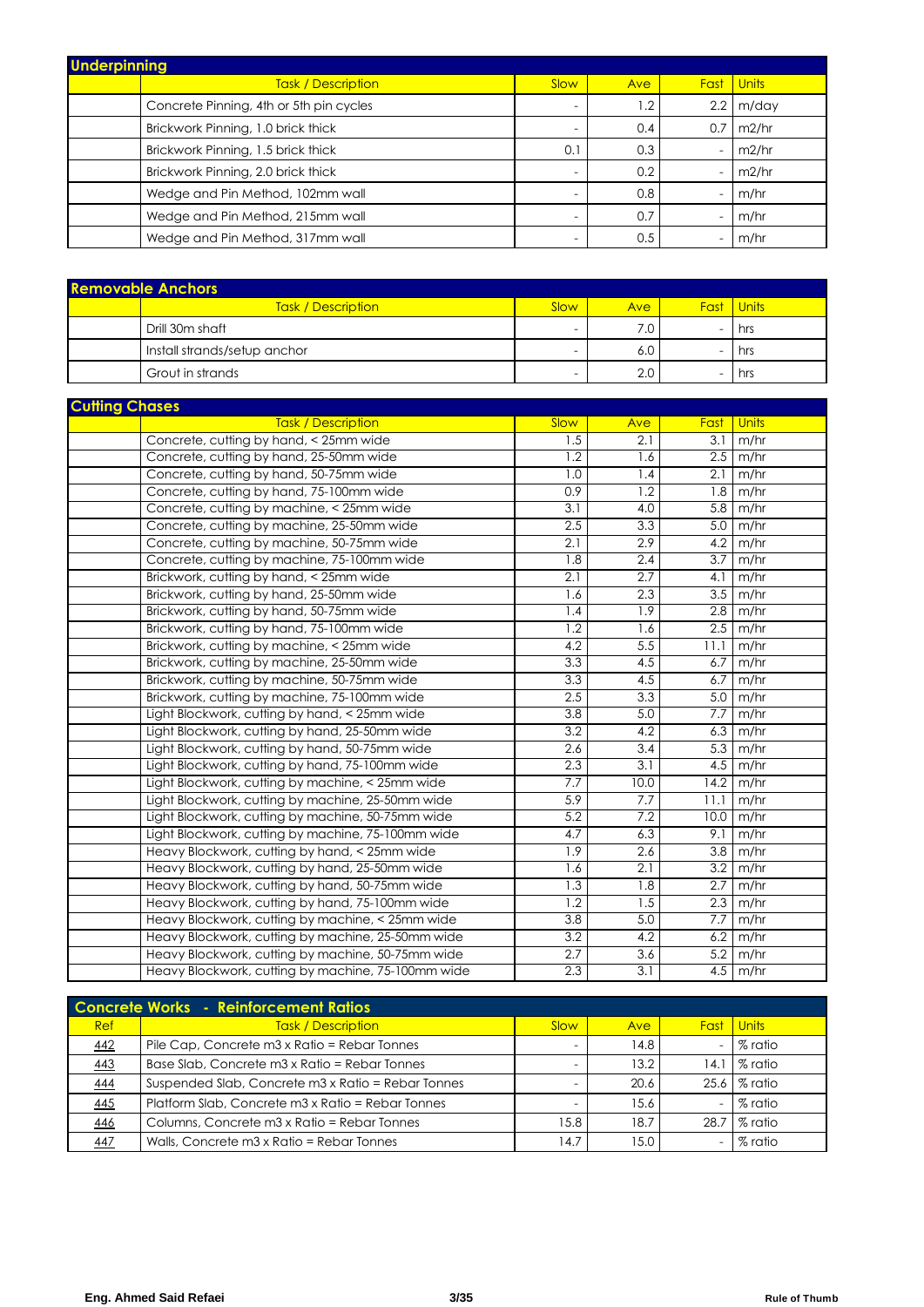## Underpinning

| | Task / Description | Slow | Ave | Fast | Units |
|---|---|---|---|---|---|
| | Concrete Pinning, 4th or 5th pin cycles | - | 1.2 | 2.2 | m/day |
| | Brickwork Pinning, 1.0 brick thick | - | 0.4 | 0.7 | m2/hr |
| | Brickwork Pinning, 1.5 brick thick | 0.1 | 0.3 | - | m2/hr |
| | Brickwork Pinning, 2.0 brick thick | - | 0.2 | - | m2/hr |
| | Wedge and Pin Method, 102mm wall | - | 0.8 | - | m/hr |
| | Wedge and Pin Method, 215mm wall | - | 0.7 | - | m/hr |
| | Wedge and Pin Method, 317mm wall | - | 0.5 | - | m/hr |

## Removable Anchors

| | Task / Description | Slow | Ave | Fast | Units |
|---|---|---|---|---|---|
| | Drill 30m shaft | - | 7.0 | - | hrs |
| | Install strands/setup anchor | - | 6.0 | - | hrs |
| | Grout in strands | - | 2.0 | - | hrs |

## Cutting Chases

| | Task / Description | Slow | Ave | Fast | Units |
|---|---|---|---|---|---|
| | Concrete, cutting by hand, < 25mm wide | 1.5 | 2.1 | 3.1 | m/hr |
| | Concrete, cutting by hand, 25-50mm wide | 1.2 | 1.6 | 2.5 | m/hr |
| | Concrete, cutting by hand, 50-75mm wide | 1.0 | 1.4 | 2.1 | m/hr |
| | Concrete, cutting by hand, 75-100mm wide | 0.9 | 1.2 | 1.8 | m/hr |
| | Concrete, cutting by machine, < 25mm wide | 3.1 | 4.0 | 5.8 | m/hr |
| | Concrete, cutting by machine, 25-50mm wide | 2.5 | 3.3 | 5.0 | m/hr |
| | Concrete, cutting by machine, 50-75mm wide | 2.1 | 2.9 | 4.2 | m/hr |
| | Concrete, cutting by machine, 75-100mm wide | 1.8 | 2.4 | 3.7 | m/hr |
| | Brickwork, cutting by hand, < 25mm wide | 2.1 | 2.7 | 4.1 | m/hr |
| | Brickwork, cutting by hand, 25-50mm wide | 1.6 | 2.3 | 3.5 | m/hr |
| | Brickwork, cutting by hand, 50-75mm wide | 1.4 | 1.9 | 2.8 | m/hr |
| | Brickwork, cutting by hand, 75-100mm wide | 1.2 | 1.6 | 2.5 | m/hr |
| | Brickwork, cutting by machine, < 25mm wide | 4.2 | 5.5 | 11.1 | m/hr |
| | Brickwork, cutting by machine, 25-50mm wide | 3.3 | 4.5 | 6.7 | m/hr |
| | Brickwork, cutting by machine, 50-75mm wide | 3.3 | 4.5 | 6.7 | m/hr |
| | Brickwork, cutting by machine, 75-100mm wide | 2.5 | 3.3 | 5.0 | m/hr |
| | Light Blockwork, cutting by hand, < 25mm wide | 3.8 | 5.0 | 7.7 | m/hr |
| | Light Blockwork, cutting by hand, 25-50mm wide | 3.2 | 4.2 | 6.3 | m/hr |
| | Light Blockwork, cutting by hand, 50-75mm wide | 2.6 | 3.4 | 5.3 | m/hr |
| | Light Blockwork, cutting by hand, 75-100mm wide | 2.3 | 3.1 | 4.5 | m/hr |
| | Light Blockwork, cutting by machine, < 25mm wide | 7.7 | 10.0 | 14.2 | m/hr |
| | Light Blockwork, cutting by machine, 25-50mm wide | 5.9 | 7.7 | 11.1 | m/hr |
| | Light Blockwork, cutting by machine, 50-75mm wide | 5.2 | 7.2 | 10.0 | m/hr |
| | Light Blockwork, cutting by machine, 75-100mm wide | 4.7 | 6.3 | 9.1 | m/hr |
| | Heavy Blockwork, cutting by hand, < 25mm wide | 1.9 | 2.6 | 3.8 | m/hr |
| | Heavy Blockwork, cutting by hand, 25-50mm wide | 1.6 | 2.1 | 3.2 | m/hr |
| | Heavy Blockwork, cutting by hand, 50-75mm wide | 1.3 | 1.8 | 2.7 | m/hr |
| | Heavy Blockwork, cutting by hand, 75-100mm wide | 1.2 | 1.5 | 2.3 | m/hr |
| | Heavy Blockwork, cutting by machine, < 25mm wide | 3.8 | 5.0 | 7.7 | m/hr |
| | Heavy Blockwork, cutting by machine, 25-50mm wide | 3.2 | 4.2 | 6.2 | m/hr |
| | Heavy Blockwork, cutting by machine, 50-75mm wide | 2.7 | 3.6 | 5.2 | m/hr |
| | Heavy Blockwork, cutting by machine, 75-100mm wide | 2.3 | 3.1 | 4.5 | m/hr |

## Concrete Works - Reinforcement Ratios

| Ref | Task / Description | Slow | Ave | Fast | Units |
|---|---|---|---|---|---|
| 442 | Pile Cap, Concrete m3 x Ratio = Rebar Tonnes | - | 14.8 | - | % ratio |
| 443 | Base Slab, Concrete m3 x Ratio = Rebar Tonnes | - | 13.2 | 14.1 | % ratio |
| 444 | Suspended Slab, Concrete m3 x Ratio = Rebar Tonnes | - | 20.6 | 25.6 | % ratio |
| 445 | Platform Slab, Concrete m3 x Ratio = Rebar Tonnes | - | 15.6 | - | % ratio |
| 446 | Columns, Concrete m3 x Ratio = Rebar Tonnes | 15.8 | 18.7 | 28.7 | % ratio |
| 447 | Walls, Concrete m3 x Ratio = Rebar Tonnes | 14.7 | 15.0 | - | % ratio |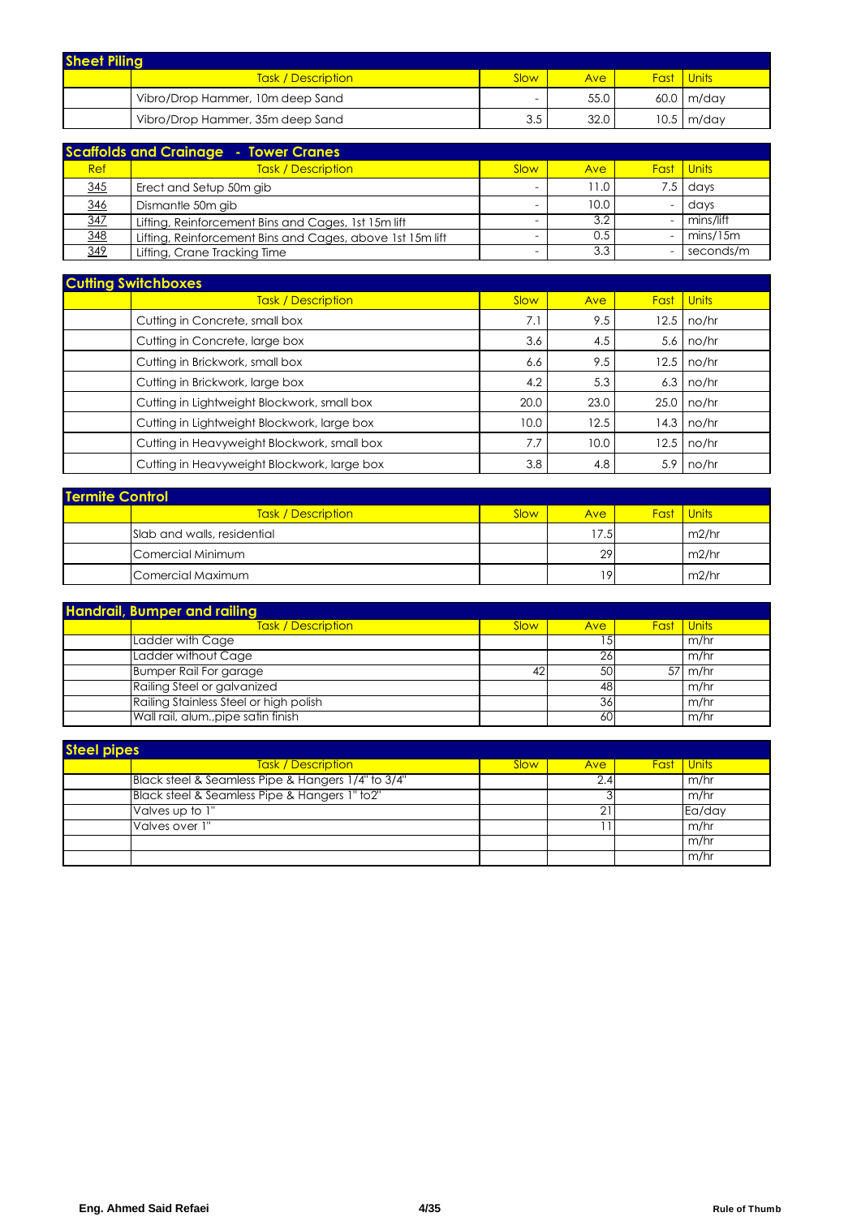## Sheet Piling

| | Task / Description | Slow | Ave | Fast | Units |
|---|---|---|---|---|---|
| | Vibro/Drop Hammer, 10m deep Sand | - | 55.0 | 60.0 | m/day |
| | Vibro/Drop Hammer, 35m deep Sand | 3.5 | 32.0 | 10.5 | m/day |

## Scaffolds and Crainage - Tower Cranes

| Ref | Task / Description | Slow | Ave | Fast | Units |
|---|---|---|---|---|---|
| 345 | Erect and Setup 50m gib | - | 11.0 | 7.5 | days |
| 346 | Dismantle 50m gib | - | 10.0 | - | days |
| 347 | Lifting, Reinforcement Bins and Cages, 1st 15m lift | - | 3.2 | - | mins/lift |
| 348 | Lifting, Reinforcement Bins and Cages, above 1st 15m lift | - | 0.5 | - | mins/15m |
| 349 | Lifting, Crane Tracking Time | - | 3.3 | - | seconds/m |

## Cutting Switchboxes

| | Task / Description | Slow | Ave | Fast | Units |
|---|---|---|---|---|---|
| | Cutting in Concrete, small box | 7.1 | 9.5 | 12.5 | no/hr |
| | Cutting in Concrete, large box | 3.6 | 4.5 | 5.6 | no/hr |
| | Cutting in Brickwork, small box | 6.6 | 9.5 | 12.5 | no/hr |
| | Cutting in Brickwork, large box | 4.2 | 5.3 | 6.3 | no/hr |
| | Cutting in Lightweight Blockwork, small box | 20.0 | 23.0 | 25.0 | no/hr |
| | Cutting in Lightweight Blockwork, large box | 10.0 | 12.5 | 14.3 | no/hr |
| | Cutting in Heavyweight Blockwork, small box | 7.7 | 10.0 | 12.5 | no/hr |
| | Cutting in Heavyweight Blockwork, large box | 3.8 | 4.8 | 5.9 | no/hr |

## Termite Control

| | Task / Description | Slow | Ave | Fast | Units |
|---|---|---|---|---|---|
| | Slab and walls, residential | | 17.5 | | m2/hr |
| | Comercial Minimum | | 29 | | m2/hr |
| | Comercial Maximum | | 19 | | m2/hr |

## Handrail, Bumper and railing

| | Task / Description | Slow | Ave | Fast | Units |
|---|---|---|---|---|---|
| | Ladder with Cage | | 15 | | m/hr |
| | Ladder without Cage | | 26 | | m/hr |
| | Bumper Rail For garage | 42 | 50 | 57 | m/hr |
| | Railing Steel or galvanized | | 48 | | m/hr |
| | Railing Stainless Steel or high polish | | 36 | | m/hr |
| | Wall rail, alum.,pipe satin finish | | 60 | | m/hr |

## Steel pipes

| | Task / Description | Slow | Ave | Fast | Units |
|---|---|---|---|---|---|
| | Black steel & Seamless Pipe & Hangers 1/4" to 3/4" | | 2.4 | | m/hr |
| | Black steel & Seamless Pipe & Hangers 1" to2" | | 3 | | m/hr |
| | Valves up to 1" | | 21 | | Ea/day |
| | Valves over 1" | | 11 | | m/hr |
| | | | | | m/hr |
| | | | | | m/hr |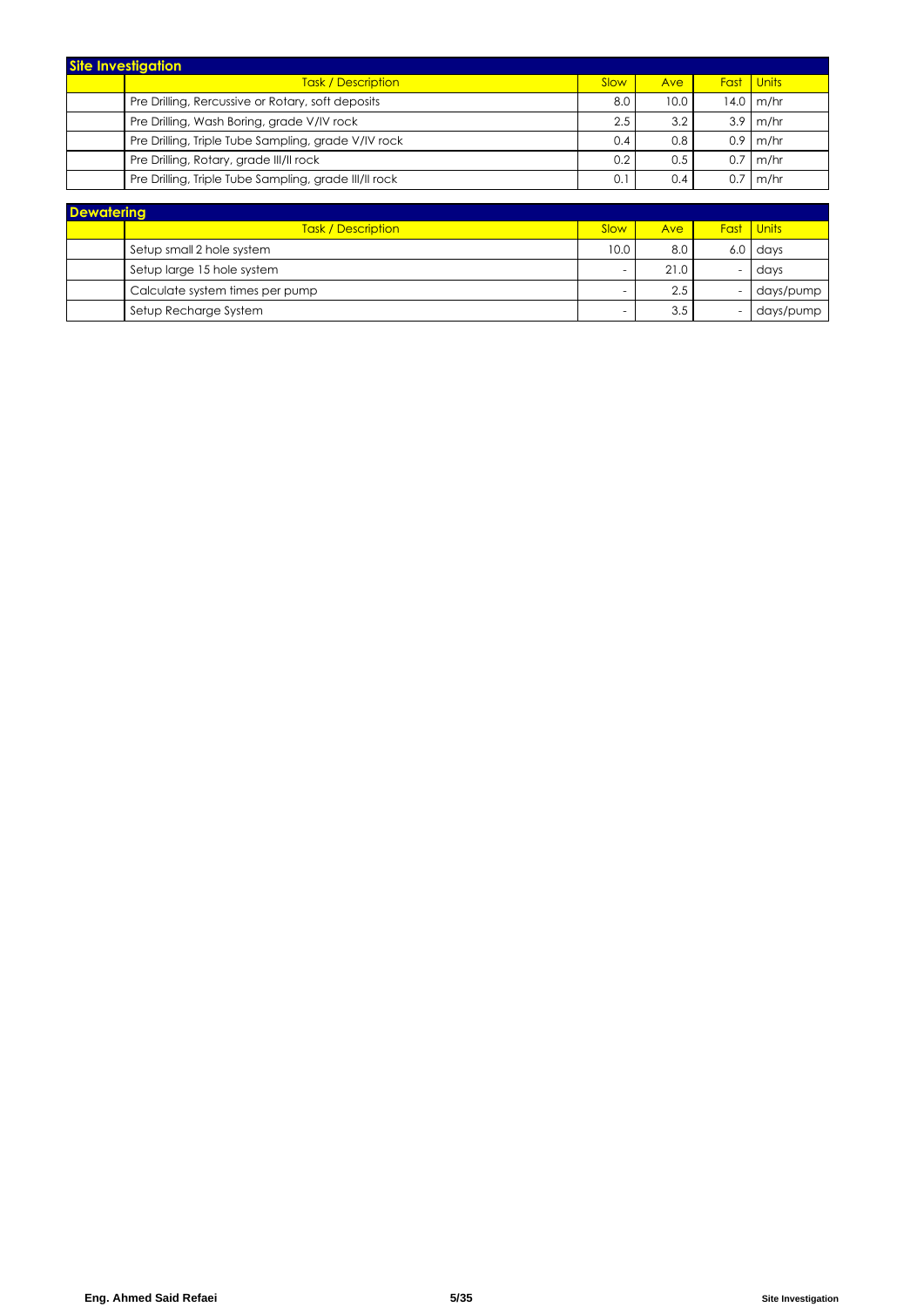## Site Investigation

| | Task / Description | Slow | Ave | Fast | Units |
|---|---|---|---|---|---|
| | Pre Drilling, Rercussive or Rotary, soft deposits | 8.0 | 10.0 | 14.0 | m/hr |
| | Pre Drilling, Wash Boring, grade V/IV rock | 2.5 | 3.2 | 3.9 | m/hr |
| | Pre Drilling, Triple Tube Sampling, grade V/IV rock | 0.4 | 0.8 | 0.9 | m/hr |
| | Pre Drilling, Rotary, grade III/II rock | 0.2 | 0.5 | 0.7 | m/hr |
| | Pre Drilling, Triple Tube Sampling, grade III/II rock | 0.1 | 0.4 | 0.7 | m/hr |

## Dewatering

| | Task / Description | Slow | Ave | Fast | Units |
|---|---|---|---|---|---|
| | Setup small 2 hole system | 10.0 | 8.0 | 6.0 | days |
| | Setup large 15 hole system | - | 21.0 | - | days |
| | Calculate system times per pump | - | 2.5 | - | days/pump |
| | Setup Recharge System | - | 3.5 | - | days/pump |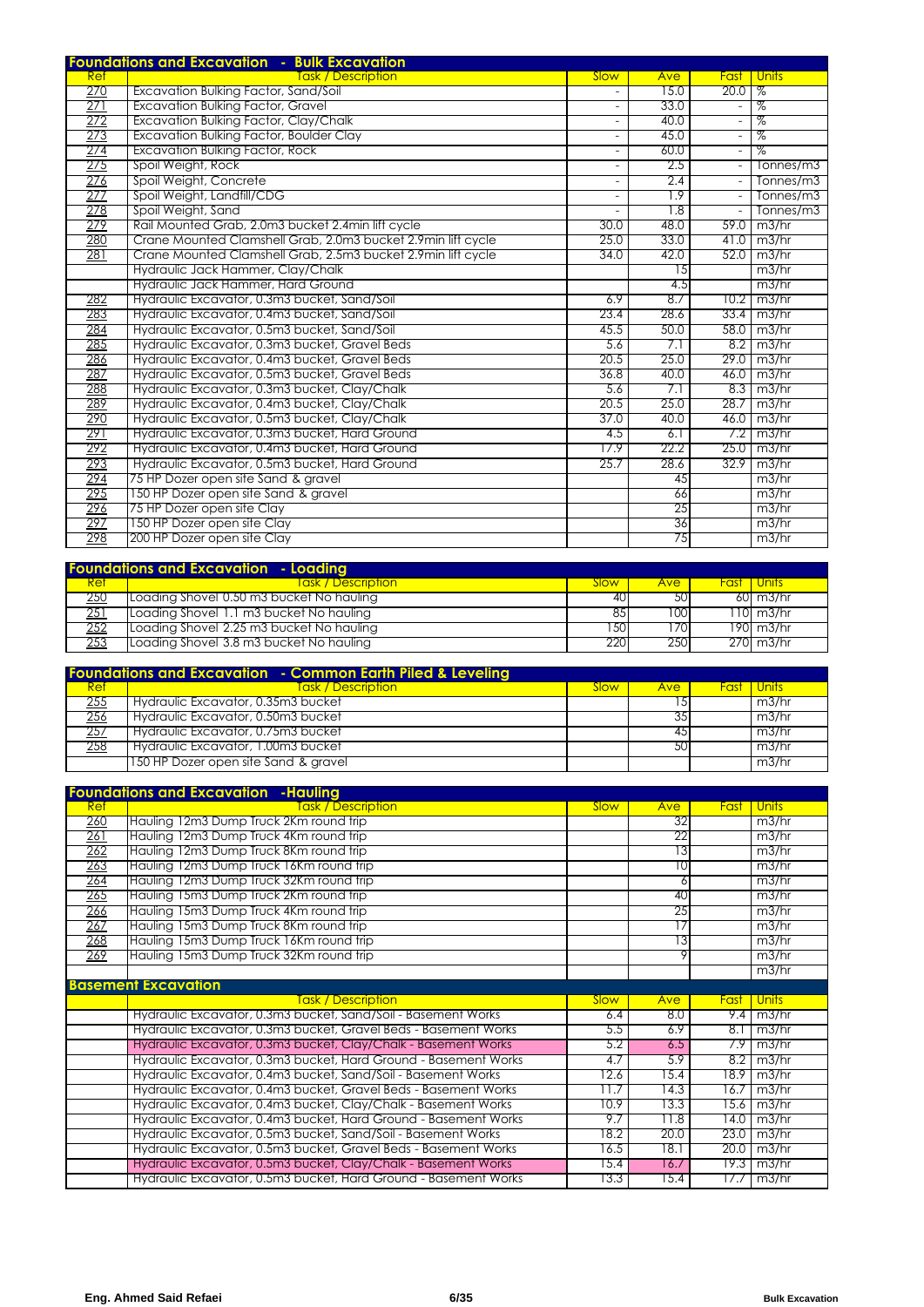## Foundations and Excavation - Bulk Excavation

| Ref | Task / Description | Slow | Ave | Fast | Units |
|---|---|---|---|---|---|
| 270 | Excavation Bulking Factor, Sand/Soil | - | 15.0 | 20.0 | % |
| 271 | Excavation Bulking Factor, Gravel | - | 33.0 | - | % |
| 272 | Excavation Bulking Factor, Clay/Chalk | - | 40.0 | - | % |
| 273 | Excavation Bulking Factor, Boulder Clay | - | 45.0 | - | % |
| 274 | Excavation Bulking Factor, Rock | - | 60.0 | - | % |
| 275 | Spoil Weight, Rock | - | 2.5 | - | Tonnes/m3 |
| 276 | Spoil Weight, Concrete | - | 2.4 | - | Tonnes/m3 |
| 277 | Spoil Weight, Landfill/CDG | - | 1.9 | - | Tonnes/m3 |
| 278 | Spoil Weight, Sand | - | 1.8 | - | Tonnes/m3 |
| 279 | Rail Mounted Grab, 2.0m3 bucket 2.4min lift cycle | 30.0 | 48.0 | 59.0 | m3/hr |
| 280 | Crane Mounted Clamshell Grab, 2.0m3 bucket 2.9min lift cycle | 25.0 | 33.0 | 41.0 | m3/hr |
| 281 | Crane Mounted Clamshell Grab, 2.5m3 bucket 2.9min lift cycle | 34.0 | 42.0 | 52.0 | m3/hr |
| | Hydraulic Jack Hammer, Clay/Chalk | | 15 | | m3/hr |
| | Hydraulic Jack Hammer, Hard Ground | | 4.5 | | m3/hr |
| 282 | Hydraulic Excavator, 0.3m3 bucket, Sand/Soil | 6.9 | 8.7 | 10.2 | m3/hr |
| 283 | Hydraulic Excavator, 0.4m3 bucket, Sand/Soil | 23.4 | 28.6 | 33.4 | m3/hr |
| 284 | Hydraulic Excavator, 0.5m3 bucket, Sand/Soil | 45.5 | 50.0 | 58.0 | m3/hr |
| 285 | Hydraulic Excavator, 0.3m3 bucket, Gravel Beds | 5.6 | 7.1 | 8.2 | m3/hr |
| 286 | Hydraulic Excavator, 0.4m3 bucket, Gravel Beds | 20.5 | 25.0 | 29.0 | m3/hr |
| 287 | Hydraulic Excavator, 0.5m3 bucket, Gravel Beds | 36.8 | 40.0 | 46.0 | m3/hr |
| 288 | Hydraulic Excavator, 0.3m3 bucket, Clay/Chalk | 5.6 | 7.1 | 8.3 | m3/hr |
| 289 | Hydraulic Excavator, 0.4m3 bucket, Clay/Chalk | 20.5 | 25.0 | 28.7 | m3/hr |
| 290 | Hydraulic Excavator, 0.5m3 bucket, Clay/Chalk | 37.0 | 40.0 | 46.0 | m3/hr |
| 291 | Hydraulic Excavator, 0.3m3 bucket, Hard Ground | 4.5 | 6.1 | 7.2 | m3/hr |
| 292 | Hydraulic Excavator, 0.4m3 bucket, Hard Ground | 17.9 | 22.2 | 25.0 | m3/hr |
| 293 | Hydraulic Excavator, 0.5m3 bucket, Hard Ground | 25.7 | 28.6 | 32.9 | m3/hr |
| 294 | 75 HP Dozer open site Sand & gravel | | 45 | | m3/hr |
| 295 | 150 HP Dozer open site Sand & gravel | | 66 | | m3/hr |
| 296 | 75 HP Dozer open site Clay | | 25 | | m3/hr |
| 297 | 150 HP Dozer open site Clay | | 36 | | m3/hr |
| 298 | 200 HP Dozer open site Clay | | 75 | | m3/hr |

## Foundations and Excavation - Loading

| Ref | Task / Description | Slow | Ave | Fast | Units |
|---|---|---|---|---|---|
| 250 | Loading Shovel 0.50 m3 bucket No hauling | 40 | 50 | 60 | m3/hr |
| 251 | Loading Shovel 1.1 m3 bucket No hauling | 85 | 100 | 110 | m3/hr |
| 252 | Loading Shovel 2.25 m3 bucket No hauling | 150 | 170 | 190 | m3/hr |
| 253 | Loading Shovel 3.8 m3 bucket No hauling | 220 | 250 | 270 | m3/hr |

## Foundations and Excavation - Common Earth Piled & Leveling

| Ref | Task / Description | Slow | Ave | Fast | Units |
|---|---|---|---|---|---|
| 255 | Hydraulic Excavator, 0.35m3 bucket | | 15 | | m3/hr |
| 256 | Hydraulic Excavator, 0.50m3 bucket | | 35 | | m3/hr |
| 257 | Hydraulic Excavator, 0.75m3 bucket | | 45 | | m3/hr |
| 258 | Hydraulic Excavator, 1.00m3 bucket | | 50 | | m3/hr |
| | 150 HP Dozer open site Sand & gravel | | | | m3/hr |

## Foundations and Excavation -Hauling

| Ref | Task / Description | Slow | Ave | Fast | Units |
|---|---|---|---|---|---|
| 260 | Hauling 12m3 Dump Truck 2Km round trip | | 32 | | m3/hr |
| 261 | Hauling 12m3 Dump Truck 4Km round trip | | 22 | | m3/hr |
| 262 | Hauling 12m3 Dump Truck 8Km round trip | | 13 | | m3/hr |
| 263 | Hauling 12m3 Dump Truck 16Km round trip | | 10 | | m3/hr |
| 264 | Hauling 12m3 Dump Truck 32Km round trip | | 6 | | m3/hr |
| 265 | Hauling 15m3 Dump Truck 2Km round trip | | 40 | | m3/hr |
| 266 | Hauling 15m3 Dump Truck 4Km round trip | | 25 | | m3/hr |
| 267 | Hauling 15m3 Dump Truck 8Km round trip | | 17 | | m3/hr |
| 268 | Hauling 15m3 Dump Truck 16Km round trip | | 13 | | m3/hr |
| 269 | Hauling 15m3 Dump Truck 32Km round trip | | 9 | | m3/hr |
| | | | | | m3/hr |

## Basement Excavation

| | Task / Description | Slow | Ave | Fast | Units |
|---|---|---|---|---|---|
| | Hydraulic Excavator, 0.3m3 bucket, Sand/Soil - Basement Works | 6.4 | 8.0 | 9.4 | m3/hr |
| | Hydraulic Excavator, 0.3m3 bucket, Gravel Beds - Basement Works | 5.5 | 6.9 | 8.1 | m3/hr |
| | Hydraulic Excavator, 0.3m3 bucket, Clay/Chalk - Basement Works | 5.2 | 6.5 | 7.9 | m3/hr |
| | Hydraulic Excavator, 0.3m3 bucket, Hard Ground - Basement Works | 4.7 | 5.9 | 8.2 | m3/hr |
| | Hydraulic Excavator, 0.4m3 bucket, Sand/Soil - Basement Works | 12.6 | 15.4 | 18.9 | m3/hr |
| | Hydraulic Excavator, 0.4m3 bucket, Gravel Beds - Basement Works | 11.7 | 14.3 | 16.7 | m3/hr |
| | Hydraulic Excavator, 0.4m3 bucket, Clay/Chalk - Basement Works | 10.9 | 13.3 | 15.6 | m3/hr |
| | Hydraulic Excavator, 0.4m3 bucket, Hard Ground - Basement Works | 9.7 | 11.8 | 14.0 | m3/hr |
| | Hydraulic Excavator, 0.5m3 bucket, Sand/Soil - Basement Works | 18.2 | 20.0 | 23.0 | m3/hr |
| | Hydraulic Excavator, 0.5m3 bucket, Gravel Beds - Basement Works | 16.5 | 18.1 | 20.0 | m3/hr |
| | Hydraulic Excavator, 0.5m3 bucket, Clay/Chalk - Basement Works | 15.4 | 16.7 | 19.3 | m3/hr |
| | Hydraulic Excavator, 0.5m3 bucket, Hard Ground - Basement Works | 13.3 | 15.4 | 17.7 | m3/hr |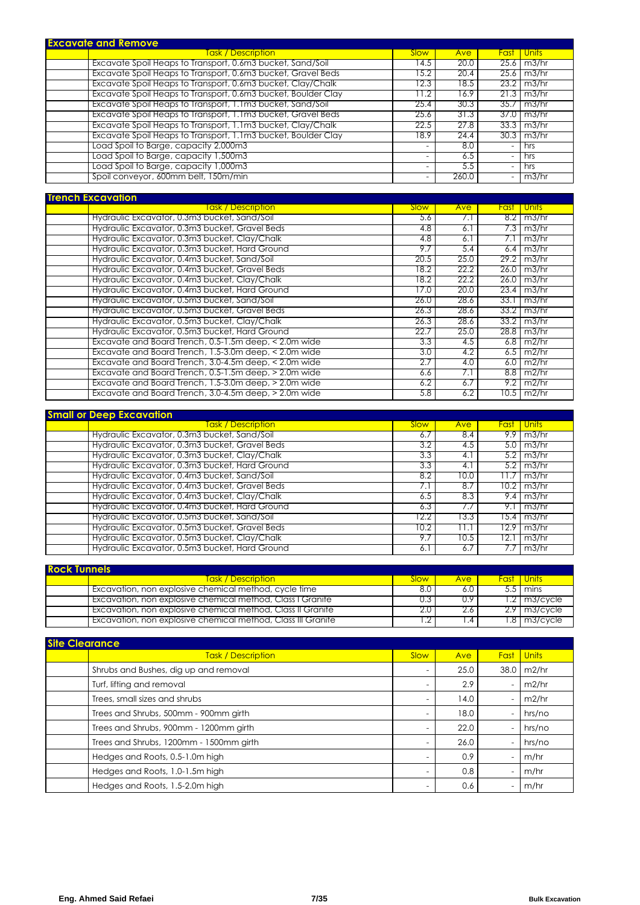## Excavate and Remove

| | Task / Description | Slow | Ave | Fast | Units |
|---|---|---|---|---|---|
| | Excavate Spoil Heaps to Transport, 0.6m3 bucket, Sand/Soil | 14.5 | 20.0 | 25.6 | m3/hr |
| | Excavate Spoil Heaps to Transport, 0.6m3 bucket, Gravel Beds | 15.2 | 20.4 | 25.6 | m3/hr |
| | Excavate Spoil Heaps to Transport, 0.6m3 bucket, Clay/Chalk | 12.3 | 18.5 | 23.2 | m3/hr |
| | Excavate Spoil Heaps to Transport, 0.6m3 bucket, Boulder Clay | 11.2 | 16.9 | 21.3 | m3/hr |
| | Excavate Spoil Heaps to Transport, 1.1m3 bucket, Sand/Soil | 25.4 | 30.3 | 35.7 | m3/hr |
| | Excavate Spoil Heaps to Transport, 1.1m3 bucket, Gravel Beds | 25.6 | 31.3 | 37.0 | m3/hr |
| | Excavate Spoil Heaps to Transport, 1.1m3 bucket, Clay/Chalk | 22.5 | 27.8 | 33.3 | m3/hr |
| | Excavate Spoil Heaps to Transport, 1.1m3 bucket, Boulder Clay | 18.9 | 24.4 | 30.3 | m3/hr |
| | Load Spoil to Barge, capacity 2,000m3 | - | 8.0 | - | hrs |
| | Load Spoil to Barge, capacity 1,500m3 | - | 6.5 | - | hrs |
| | Load Spoil to Barge, capacity 1,000m3 | - | 5.5 | - | hrs |
| | Spoil conveyor, 600mm belt, 150m/min | - | 260.0 | - | m3/hr |

## Trench Excavation

| | Task / Description | Slow | Ave | Fast | Units |
|---|---|---|---|---|---|
| | Hydraulic Excavator, 0.3m3 bucket, Sand/Soil | 5.6 | 7.1 | 8.2 | m3/hr |
| | Hydraulic Excavator, 0.3m3 bucket, Gravel Beds | 4.8 | 6.1 | 7.3 | m3/hr |
| | Hydraulic Excavator, 0.3m3 bucket, Clay/Chalk | 4.8 | 6.1 | 7.1 | m3/hr |
| | Hydraulic Excavator, 0.3m3 bucket, Hard Ground | 9.7 | 5.4 | 6.4 | m3/hr |
| | Hydraulic Excavator, 0.4m3 bucket, Sand/Soil | 20.5 | 25.0 | 29.2 | m3/hr |
| | Hydraulic Excavator, 0.4m3 bucket, Gravel Beds | 18.2 | 22.2 | 26.0 | m3/hr |
| | Hydraulic Excavator, 0.4m3 bucket, Clay/Chalk | 18.2 | 22.2 | 26.0 | m3/hr |
| | Hydraulic Excavator, 0.4m3 bucket, Hard Ground | 17.0 | 20.0 | 23.4 | m3/hr |
| | Hydraulic Excavator, 0.5m3 bucket, Sand/Soil | 26.0 | 28.6 | 33.1 | m3/hr |
| | Hydraulic Excavator, 0.5m3 bucket, Gravel Beds | 26.3 | 28.6 | 33.2 | m3/hr |
| | Hydraulic Excavator, 0.5m3 bucket, Clay/Chalk | 26.3 | 28.6 | 33.2 | m3/hr |
| | Hydraulic Excavator, 0.5m3 bucket, Hard Ground | 22.7 | 25.0 | 28.8 | m3/hr |
| | Excavate and Board Trench, 0.5-1.5m deep, < 2.0m wide | 3.3 | 4.5 | 6.8 | m2/hr |
| | Excavate and Board Trench, 1.5-3.0m deep, < 2.0m wide | 3.0 | 4.2 | 6.5 | m2/hr |
| | Excavate and Board Trench, 3.0-4.5m deep, < 2.0m wide | 2.7 | 4.0 | 6.0 | m2/hr |
| | Excavate and Board Trench, 0.5-1.5m deep, > 2.0m wide | 6.6 | 7.1 | 8.8 | m2/hr |
| | Excavate and Board Trench, 1.5-3.0m deep, > 2.0m wide | 6.2 | 6.7 | 9.2 | m2/hr |
| | Excavate and Board Trench, 3.0-4.5m deep, > 2.0m wide | 5.8 | 6.2 | 10.5 | m2/hr |

## Small or Deep Excavation

| | Task / Description | Slow | Ave | Fast | Units |
|---|---|---|---|---|---|
| | Hydraulic Excavator, 0.3m3 bucket, Sand/Soil | 6.7 | 8.4 | 9.9 | m3/hr |
| | Hydraulic Excavator, 0.3m3 bucket, Gravel Beds | 3.2 | 4.5 | 5.0 | m3/hr |
| | Hydraulic Excavator, 0.3m3 bucket, Clay/Chalk | 3.3 | 4.1 | 5.2 | m3/hr |
| | Hydraulic Excavator, 0.3m3 bucket, Hard Ground | 3.3 | 4.1 | 5.2 | m3/hr |
| | Hydraulic Excavator, 0.4m3 bucket, Sand/Soil | 8.2 | 10.0 | 11.7 | m3/hr |
| | Hydraulic Excavator, 0.4m3 bucket, Gravel Beds | 7.1 | 8.7 | 10.2 | m3/hr |
| | Hydraulic Excavator, 0.4m3 bucket, Clay/Chalk | 6.5 | 8.3 | 9.4 | m3/hr |
| | Hydraulic Excavator, 0.4m3 bucket, Hard Ground | 6.3 | 7.7 | 9.1 | m3/hr |
| | Hydraulic Excavator, 0.5m3 bucket, Sand/Soil | 12.2 | 13.3 | 15.4 | m3/hr |
| | Hydraulic Excavator, 0.5m3 bucket, Gravel Beds | 10.2 | 11.1 | 12.9 | m3/hr |
| | Hydraulic Excavator, 0.5m3 bucket, Clay/Chalk | 9.7 | 10.5 | 12.1 | m3/hr |
| | Hydraulic Excavator, 0.5m3 bucket, Hard Ground | 6.1 | 6.7 | 7.7 | m3/hr |

## Rock Tunnels

| | Task / Description | Slow | Ave | Fast | Units |
|---|---|---|---|---|---|
| | Excavation, non explosive chemical method, cycle time | 8.0 | 6.0 | 5.5 | mins |
| | Excavation, non explosive chemical method, Class I Granite | 0.3 | 0.9 | 1.2 | m3/cycle |
| | Excavation, non explosive chemical method, Class II Granite | 2.0 | 2.6 | 2.9 | m3/cycle |
| | Excavation, non explosive chemical method, Class III Granite | 1.2 | 1.4 | 1.8 | m3/cycle |

## Site Clearance

| | Task / Description | Slow | Ave | Fast | Units |
|---|---|---|---|---|---|
| | Shrubs and Bushes, dig up and removal | - | 25.0 | 38.0 | m2/hr |
| | Turf, lifting and removal | - | 2.9 | - | m2/hr |
| | Trees, small sizes and shrubs | - | 14.0 | - | m2/hr |
| | Trees and Shrubs, 500mm - 900mm girth | - | 18.0 | - | hrs/no |
| | Trees and Shrubs, 900mm - 1200mm girth | - | 22.0 | - | hrs/no |
| | Trees and Shrubs, 1200mm - 1500mm girth | - | 26.0 | - | hrs/no |
| | Hedges and Roots, 0.5-1.0m high | - | 0.9 | - | m/hr |
| | Hedges and Roots, 1.0-1.5m high | - | 0.8 | - | m/hr |
| | Hedges and Roots, 1.5-2.0m high | - | 0.6 | - | m/hr |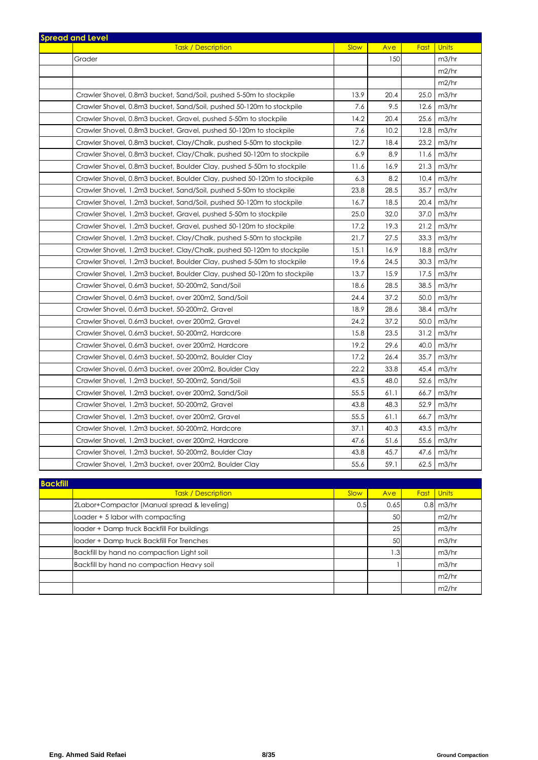## Spread and Level

| | Task / Description | Slow | Ave | Fast | Units |
|---|---|---|---|---|---|
| | Grader | | 150 | | m3/hr |
| | | | | | m2/hr |
| | | | | | m2/hr |
| | Crawler Shovel, 0.8m3 bucket, Sand/Soil, pushed 5-50m to stockpile | 13.9 | 20.4 | 25.0 | m3/hr |
| | Crawler Shovel, 0.8m3 bucket, Sand/Soil, pushed 50-120m to stockpile | 7.6 | 9.5 | 12.6 | m3/hr |
| | Crawler Shovel, 0.8m3 bucket, Gravel, pushed 5-50m to stockpile | 14.2 | 20.4 | 25.6 | m3/hr |
| | Crawler Shovel, 0.8m3 bucket, Gravel, pushed 50-120m to stockpile | 7.6 | 10.2 | 12.8 | m3/hr |
| | Crawler Shovel, 0.8m3 bucket, Clay/Chalk, pushed 5-50m to stockpile | 12.7 | 18.4 | 23.2 | m3/hr |
| | Crawler Shovel, 0.8m3 bucket, Clay/Chalk, pushed 50-120m to stockpile | 6.9 | 8.9 | 11.6 | m3/hr |
| | Crawler Shovel, 0.8m3 bucket, Boulder Clay, pushed 5-50m to stockpile | 11.6 | 16.9 | 21.3 | m3/hr |
| | Crawler Shovel, 0.8m3 bucket, Boulder Clay, pushed 50-120m to stockpile | 6.3 | 8.2 | 10.4 | m3/hr |
| | Crawler Shovel, 1.2m3 bucket, Sand/Soil, pushed 5-50m to stockpile | 23.8 | 28.5 | 35.7 | m3/hr |
| | Crawler Shovel, 1.2m3 bucket, Sand/Soil, pushed 50-120m to stockpile | 16.7 | 18.5 | 20.4 | m3/hr |
| | Crawler Shovel, 1.2m3 bucket, Gravel, pushed 5-50m to stockpile | 25.0 | 32.0 | 37.0 | m3/hr |
| | Crawler Shovel, 1.2m3 bucket, Gravel, pushed 50-120m to stockpile | 17.2 | 19.3 | 21.2 | m3/hr |
| | Crawler Shovel, 1.2m3 bucket, Clay/Chalk, pushed 5-50m to stockpile | 21.7 | 27.5 | 33.3 | m3/hr |
| | Crawler Shovel, 1.2m3 bucket, Clay/Chalk, pushed 50-120m to stockpile | 15.1 | 16.9 | 18.8 | m3/hr |
| | Crawler Shovel, 1.2m3 bucket, Boulder Clay, pushed 5-50m to stockpile | 19.6 | 24.5 | 30.3 | m3/hr |
| | Crawler Shovel, 1.2m3 bucket, Boulder Clay, pushed 50-120m to stockpile | 13.7 | 15.9 | 17.5 | m3/hr |
| | Crawler Shovel, 0.6m3 bucket, 50-200m2, Sand/Soil | 18.6 | 28.5 | 38.5 | m3/hr |
| | Crawler Shovel, 0.6m3 bucket, over 200m2, Sand/Soil | 24.4 | 37.2 | 50.0 | m3/hr |
| | Crawler Shovel, 0.6m3 bucket, 50-200m2, Gravel | 18.9 | 28.6 | 38.4 | m3/hr |
| | Crawler Shovel, 0.6m3 bucket, over 200m2, Gravel | 24.2 | 37.2 | 50.0 | m3/hr |
| | Crawler Shovel, 0.6m3 bucket, 50-200m2, Hardcore | 15.8 | 23.5 | 31.2 | m3/hr |
| | Crawler Shovel, 0.6m3 bucket, over 200m2, Hardcore | 19.2 | 29.6 | 40.0 | m3/hr |
| | Crawler Shovel, 0.6m3 bucket, 50-200m2, Boulder Clay | 17.2 | 26.4 | 35.7 | m3/hr |
| | Crawler Shovel, 0.6m3 bucket, over 200m2, Boulder Clay | 22.2 | 33.8 | 45.4 | m3/hr |
| | Crawler Shovel, 1.2m3 bucket, 50-200m2, Sand/Soil | 43.5 | 48.0 | 52.6 | m3/hr |
| | Crawler Shovel, 1.2m3 bucket, over 200m2, Sand/Soil | 55.5 | 61.1 | 66.7 | m3/hr |
| | Crawler Shovel, 1.2m3 bucket, 50-200m2, Gravel | 43.8 | 48.3 | 52.9 | m3/hr |
| | Crawler Shovel, 1.2m3 bucket, over 200m2, Gravel | 55.5 | 61.1 | 66.7 | m3/hr |
| | Crawler Shovel, 1.2m3 bucket, 50-200m2, Hardcore | 37.1 | 40.3 | 43.5 | m3/hr |
| | Crawler Shovel, 1.2m3 bucket, over 200m2, Hardcore | 47.6 | 51.6 | 55.6 | m3/hr |
| | Crawler Shovel, 1.2m3 bucket, 50-200m2, Boulder Clay | 43.8 | 45.7 | 47.6 | m3/hr |
| | Crawler Shovel, 1.2m3 bucket, over 200m2, Boulder Clay | 55.6 | 59.1 | 62.5 | m3/hr |

## Backfill

| | Task / Description | Slow | Ave | Fast | Units |
|---|---|---|---|---|---|
| | 2Labor+Compactor (Manual spread & leveling) | 0.5 | 0.65 | 0.8 | m3/hr |
| | Loader + 5 labor with compacting | | 50 | | m2/hr |
| | loader + Damp truck Backfill For buildings | | 25 | | m3/hr |
| | loader + Damp truck Backfill For Trenches | | 50 | | m3/hr |
| | Backfill by hand no compaction Light soil | | 1.3 | | m3/hr |
| | Backfill by hand no compaction Heavy soil | | 1 | | m3/hr |
| | | | | | m2/hr |
| | | | | | m2/hr |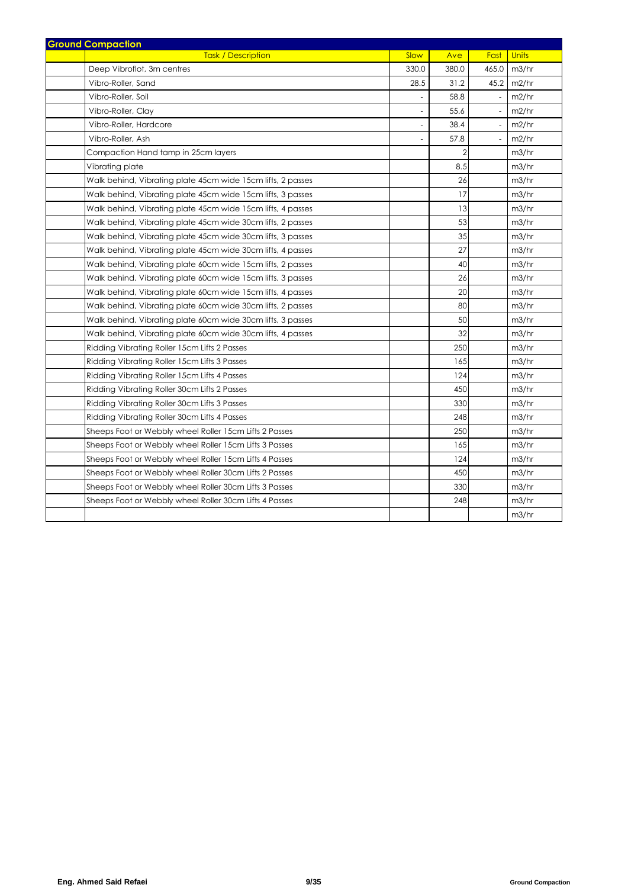## Ground Compaction

| | Task / Description | Slow | Ave | Fast | Units |
|---|---|---|---|---|---|
| | Deep Vibroflot, 3m centres | 330.0 | 380.0 | 465.0 | m3/hr |
| | Vibro-Roller, Sand | 28.5 | 31.2 | 45.2 | m2/hr |
| | Vibro-Roller, Soil | - | 58.8 | - | m2/hr |
| | Vibro-Roller, Clay | - | 55.6 | - | m2/hr |
| | Vibro-Roller, Hardcore | - | 38.4 | - | m2/hr |
| | Vibro-Roller, Ash | - | 57.8 | - | m2/hr |
| | Compaction Hand tamp in 25cm layers | | 2 | | m3/hr |
| | Vibrating plate | | 8.5 | | m3/hr |
| | Walk behind, Vibrating plate 45cm wide 15cm lifts, 2 passes | | 26 | | m3/hr |
| | Walk behind, Vibrating plate 45cm wide 15cm lifts, 3 passes | | 17 | | m3/hr |
| | Walk behind, Vibrating plate 45cm wide 15cm lifts, 4 passes | | 13 | | m3/hr |
| | Walk behind, Vibrating plate 45cm wide 30cm lifts, 2 passes | | 53 | | m3/hr |
| | Walk behind, Vibrating plate 45cm wide 30cm lifts, 3 passes | | 35 | | m3/hr |
| | Walk behind, Vibrating plate 45cm wide 30cm lifts, 4 passes | | 27 | | m3/hr |
| | Walk behind, Vibrating plate 60cm wide 15cm lifts, 2 passes | | 40 | | m3/hr |
| | Walk behind, Vibrating plate 60cm wide 15cm lifts, 3 passes | | 26 | | m3/hr |
| | Walk behind, Vibrating plate 60cm wide 15cm lifts, 4 passes | | 20 | | m3/hr |
| | Walk behind, Vibrating plate 60cm wide 30cm lifts, 2 passes | | 80 | | m3/hr |
| | Walk behind, Vibrating plate 60cm wide 30cm lifts, 3 passes | | 50 | | m3/hr |
| | Walk behind, Vibrating plate 60cm wide 30cm lifts, 4 passes | | 32 | | m3/hr |
| | Ridding Vibrating Roller 15cm Lifts 2 Passes | | 250 | | m3/hr |
| | Ridding Vibrating Roller 15cm Lifts 3 Passes | | 165 | | m3/hr |
| | Ridding Vibrating Roller 15cm Lifts 4 Passes | | 124 | | m3/hr |
| | Ridding Vibrating Roller 30cm Lifts 2 Passes | | 450 | | m3/hr |
| | Ridding Vibrating Roller 30cm Lifts 3 Passes | | 330 | | m3/hr |
| | Ridding Vibrating Roller 30cm Lifts 4 Passes | | 248 | | m3/hr |
| | Sheeps Foot or Webbly wheel Roller 15cm Lifts 2 Passes | | 250 | | m3/hr |
| | Sheeps Foot or Webbly wheel Roller 15cm Lifts 3 Passes | | 165 | | m3/hr |
| | Sheeps Foot or Webbly wheel Roller 15cm Lifts 4 Passes | | 124 | | m3/hr |
| | Sheeps Foot or Webbly wheel Roller 30cm Lifts 2 Passes | | 450 | | m3/hr |
| | Sheeps Foot or Webbly wheel Roller 30cm Lifts 3 Passes | | 330 | | m3/hr |
| | Sheeps Foot or Webbly wheel Roller 30cm Lifts 4 Passes | | 248 | | m3/hr |
| | | | | | m3/hr |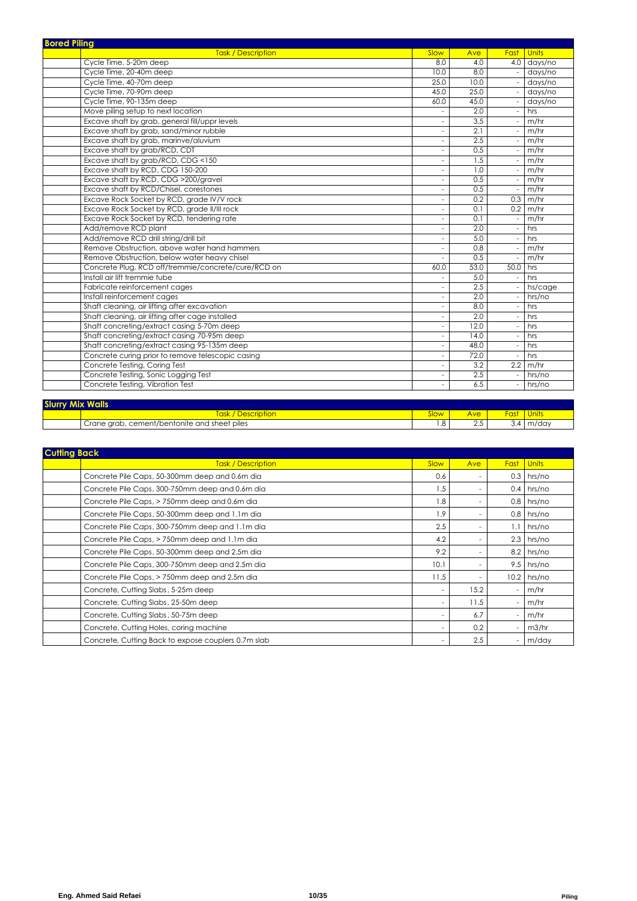## Bored Piling

| | Task / Description | Slow | Ave | Fast | Units |
|---|---|---|---|---|---|
| | Cycle Time, 5-20m deep | 8.0 | 4.0 | 4.0 | days/no |
| | Cycle Time, 20-40m deep | 10.0 | 8.0 | - | days/no |
| | Cycle Time, 40-70m deep | 25.0 | 10.0 | - | days/no |
| | Cycle Time, 70-90m deep | 45.0 | 25.0 | - | days/no |
| | Cycle Time, 90-135m deep | 60.0 | 45.0 | - | days/no |
| | Move piling setup to next location | - | 2.0 | - | hrs |
| | Excave shaft by grab, general fill/uppr levels | - | 3.5 | - | m/hr |
| | Excave shaft by grab, sand/minor rubble | - | 2.1 | - | m/hr |
| | Excave shaft by grab, marinve/aluvium | - | 2.5 | - | m/hr |
| | Excave shaft by grab/RCD, CDT | - | 0.5 | - | m/hr |
| | Excave shaft by grab/RCD, CDG <150 | - | 1.5 | - | m/hr |
| | Excave shaft by RCD, CDG 150-200 | - | 1.0 | - | m/hr |
| | Excave shaft by RCD, CDG >200/gravel | - | 0.5 | - | m/hr |
| | Excave shaft by RCD/Chisel, corestones | - | 0.5 | - | m/hr |
| | Excave Rock Socket by RCD, grade IV/V rock | - | 0.2 | 0.3 | m/hr |
| | Excave Rock Socket by RCD, grade II/III rock | - | 0.1 | 0.2 | m/hr |
| | Excave Rock Socket by RCD, tendering rate | - | 0.1 | - | m/hr |
| | Add/remove RCD plant | - | 2.0 | - | hrs |
| | Add/remove RCD drill string/drill bit | - | 5.0 | - | hrs |
| | Remove Obstruction, above water hand hammers | - | 0.8 | - | m/hr |
| | Remove Obstruction, below water heavy chisel | - | 0.5 | - | m/hr |
| | Concrete Plug, RCD off/tremmie/concrete/cure/RCD on | 60.0 | 53.0 | 50.0 | hrs |
| | Install air lift tremmie tube | - | 5.0 | - | hrs |
| | Fabricate reinforcement cages | - | 2.5 | - | hs/cage |
| | Install reinforcement cages | - | 2.0 | - | hrs/no |
| | Shaft cleaning, air lifting after excavation | - | 8.0 | - | hrs |
| | Shaft cleaning, air lifting after cage installed | - | 2.0 | - | hrs |
| | Shaft concreting/extract casing 5-70m deep | - | 12.0 | - | hrs |
| | Shaft concreting/extract casing 70-95m deep | - | 14.0 | - | hrs |
| | Shaft concreting/extract casing 95-135m deep | - | 48.0 | - | hrs |
| | Concrete curing prior to remove telescopic casing | - | 72.0 | - | hrs |
| | Concrete Testing, Coring Test | - | 3.2 | 2.2 | m/hr |
| | Concrete Testing, Sonic Logging Test | - | 2.5 | - | hrs/no |
| | Concrete Testing, Vibration Test | - | 6.5 | - | hrs/no |

## Slurry Mix Walls

| | Task / Description | Slow | Ave | Fast | Units |
|---|---|---|---|---|---|
| | Crane grab, cement/bentonite and sheet piles | 1.8 | 2.5 | 3.4 | m/day |

## Cutting Back

| | Task / Description | Slow | Ave | Fast | Units |
|---|---|---|---|---|---|
| | Concrete Pile Caps, 50-300mm deep and 0.6m dia | 0.6 | - | 0.3 | hrs/no |
| | Concrete Pile Caps, 300-750mm deep and 0.6m dia | 1.5 | - | 0.4 | hrs/no |
| | Concrete Pile Caps, > 750mm deep and 0.6m dia | 1.8 | - | 0.8 | hrs/no |
| | Concrete Pile Caps, 50-300mm deep and 1.1m dia | 1.9 | - | 0.8 | hrs/no |
| | Concrete Pile Caps, 300-750mm deep and 1.1m dia | 2.5 | - | 1.1 | hrs/no |
| | Concrete Pile Caps, > 750mm deep and 1.1m dia | 4.2 | - | 2.3 | hrs/no |
| | Concrete Pile Caps, 50-300mm deep and 2.5m dia | 9.2 | - | 8.2 | hrs/no |
| | Concrete Pile Caps, 300-750mm deep and 2.5m dia | 10.1 | - | 9.5 | hrs/no |
| | Concrete Pile Caps, > 750mm deep and 2.5m dia | 11.5 | - | 10.2 | hrs/no |
| | Concrete, Cutting Slabs, 5-25m deep | - | 15.2 | - | m/hr |
| | Concrete, Cutting Slabs, 25-50m deep | - | 11.5 | - | m/hr |
| | Concrete, Cutting Slabs, 50-75m deep | - | 6.7 | - | m/hr |
| | Concrete, Cutting Holes, coring machine | - | 0.2 | - | m3/hr |
| | Concrete, Cutting Back to expose couplers 0.7m slab | - | 2.5 | - | m/day |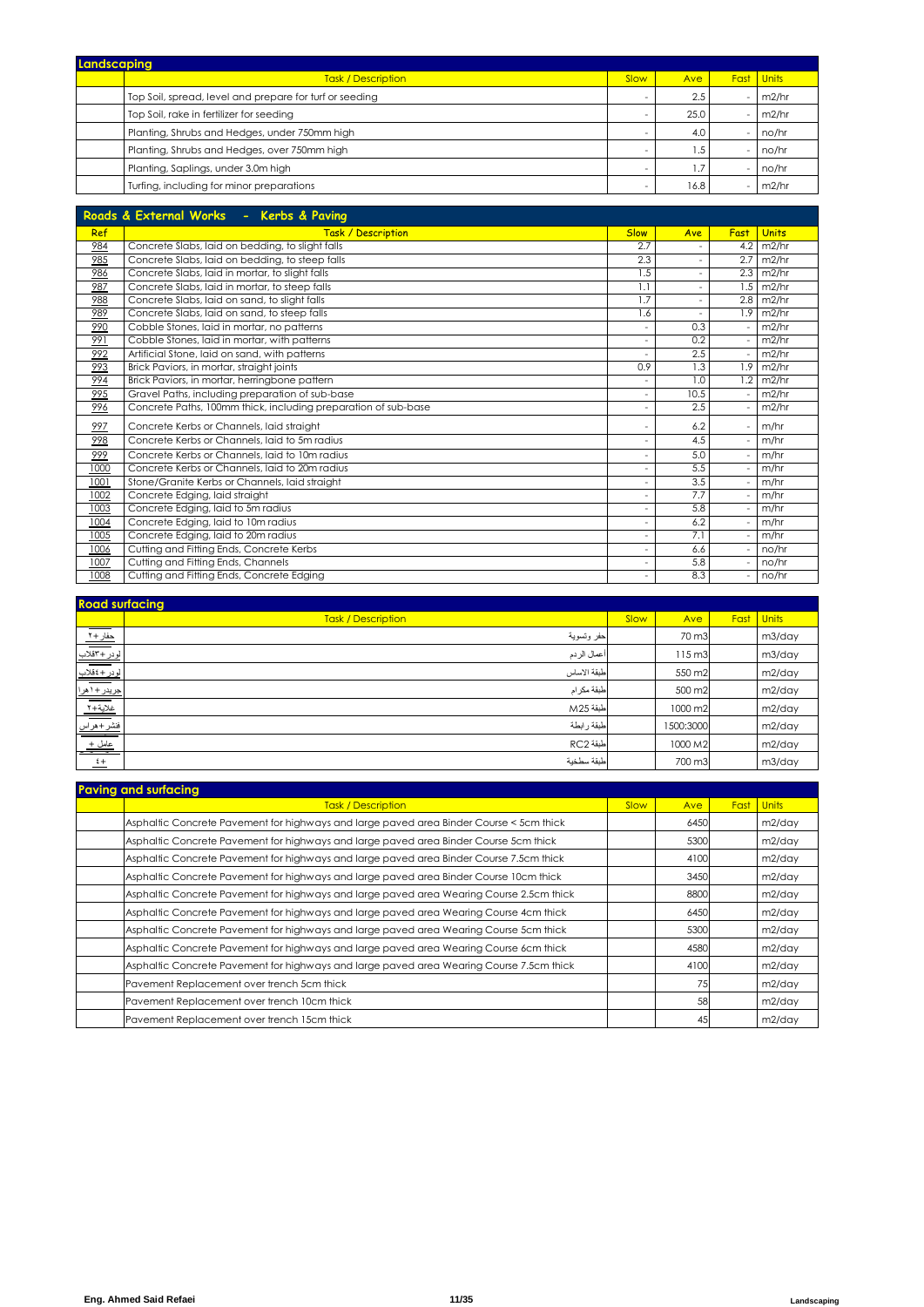## Landscaping

| | Task / Description | Slow | Ave | Fast | Units |
|---|---|---|---|---|---|
| | Top Soil, spread, level and prepare for turf or seeding | - | 2.5 | - | m2/hr |
| | Top Soil, rake in fertilizer for seeding | - | 25.0 | - | m2/hr |
| | Planting, Shrubs and Hedges, under 750mm high | - | 4.0 | - | no/hr |
| | Planting, Shrubs and Hedges, over 750mm high | - | 1.5 | - | no/hr |
| | Planting, Saplings, under 3.0m high | - | 1.7 | - | no/hr |
| | Turfing, including for minor preparations | - | 16.8 | - | m2/hr |

## Roads & External Works - Kerbs & Paving

| Ref | Task / Description | Slow | Ave | Fast | Units |
|---|---|---|---|---|---|
| 984 | Concrete Slabs, laid on bedding, to slight falls | 2.7 | - | 4.2 | m2/hr |
| 985 | Concrete Slabs, laid on bedding, to steep falls | 2.3 | - | 2.7 | m2/hr |
| 986 | Concrete Slabs, laid in mortar, to slight falls | 1.5 | - | 2.3 | m2/hr |
| 987 | Concrete Slabs, laid in mortar, to steep falls | 1.1 | - | 1.5 | m2/hr |
| 988 | Concrete Slabs, laid on sand, to slight falls | 1.7 | - | 2.8 | m2/hr |
| 989 | Concrete Slabs, laid on sand, to steep falls | 1.6 | - | 1.9 | m2/hr |
| 990 | Cobble Stones, laid in mortar, no patterns | - | 0.3 | - | m2/hr |
| 991 | Cobble Stones, laid in mortar, with patterns | - | 0.2 | - | m2/hr |
| 992 | Artificial Stone, laid on sand, with patterns | - | 2.5 | - | m2/hr |
| 993 | Brick Paviors, in mortar, straight joints | 0.9 | 1.3 | 1.9 | m2/hr |
| 994 | Brick Paviors, in mortar, herringbone pattern | - | 1.0 | 1.2 | m2/hr |
| 995 | Gravel Paths, including preparation of sub-base | - | 10.5 | - | m2/hr |
| 996 | Concrete Paths, 100mm thick, including preparation of sub-base | - | 2.5 | - | m2/hr |
| 997 | Concrete Kerbs or Channels, laid straight | - | 6.2 | - | m/hr |
| 998 | Concrete Kerbs or Channels, laid to 5m radius | - | 4.5 | - | m/hr |
| 999 | Concrete Kerbs or Channels, laid to 10m radius | - | 5.0 | - | m/hr |
| 1000 | Concrete Kerbs or Channels, laid to 20m radius | - | 5.5 | - | m/hr |
| 1001 | Stone/Granite Kerbs or Channels, laid straight | - | 3.5 | - | m/hr |
| 1002 | Concrete Edging, laid straight | - | 7.7 | - | m/hr |
| 1003 | Concrete Edging, laid to 5m radius | - | 5.8 | - | m/hr |
| 1004 | Concrete Edging, laid to 10m radius | - | 6.2 | - | m/hr |
| 1005 | Concrete Edging, laid to 20m radius | - | 7.1 | - | m/hr |
| 1006 | Cutting and Fitting Ends, Concrete Kerbs | - | 6.6 | - | no/hr |
| 1007 | Cutting and Fitting Ends, Channels | - | 5.8 | - | no/hr |
| 1008 | Cutting and Fitting Ends, Concrete Edging | - | 8.3 | - | no/hr |

## Road surfacing

| | Task / Description | Slow | Ave | Fast | Units |
|---|---|---|---|---|---|
| حفار+٢ | حفر وتسوية | | 70 m3 | | m3/day |
| لودر+٣قلاب | أعمال الردم | | 115 m3 | | m3/day |
| لودر+٤قلاب | طبقة الاساس | | 550 m2 | | m2/day |
| جريدر+١هرا | طبقة مكرام | | 500 m2 | | m2/day |
| غلاية+٢ | طبقة M25 | | 1000 m2 | | m2/day |
| فنشر+هراس | طبقة رابطة | | 1500:3000 | | m2/day |
| عامل + | طبقة RC2 | | 1000 M2 | | m2/day |
| ٤+ | طبقة سطحية | | 700 m3 | | m3/day |

## Paving and surfacing

| | Task / Description | Slow | Ave | Fast | Units |
|---|---|---|---|---|---|
| | Asphaltic Concrete Pavement for highways and large paved area Binder Course < 5cm thick | | 6450 | | m2/day |
| | Asphaltic Concrete Pavement for highways and large paved area Binder Course 5cm thick | | 5300 | | m2/day |
| | Asphaltic Concrete Pavement for highways and large paved area Binder Course 7.5cm thick | | 4100 | | m2/day |
| | Asphaltic Concrete Pavement for highways and large paved area Binder Course 10cm thick | | 3450 | | m2/day |
| | Asphaltic Concrete Pavement for highways and large paved area Wearing Course 2.5cm thick | | 8800 | | m2/day |
| | Asphaltic Concrete Pavement for highways and large paved area Wearing Course 4cm thick | | 6450 | | m2/day |
| | Asphaltic Concrete Pavement for highways and large paved area Wearing Course 5cm thick | | 5300 | | m2/day |
| | Asphaltic Concrete Pavement for highways and large paved area Wearing Course 6cm thick | | 4580 | | m2/day |
| | Asphaltic Concrete Pavement for highways and large paved area Wearing Course 7.5cm thick | | 4100 | | m2/day |
| | Pavement Replacement over trench 5cm thick | | 75 | | m2/day |
| | Pavement Replacement over trench 10cm thick | | 58 | | m2/day |
| | Pavement Replacement over trench 15cm thick | | 45 | | m2/day |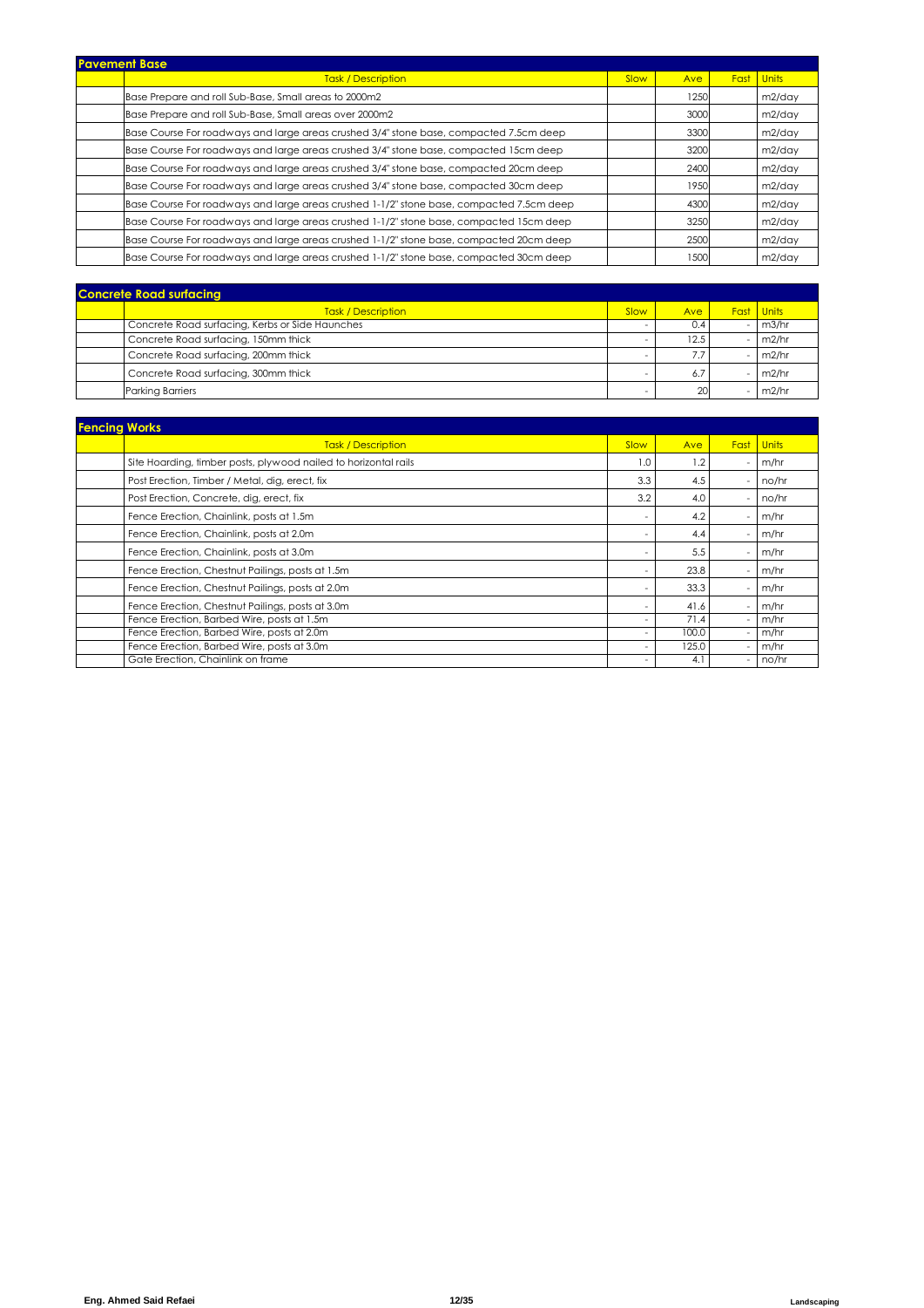## Pavement Base

| | Task / Description | Slow | Ave | Fast | Units |
|---|---|---|---|---|---|
| | Base Prepare and roll Sub-Base, Small areas to 2000m2 | | 1250 | | m2/day |
| | Base Prepare and roll Sub-Base, Small areas over 2000m2 | | 3000 | | m2/day |
| | Base Course For roadways and large areas crushed 3/4" stone base, compacted 7.5cm deep | | 3300 | | m2/day |
| | Base Course For roadways and large areas crushed 3/4" stone base, compacted 15cm deep | | 3200 | | m2/day |
| | Base Course For roadways and large areas crushed 3/4" stone base, compacted 20cm deep | | 2400 | | m2/day |
| | Base Course For roadways and large areas crushed 3/4" stone base, compacted 30cm deep | | 1950 | | m2/day |
| | Base Course For roadways and large areas crushed 1-1/2" stone base, compacted 7.5cm deep | | 4300 | | m2/day |
| | Base Course For roadways and large areas crushed 1-1/2" stone base, compacted 15cm deep | | 3250 | | m2/day |
| | Base Course For roadways and large areas crushed 1-1/2" stone base, compacted 20cm deep | | 2500 | | m2/day |
| | Base Course For roadways and large areas crushed 1-1/2" stone base, compacted 30cm deep | | 1500 | | m2/day |

## Concrete Road surfacing

| | Task / Description | Slow | Ave | Fast | Units |
|---|---|---|---|---|---|
| | Concrete Road surfacing, Kerbs or Side Haunches | - | 0.4 | - | m3/hr |
| | Concrete Road surfacing, 150mm thick | - | 12.5 | - | m2/hr |
| | Concrete Road surfacing, 200mm thick | - | 7.7 | - | m2/hr |
| | Concrete Road surfacing, 300mm thick | - | 6.7 | - | m2/hr |
| | Parking Barriers | - | 20 | - | m2/hr |

## Fencing Works

| | Task / Description | Slow | Ave | Fast | Units |
|---|---|---|---|---|---|
| | Site Hoarding, timber posts, plywood nailed to horizontal rails | 1.0 | 1.2 | - | m/hr |
| | Post Erection, Timber / Metal, dig, erect, fix | 3.3 | 4.5 | - | no/hr |
| | Post Erection, Concrete, dig, erect, fix | 3.2 | 4.0 | - | no/hr |
| | Fence Erection, Chainlink, posts at 1.5m | - | 4.2 | - | m/hr |
| | Fence Erection, Chainlink, posts at 2.0m | - | 4.4 | - | m/hr |
| | Fence Erection, Chainlink, posts at 3.0m | - | 5.5 | - | m/hr |
| | Fence Erection, Chestnut Pailings, posts at 1.5m | - | 23.8 | - | m/hr |
| | Fence Erection, Chestnut Pailings, posts at 2.0m | - | 33.3 | - | m/hr |
| | Fence Erection, Chestnut Pailings, posts at 3.0m | - | 41.6 | - | m/hr |
| | Fence Erection, Barbed Wire, posts at 1.5m | - | 71.4 | - | m/hr |
| | Fence Erection, Barbed Wire, posts at 2.0m | - | 100.0 | - | m/hr |
| | Fence Erection, Barbed Wire, posts at 3.0m | - | 125.0 | - | m/hr |
| | Gate Erection, Chainlink on frame | - | 4.1 | - | no/hr |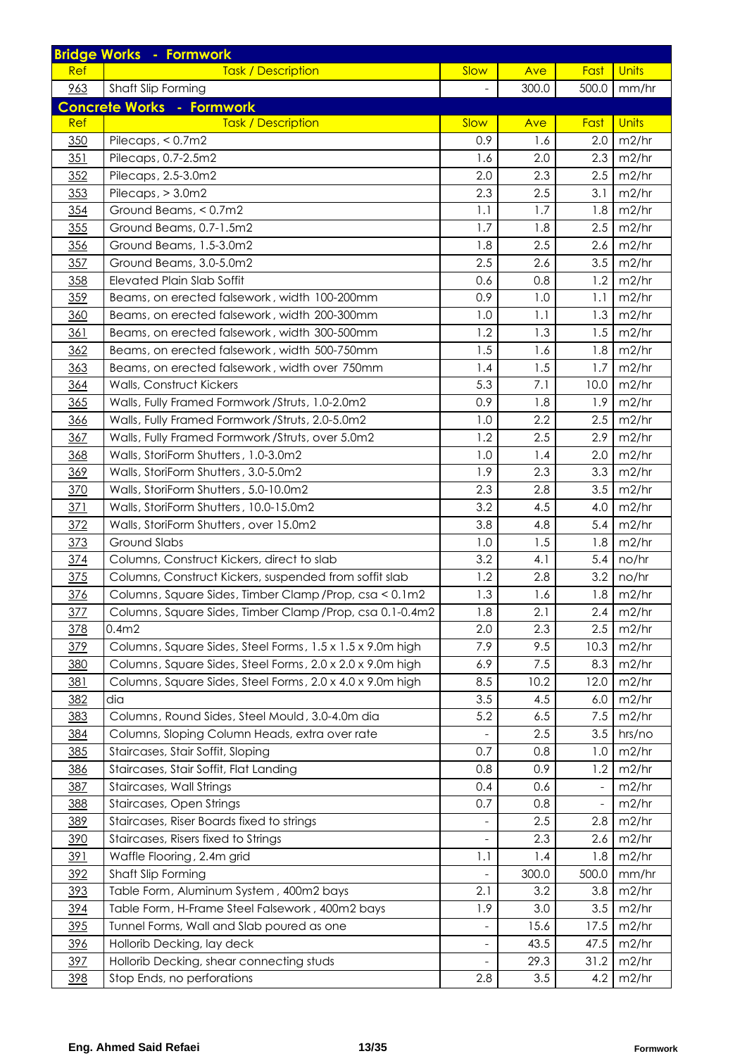## Bridge Works - Formwork

| Ref | Task / Description | Slow | Ave | Fast | Units |
|---|---|---|---|---|---|
| 963 | Shaft Slip Forming | - | 300.0 | 500.0 | mm/hr |

## Concrete Works - Formwork

| Ref | Task / Description | Slow | Ave | Fast | Units |
|---|---|---|---|---|---|
| 350 | Pilecaps, < 0.7m2 | 0.9 | 1.6 | 2.0 | m2/hr |
| 351 | Pilecaps, 0.7-2.5m2 | 1.6 | 2.0 | 2.3 | m2/hr |
| 352 | Pilecaps, 2.5-3.0m2 | 2.0 | 2.3 | 2.5 | m2/hr |
| 353 | Pilecaps, > 3.0m2 | 2.3 | 2.5 | 3.1 | m2/hr |
| 354 | Ground Beams, < 0.7m2 | 1.1 | 1.7 | 1.8 | m2/hr |
| 355 | Ground Beams, 0.7-1.5m2 | 1.7 | 1.8 | 2.5 | m2/hr |
| 356 | Ground Beams, 1.5-3.0m2 | 1.8 | 2.5 | 2.6 | m2/hr |
| 357 | Ground Beams, 3.0-5.0m2 | 2.5 | 2.6 | 3.5 | m2/hr |
| 358 | Elevated Plain Slab Soffit | 0.6 | 0.8 | 1.2 | m2/hr |
| 359 | Beams, on erected falsework, width 100-200mm | 0.9 | 1.0 | 1.1 | m2/hr |
| 360 | Beams, on erected falsework, width 200-300mm | 1.0 | 1.1 | 1.3 | m2/hr |
| 361 | Beams, on erected falsework, width 300-500mm | 1.2 | 1.3 | 1.5 | m2/hr |
| 362 | Beams, on erected falsework, width 500-750mm | 1.5 | 1.6 | 1.8 | m2/hr |
| 363 | Beams, on erected falsework, width over 750mm | 1.4 | 1.5 | 1.7 | m2/hr |
| 364 | Walls, Construct Kickers | 5.3 | 7.1 | 10.0 | m2/hr |
| 365 | Walls, Fully Framed Formwork /Struts, 1.0-2.0m2 | 0.9 | 1.8 | 1.9 | m2/hr |
| 366 | Walls, Fully Framed Formwork /Struts, 2.0-5.0m2 | 1.0 | 2.2 | 2.5 | m2/hr |
| 367 | Walls, Fully Framed Formwork /Struts, over 5.0m2 | 1.2 | 2.5 | 2.9 | m2/hr |
| 368 | Walls, StoriForm Shutters, 1.0-3.0m2 | 1.0 | 1.4 | 2.0 | m2/hr |
| 369 | Walls, StoriForm Shutters, 3.0-5.0m2 | 1.9 | 2.3 | 3.3 | m2/hr |
| 370 | Walls, StoriForm Shutters, 5.0-10.0m2 | 2.3 | 2.8 | 3.5 | m2/hr |
| 371 | Walls, StoriForm Shutters, 10.0-15.0m2 | 3.2 | 4.5 | 4.0 | m2/hr |
| 372 | Walls, StoriForm Shutters, over 15.0m2 | 3.8 | 4.8 | 5.4 | m2/hr |
| 373 | Ground Slabs | 1.0 | 1.5 | 1.8 | m2/hr |
| 374 | Columns, Construct Kickers, direct to slab | 3.2 | 4.1 | 5.4 | no/hr |
| 375 | Columns, Construct Kickers, suspended from soffit slab | 1.2 | 2.8 | 3.2 | no/hr |
| 376 | Columns, Square Sides, Timber Clamp /Prop, csa < 0.1m2 | 1.3 | 1.6 | 1.8 | m2/hr |
| 377 | Columns, Square Sides, Timber Clamp /Prop, csa 0.1-0.4m2 | 1.8 | 2.1 | 2.4 | m2/hr |
| 378 | 0.4m2 | 2.0 | 2.3 | 2.5 | m2/hr |
| 379 | Columns, Square Sides, Steel Forms, 1.5 x 1.5 x 9.0m high | 7.9 | 9.5 | 10.3 | m2/hr |
| 380 | Columns, Square Sides, Steel Forms, 2.0 x 2.0 x 9.0m high | 6.9 | 7.5 | 8.3 | m2/hr |
| 381 | Columns, Square Sides, Steel Forms, 2.0 x 4.0 x 9.0m high | 8.5 | 10.2 | 12.0 | m2/hr |
| 382 | dia | 3.5 | 4.5 | 6.0 | m2/hr |
| 383 | Columns, Round Sides, Steel Mould, 3.0-4.0m dia | 5.2 | 6.5 | 7.5 | m2/hr |
| 384 | Columns, Sloping Column Heads, extra over rate | - | 2.5 | 3.5 | hrs/no |
| 385 | Staircases, Stair Soffit, Sloping | 0.7 | 0.8 | 1.0 | m2/hr |
| 386 | Staircases, Stair Soffit, Flat Landing | 0.8 | 0.9 | 1.2 | m2/hr |
| 387 | Staircases, Wall Strings | 0.4 | 0.6 | - | m2/hr |
| 388 | Staircases, Open Strings | 0.7 | 0.8 | - | m2/hr |
| 389 | Staircases, Riser Boards fixed to strings | - | 2.5 | 2.8 | m2/hr |
| 390 | Staircases, Risers fixed to Strings | - | 2.3 | 2.6 | m2/hr |
| 391 | Waffle Flooring, 2.4m grid | 1.1 | 1.4 | 1.8 | m2/hr |
| 392 | Shaft Slip Forming | - | 300.0 | 500.0 | mm/hr |
| 393 | Table Form, Aluminum System, 400m2 bays | 2.1 | 3.2 | 3.8 | m2/hr |
| 394 | Table Form, H-Frame Steel Falsework, 400m2 bays | 1.9 | 3.0 | 3.5 | m2/hr |
| 395 | Tunnel Forms, Wall and Slab poured as one | - | 15.6 | 17.5 | m2/hr |
| 396 | Hollorib Decking, lay deck | - | 43.5 | 47.5 | m2/hr |
| 397 | Hollorib Decking, shear connecting studs | - | 29.3 | 31.2 | m2/hr |
| 398 | Stop Ends, no perforations | 2.8 | 3.5 | 4.2 | m2/hr |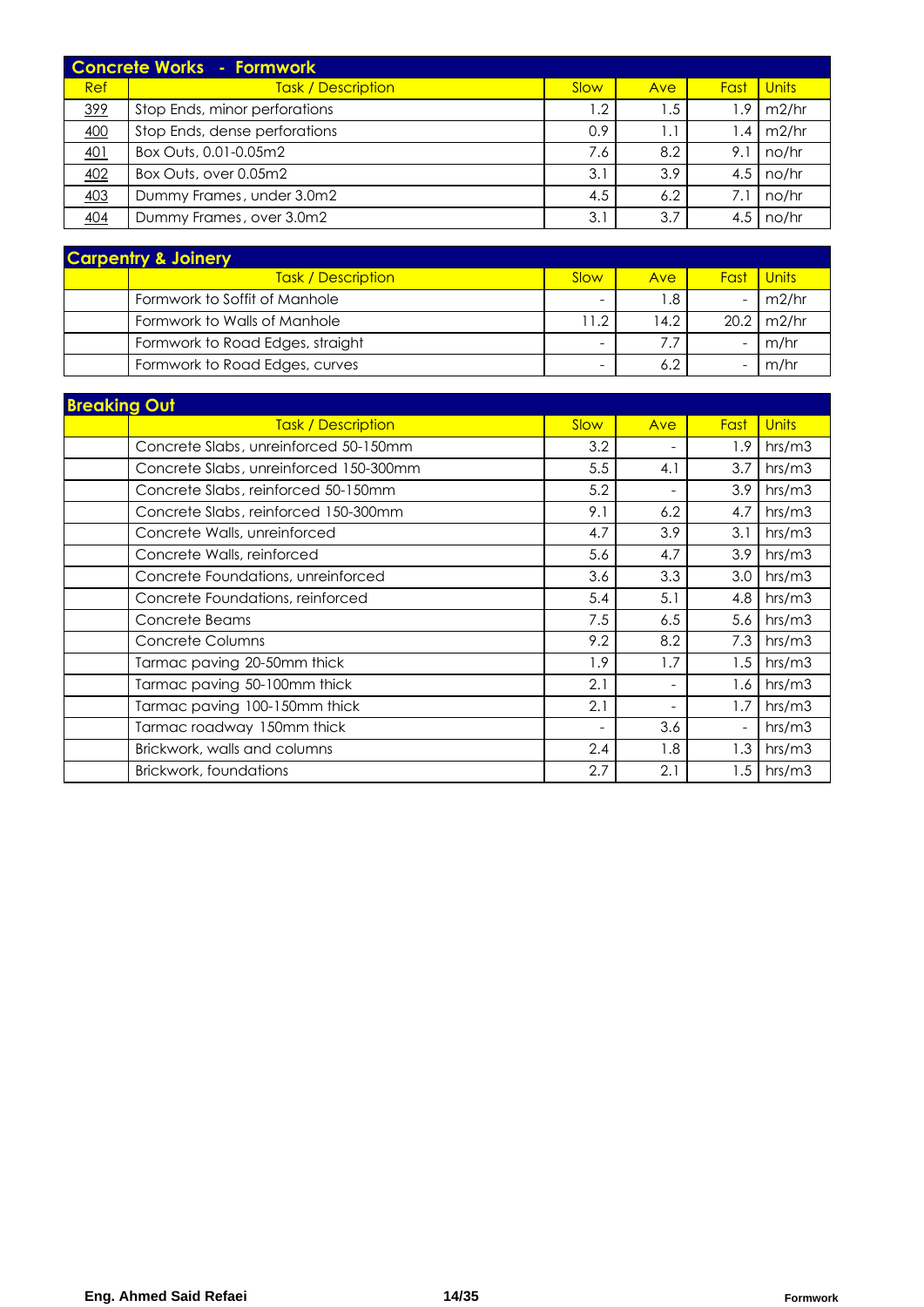## Concrete Works - Formwork

| Ref | Task / Description | Slow | Ave | Fast | Units |
|---|---|---|---|---|---|
| 399 | Stop Ends, minor perforations | 1.2 | 1.5 | 1.9 | m2/hr |
| 400 | Stop Ends, dense perforations | 0.9 | 1.1 | 1.4 | m2/hr |
| 401 | Box Outs, 0.01-0.05m2 | 7.6 | 8.2 | 9.1 | no/hr |
| 402 | Box Outs, over 0.05m2 | 3.1 | 3.9 | 4.5 | no/hr |
| 403 | Dummy Frames, under 3.0m2 | 4.5 | 6.2 | 7.1 | no/hr |
| 404 | Dummy Frames, over 3.0m2 | 3.1 | 3.7 | 4.5 | no/hr |

## Carpentry & Joinery

| | Task / Description | Slow | Ave | Fast | Units |
|---|---|---|---|---|---|
| | Formwork to Soffit of Manhole | - | 1.8 | - | m2/hr |
| | Formwork to Walls of Manhole | 11.2 | 14.2 | 20.2 | m2/hr |
| | Formwork to Road Edges, straight | - | 7.7 | - | m/hr |
| | Formwork to Road Edges, curves | - | 6.2 | - | m/hr |

## Breaking Out

| | Task / Description | Slow | Ave | Fast | Units |
|---|---|---|---|---|---|
| | Concrete Slabs, unreinforced 50-150mm | 3.2 | - | 1.9 | hrs/m3 |
| | Concrete Slabs, unreinforced 150-300mm | 5.5 | 4.1 | 3.7 | hrs/m3 |
| | Concrete Slabs, reinforced 50-150mm | 5.2 | - | 3.9 | hrs/m3 |
| | Concrete Slabs, reinforced 150-300mm | 9.1 | 6.2 | 4.7 | hrs/m3 |
| | Concrete Walls, unreinforced | 4.7 | 3.9 | 3.1 | hrs/m3 |
| | Concrete Walls, reinforced | 5.6 | 4.7 | 3.9 | hrs/m3 |
| | Concrete Foundations, unreinforced | 3.6 | 3.3 | 3.0 | hrs/m3 |
| | Concrete Foundations, reinforced | 5.4 | 5.1 | 4.8 | hrs/m3 |
| | Concrete Beams | 7.5 | 6.5 | 5.6 | hrs/m3 |
| | Concrete Columns | 9.2 | 8.2 | 7.3 | hrs/m3 |
| | Tarmac paving 20-50mm thick | 1.9 | 1.7 | 1.5 | hrs/m3 |
| | Tarmac paving 50-100mm thick | 2.1 | - | 1.6 | hrs/m3 |
| | Tarmac paving 100-150mm thick | 2.1 | - | 1.7 | hrs/m3 |
| | Tarmac roadway 150mm thick | - | 3.6 | - | hrs/m3 |
| | Brickwork, walls and columns | 2.4 | 1.8 | 1.3 | hrs/m3 |
| | Brickwork, foundations | 2.7 | 2.1 | 1.5 | hrs/m3 |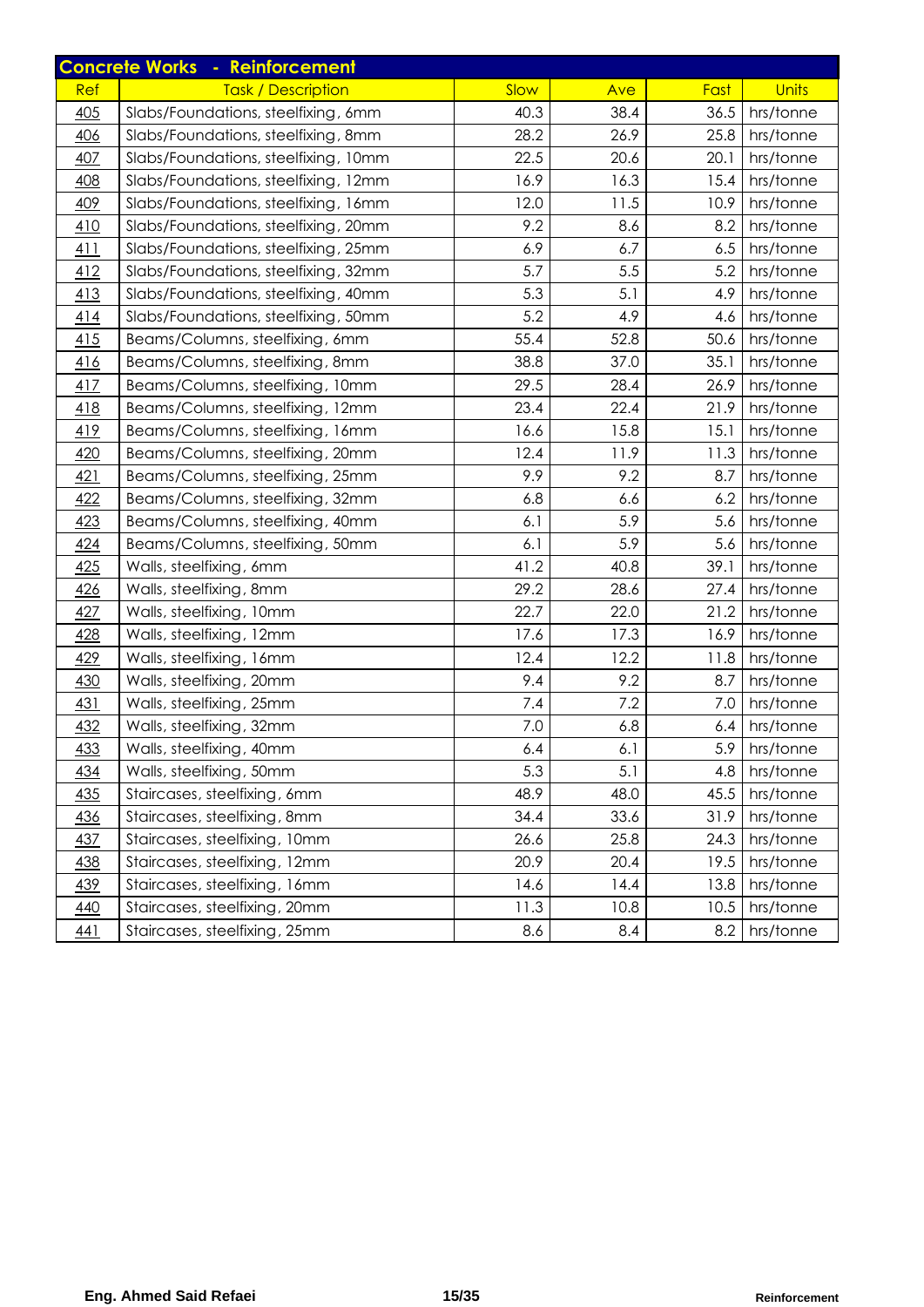## Concrete Works - Reinforcement

| Ref | Task / Description | Slow | Ave | Fast | Units |
|---|---|---|---|---|---|
| 405 | Slabs/Foundations, steelfixing, 6mm | 40.3 | 38.4 | 36.5 | hrs/tonne |
| 406 | Slabs/Foundations, steelfixing, 8mm | 28.2 | 26.9 | 25.8 | hrs/tonne |
| 407 | Slabs/Foundations, steelfixing, 10mm | 22.5 | 20.6 | 20.1 | hrs/tonne |
| 408 | Slabs/Foundations, steelfixing, 12mm | 16.9 | 16.3 | 15.4 | hrs/tonne |
| 409 | Slabs/Foundations, steelfixing, 16mm | 12.0 | 11.5 | 10.9 | hrs/tonne |
| 410 | Slabs/Foundations, steelfixing, 20mm | 9.2 | 8.6 | 8.2 | hrs/tonne |
| 411 | Slabs/Foundations, steelfixing, 25mm | 6.9 | 6.7 | 6.5 | hrs/tonne |
| 412 | Slabs/Foundations, steelfixing, 32mm | 5.7 | 5.5 | 5.2 | hrs/tonne |
| 413 | Slabs/Foundations, steelfixing, 40mm | 5.3 | 5.1 | 4.9 | hrs/tonne |
| 414 | Slabs/Foundations, steelfixing, 50mm | 5.2 | 4.9 | 4.6 | hrs/tonne |
| 415 | Beams/Columns, steelfixing, 6mm | 55.4 | 52.8 | 50.6 | hrs/tonne |
| 416 | Beams/Columns, steelfixing, 8mm | 38.8 | 37.0 | 35.1 | hrs/tonne |
| 417 | Beams/Columns, steelfixing, 10mm | 29.5 | 28.4 | 26.9 | hrs/tonne |
| 418 | Beams/Columns, steelfixing, 12mm | 23.4 | 22.4 | 21.9 | hrs/tonne |
| 419 | Beams/Columns, steelfixing, 16mm | 16.6 | 15.8 | 15.1 | hrs/tonne |
| 420 | Beams/Columns, steelfixing, 20mm | 12.4 | 11.9 | 11.3 | hrs/tonne |
| 421 | Beams/Columns, steelfixing, 25mm | 9.9 | 9.2 | 8.7 | hrs/tonne |
| 422 | Beams/Columns, steelfixing, 32mm | 6.8 | 6.6 | 6.2 | hrs/tonne |
| 423 | Beams/Columns, steelfixing, 40mm | 6.1 | 5.9 | 5.6 | hrs/tonne |
| 424 | Beams/Columns, steelfixing, 50mm | 6.1 | 5.9 | 5.6 | hrs/tonne |
| 425 | Walls, steelfixing, 6mm | 41.2 | 40.8 | 39.1 | hrs/tonne |
| 426 | Walls, steelfixing, 8mm | 29.2 | 28.6 | 27.4 | hrs/tonne |
| 427 | Walls, steelfixing, 10mm | 22.7 | 22.0 | 21.2 | hrs/tonne |
| 428 | Walls, steelfixing, 12mm | 17.6 | 17.3 | 16.9 | hrs/tonne |
| 429 | Walls, steelfixing, 16mm | 12.4 | 12.2 | 11.8 | hrs/tonne |
| 430 | Walls, steelfixing, 20mm | 9.4 | 9.2 | 8.7 | hrs/tonne |
| 431 | Walls, steelfixing, 25mm | 7.4 | 7.2 | 7.0 | hrs/tonne |
| 432 | Walls, steelfixing, 32mm | 7.0 | 6.8 | 6.4 | hrs/tonne |
| 433 | Walls, steelfixing, 40mm | 6.4 | 6.1 | 5.9 | hrs/tonne |
| 434 | Walls, steelfixing, 50mm | 5.3 | 5.1 | 4.8 | hrs/tonne |
| 435 | Staircases, steelfixing, 6mm | 48.9 | 48.0 | 45.5 | hrs/tonne |
| 436 | Staircases, steelfixing, 8mm | 34.4 | 33.6 | 31.9 | hrs/tonne |
| 437 | Staircases, steelfixing, 10mm | 26.6 | 25.8 | 24.3 | hrs/tonne |
| 438 | Staircases, steelfixing, 12mm | 20.9 | 20.4 | 19.5 | hrs/tonne |
| 439 | Staircases, steelfixing, 16mm | 14.6 | 14.4 | 13.8 | hrs/tonne |
| 440 | Staircases, steelfixing, 20mm | 11.3 | 10.8 | 10.5 | hrs/tonne |
| 441 | Staircases, steelfixing, 25mm | 8.6 | 8.4 | 8.2 | hrs/tonne |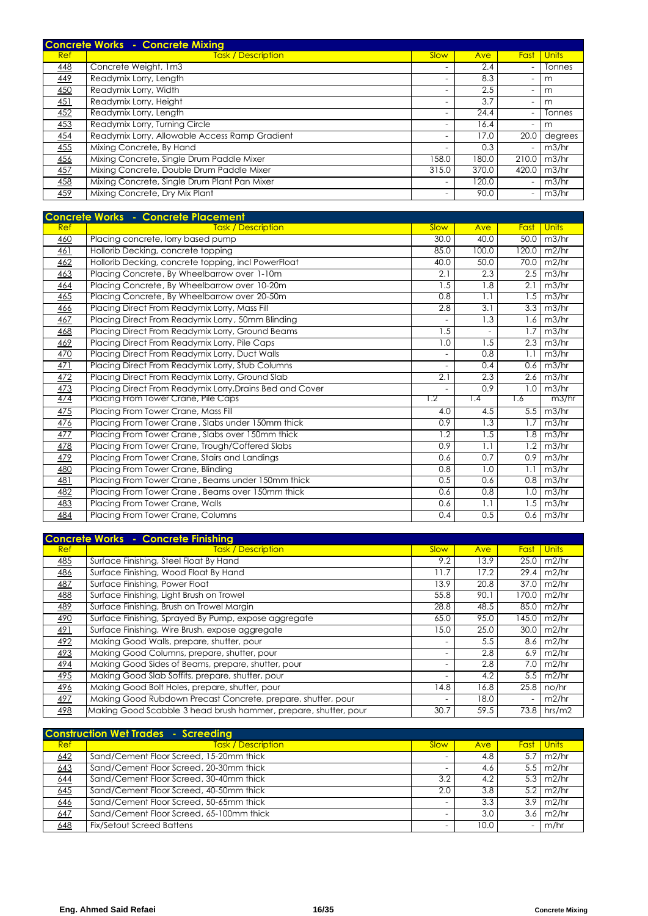## Concrete Works - Concrete Mixing

| Ref | Task / Description | Slow | Ave | Fast | Units |
|---|---|---|---|---|---|
| 448 | Concrete Weight, 1m3 | - | 2.4 | - | Tonnes |
| 449 | Readymix Lorry, Length | - | 8.3 | - | m |
| 450 | Readymix Lorry, Width | - | 2.5 | - | m |
| 451 | Readymix Lorry, Height | - | 3.7 | - | m |
| 452 | Readymix Lorry, Length | - | 24.4 | - | Tonnes |
| 453 | Readymix Lorry, Turning Circle | - | 16.4 | - | m |
| 454 | Readymix Lorry, Allowable Access Ramp Gradient | - | 17.0 | 20.0 | degrees |
| 455 | Mixing Concrete, By Hand | - | 0.3 | - | m3/hr |
| 456 | Mixing Concrete, Single Drum Paddle Mixer | 158.0 | 180.0 | 210.0 | m3/hr |
| 457 | Mixing Concrete, Double Drum Paddle Mixer | 315.0 | 370.0 | 420.0 | m3/hr |
| 458 | Mixing Concrete, Single Drum Plant Pan Mixer | - | 120.0 | - | m3/hr |
| 459 | Mixing Concrete, Dry Mix Plant | - | 90.0 | - | m3/hr |

## Concrete Works - Concrete Placement

| Ref | Task / Description | Slow | Ave | Fast | Units |
|---|---|---|---|---|---|
| 460 | Placing concrete, lorry based pump | 30.0 | 40.0 | 50.0 | m3/hr |
| 461 | Hollorib Decking, concrete topping | 85.0 | 100.0 | 120.0 | m2/hr |
| 462 | Hollorib Decking, concrete topping, incl PowerFloat | 40.0 | 50.0 | 70.0 | m2/hr |
| 463 | Placing Concrete, By Wheelbarrow over 1-10m | 2.1 | 2.3 | 2.5 | m3/hr |
| 464 | Placing Concrete, By Wheelbarrow over 10-20m | 1.5 | 1.8 | 2.1 | m3/hr |
| 465 | Placing Concrete, By Wheelbarrow over 20-50m | 0.8 | 1.1 | 1.5 | m3/hr |
| 466 | Placing Direct From Readymix Lorry, Mass Fill | 2.8 | 3.1 | 3.3 | m3/hr |
| 467 | Placing Direct From Readymix Lorry , 50mm Blinding | - | 1.3 | 1.6 | m3/hr |
| 468 | Placing Direct From Readymix Lorry, Ground Beams | 1.5 | - | 1.7 | m3/hr |
| 469 | Placing Direct From Readymix Lorry, Pile Caps | 1.0 | 1.5 | 2.3 | m3/hr |
| 470 | Placing Direct From Readymix Lorry, Duct Walls | - | 0.8 | 1.1 | m3/hr |
| 471 | Placing Direct From Readymix Lorry, Stub Columns | - | 0.4 | 0.6 | m3/hr |
| 472 | Placing Direct From Readymix Lorry, Ground Slab | 2.1 | 2.3 | 2.6 | m3/hr |
| 473 | Placing Direct From Readymix Lorry,Drains Bed and Cover | - | 0.9 | 1.0 | m3/hr |
| 474 | Placing From Tower Crane, Pile Caps | 1.2 | 1.4 | 1.6 | m3/hr |
| 475 | Placing From Tower Crane, Mass Fill | 4.0 | 4.5 | 5.5 | m3/hr |
| 476 | Placing From Tower Crane , Slabs under 150mm thick | 0.9 | 1.3 | 1.7 | m3/hr |
| 477 | Placing From Tower Crane , Slabs over 150mm thick | 1.2 | 1.5 | 1.8 | m3/hr |
| 478 | Placing From Tower Crane, Trough/Coffered Slabs | 0.9 | 1.1 | 1.2 | m3/hr |
| 479 | Placing From Tower Crane, Stairs and Landings | 0.6 | 0.7 | 0.9 | m3/hr |
| 480 | Placing From Tower Crane, Blinding | 0.8 | 1.0 | 1.1 | m3/hr |
| 481 | Placing From Tower Crane , Beams under 150mm thick | 0.5 | 0.6 | 0.8 | m3/hr |
| 482 | Placing From Tower Crane , Beams over 150mm thick | 0.6 | 0.8 | 1.0 | m3/hr |
| 483 | Placing From Tower Crane, Walls | 0.6 | 1.1 | 1.5 | m3/hr |
| 484 | Placing From Tower Crane, Columns | 0.4 | 0.5 | 0.6 | m3/hr |

## Concrete Works - Concrete Finishing

| Ref | Task / Description | Slow | Ave | Fast | Units |
|---|---|---|---|---|---|
| 485 | Surface Finishing, Steel Float By Hand | 9.2 | 13.9 | 25.0 | m2/hr |
| 486 | Surface Finishing, Wood Float By Hand | 11.7 | 17.2 | 29.4 | m2/hr |
| 487 | Surface Finishing, Power Float | 13.9 | 20.8 | 37.0 | m2/hr |
| 488 | Surface Finishing, Light Brush on Trowel | 55.8 | 90.1 | 170.0 | m2/hr |
| 489 | Surface Finishing, Brush on Trowel Margin | 28.8 | 48.5 | 85.0 | m2/hr |
| 490 | Surface Finishing, Sprayed By Pump, expose aggregate | 65.0 | 95.0 | 145.0 | m2/hr |
| 491 | Surface Finishing, Wire Brush, expose aggregate | 15.0 | 25.0 | 30.0 | m2/hr |
| 492 | Making Good Walls, prepare, shutter, pour | - | 5.5 | 8.6 | m2/hr |
| 493 | Making Good Columns, prepare, shutter, pour | - | 2.8 | 6.9 | m2/hr |
| 494 | Making Good Sides of Beams, prepare, shutter, pour | - | 2.8 | 7.0 | m2/hr |
| 495 | Making Good Slab Soffits, prepare, shutter, pour | - | 4.2 | 5.5 | m2/hr |
| 496 | Making Good Bolt Holes, prepare, shutter, pour | 14.8 | 16.8 | 25.8 | no/hr |
| 497 | Making Good Rubdown Precast Concrete, prepare, shutter, pour | - | 18.0 | - | m2/hr |
| 498 | Making Good Scabble 3 head brush hammer, prepare, shutter, pour | 30.7 | 59.5 | 73.8 | hrs/m2 |

## Construction Wet Trades - Screeding

| Ref | Task / Description | Slow | Ave | Fast | Units |
|---|---|---|---|---|---|
| 642 | Sand/Cement Floor Screed, 15-20mm thick | - | 4.8 | 5.7 | m2/hr |
| 643 | Sand/Cement Floor Screed, 20-30mm thick | - | 4.6 | 5.5 | m2/hr |
| 644 | Sand/Cement Floor Screed, 30-40mm thick | 3.2 | 4.2 | 5.3 | m2/hr |
| 645 | Sand/Cement Floor Screed, 40-50mm thick | 2.0 | 3.8 | 5.2 | m2/hr |
| 646 | Sand/Cement Floor Screed, 50-65mm thick | - | 3.3 | 3.9 | m2/hr |
| 647 | Sand/Cement Floor Screed, 65-100mm thick | - | 3.0 | 3.6 | m2/hr |
| 648 | Fix/Setout Screed Battens | - | 10.0 | - | m/hr |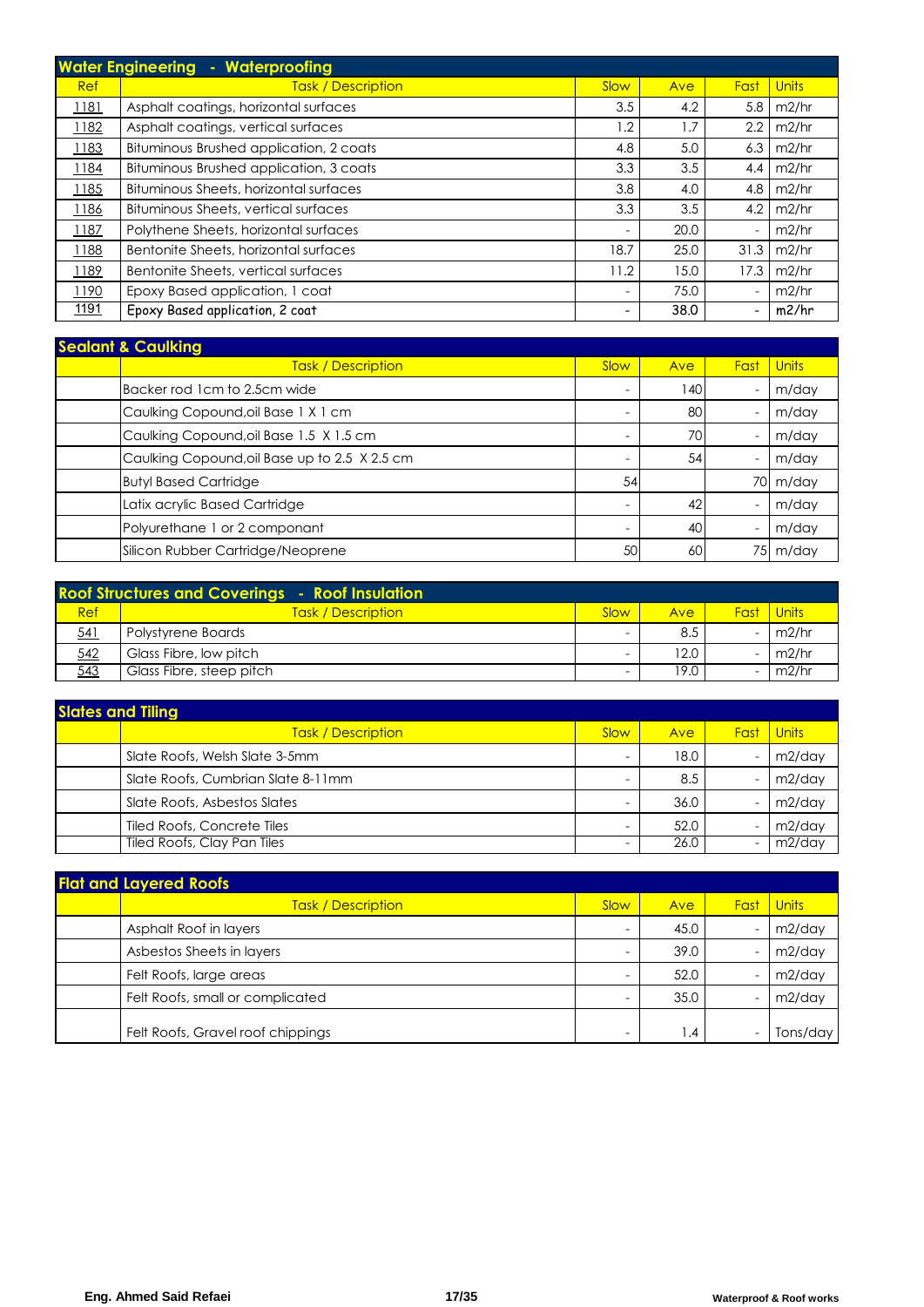## Water Engineering - Waterproofing

| Ref | Task / Description | Slow | Ave | Fast | Units |
|---|---|---|---|---|---|
| 1181 | Asphalt coatings, horizontal surfaces | 3.5 | 4.2 | 5.8 | m2/hr |
| 1182 | Asphalt coatings, vertical surfaces | 1.2 | 1.7 | 2.2 | m2/hr |
| 1183 | Bituminous Brushed application, 2 coats | 4.8 | 5.0 | 6.3 | m2/hr |
| 1184 | Bituminous Brushed application, 3 coats | 3.3 | 3.5 | 4.4 | m2/hr |
| 1185 | Bituminous Sheets, horizontal surfaces | 3.8 | 4.0 | 4.8 | m2/hr |
| 1186 | Bituminous Sheets, vertical surfaces | 3.3 | 3.5 | 4.2 | m2/hr |
| 1187 | Polythene Sheets, horizontal surfaces | - | 20.0 | - | m2/hr |
| 1188 | Bentonite Sheets, horizontal surfaces | 18.7 | 25.0 | 31.3 | m2/hr |
| 1189 | Bentonite Sheets, vertical surfaces | 11.2 | 15.0 | 17.3 | m2/hr |
| 1190 | Epoxy Based application, 1 coat | - | 75.0 | - | m2/hr |
| 1191 | Epoxy Based application, 2 coat | - | 38.0 | - | m2/hr |

## Sealant & Caulking

| | Task / Description | Slow | Ave | Fast | Units |
|---|---|---|---|---|---|
| | Backer rod 1cm to 2.5cm wide | - | 140 | - | m/day |
| | Caulking Copound,oil Base 1 X 1 cm | - | 80 | - | m/day |
| | Caulking Copound,oil Base 1.5 X 1.5 cm | - | 70 | - | m/day |
| | Caulking Copound,oil Base up to 2.5 X 2.5 cm | - | 54 | - | m/day |
| | Butyl Based Cartridge | 54 | | 70 | m/day |
| | Latix acrylic Based Cartridge | - | 42 | - | m/day |
| | Polyurethane 1 or 2 componant | - | 40 | - | m/day |
| | Silicon Rubber Cartridge/Neoprene | 50 | 60 | 75 | m/day |

## Roof Structures and Coverings - Roof Insulation

| Ref | Task / Description | Slow | Ave | Fast | Units |
|---|---|---|---|---|---|
| 541 | Polystyrene Boards | - | 8.5 | - | m2/hr |
| 542 | Glass Fibre, low pitch | - | 12.0 | - | m2/hr |
| 543 | Glass Fibre, steep pitch | - | 19.0 | - | m2/hr |

## Slates and Tiling

| | Task / Description | Slow | Ave | Fast | Units |
|---|---|---|---|---|---|
| | Slate Roofs, Welsh Slate 3-5mm | - | 18.0 | - | m2/day |
| | Slate Roofs, Cumbrian Slate 8-11mm | - | 8.5 | - | m2/day |
| | Slate Roofs, Asbestos Slates | - | 36.0 | - | m2/day |
| | Tiled Roofs, Concrete Tiles | - | 52.0 | - | m2/day |
| | Tiled Roofs, Clay Pan Tiles | - | 26.0 | - | m2/day |

## Flat and Layered Roofs

| | Task / Description | Slow | Ave | Fast | Units |
|---|---|---|---|---|---|
| | Asphalt Roof in layers | - | 45.0 | - | m2/day |
| | Asbestos Sheets in layers | - | 39.0 | - | m2/day |
| | Felt Roofs, large areas | - | 52.0 | - | m2/day |
| | Felt Roofs, small or complicated | - | 35.0 | - | m2/day |
| | Felt Roofs, Gravel roof chippings | - | 1.4 | - | Tons/day |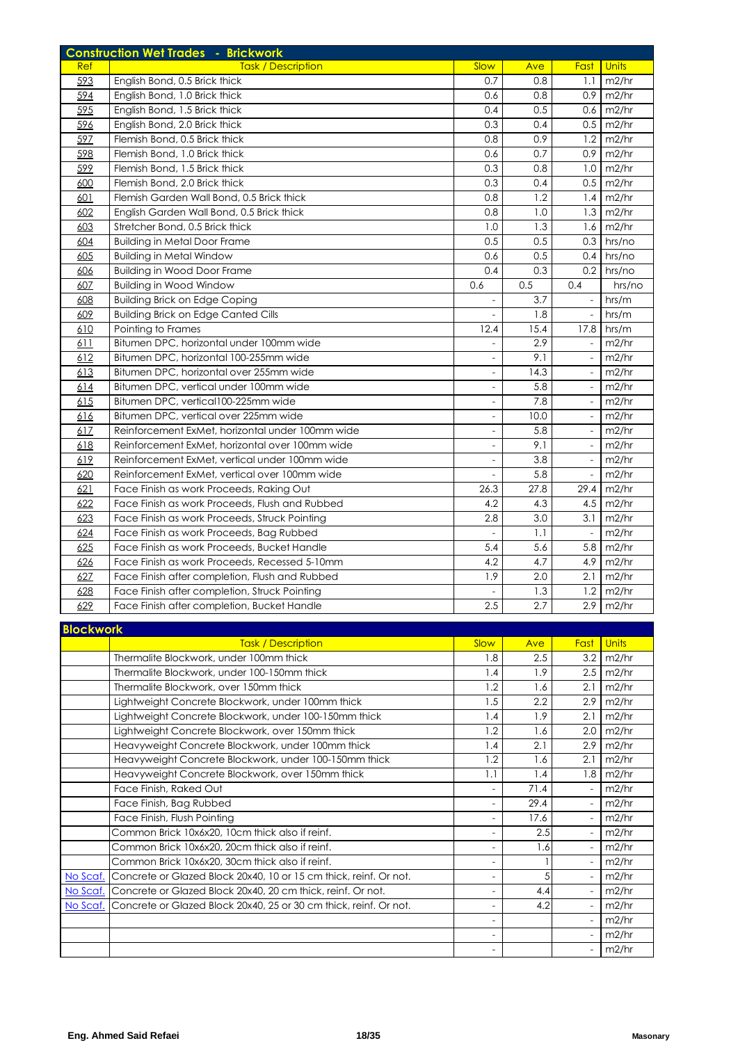## Construction Wet Trades - Brickwork

| Ref | Task / Description | Slow | Ave | Fast | Units |
|---|---|---|---|---|---|
| 593 | English Bond, 0.5 Brick thick | 0.7 | 0.8 | 1.1 | m2/hr |
| 594 | English Bond, 1.0 Brick thick | 0.6 | 0.8 | 0.9 | m2/hr |
| 595 | English Bond, 1.5 Brick thick | 0.4 | 0.5 | 0.6 | m2/hr |
| 596 | English Bond, 2.0 Brick thick | 0.3 | 0.4 | 0.5 | m2/hr |
| 597 | Flemish Bond, 0.5 Brick thick | 0.8 | 0.9 | 1.2 | m2/hr |
| 598 | Flemish Bond, 1.0 Brick thick | 0.6 | 0.7 | 0.9 | m2/hr |
| 599 | Flemish Bond, 1.5 Brick thick | 0.3 | 0.8 | 1.0 | m2/hr |
| 600 | Flemish Bond, 2.0 Brick thick | 0.3 | 0.4 | 0.5 | m2/hr |
| 601 | Flemish Garden Wall Bond, 0.5 Brick thick | 0.8 | 1.2 | 1.4 | m2/hr |
| 602 | English Garden Wall Bond, 0.5 Brick thick | 0.8 | 1.0 | 1.3 | m2/hr |
| 603 | Stretcher Bond, 0.5 Brick thick | 1.0 | 1.3 | 1.6 | m2/hr |
| 604 | Building in Metal Door Frame | 0.5 | 0.5 | 0.3 | hrs/no |
| 605 | Building in Metal Window | 0.6 | 0.5 | 0.4 | hrs/no |
| 606 | Building in Wood Door Frame | 0.4 | 0.3 | 0.2 | hrs/no |
| 607 | Building in Wood Window | 0.6 | 0.5 | 0.4 | hrs/no |
| 608 | Building Brick on Edge Coping | - | 3.7 | - | hrs/m |
| 609 | Building Brick on Edge Canted Cills | - | 1.8 | - | hrs/m |
| 610 | Pointing to Frames | 12.4 | 15.4 | 17.8 | hrs/m |
| 611 | Bitumen DPC, horizontal under 100mm wide | - | 2.9 | - | m2/hr |
| 612 | Bitumen DPC, horizontal 100-255mm wide | - | 9.1 | - | m2/hr |
| 613 | Bitumen DPC, horizontal over 255mm wide | - | 14.3 | - | m2/hr |
| 614 | Bitumen DPC, vertical under 100mm wide | - | 5.8 | - | m2/hr |
| 615 | Bitumen DPC, vertical100-225mm wide | - | 7.8 | - | m2/hr |
| 616 | Bitumen DPC, vertical over 225mm wide | - | 10.0 | - | m2/hr |
| 617 | Reinforcement ExMet, horizontal under 100mm wide | - | 5.8 | - | m2/hr |
| 618 | Reinforcement ExMet, horizontal over 100mm wide | - | 9.1 | - | m2/hr |
| 619 | Reinforcement ExMet, vertical under 100mm wide | - | 3.8 | - | m2/hr |
| 620 | Reinforcement ExMet, vertical over 100mm wide | - | 5.8 | - | m2/hr |
| 621 | Face Finish as work Proceeds, Raking Out | 26.3 | 27.8 | 29.4 | m2/hr |
| 622 | Face Finish as work Proceeds, Flush and Rubbed | 4.2 | 4.3 | 4.5 | m2/hr |
| 623 | Face Finish as work Proceeds, Struck Pointing | 2.8 | 3.0 | 3.1 | m2/hr |
| 624 | Face Finish as work Proceeds, Bag Rubbed | - | 1.1 | - | m2/hr |
| 625 | Face Finish as work Proceeds, Bucket Handle | 5.4 | 5.6 | 5.8 | m2/hr |
| 626 | Face Finish as work Proceeds, Recessed 5-10mm | 4.2 | 4.7 | 4.9 | m2/hr |
| 627 | Face Finish after completion, Flush and Rubbed | 1.9 | 2.0 | 2.1 | m2/hr |
| 628 | Face Finish after completion, Struck Pointing | - | 1.3 | 1.2 | m2/hr |
| 629 | Face Finish after completion, Bucket Handle | 2.5 | 2.7 | 2.9 | m2/hr |

## Blockwork

| | Task / Description | Slow | Ave | Fast | Units |
|---|---|---|---|---|---|
| | Thermalite Blockwork, under 100mm thick | 1.8 | 2.5 | 3.2 | m2/hr |
| | Thermalite Blockwork, under 100-150mm thick | 1.4 | 1.9 | 2.5 | m2/hr |
| | Thermalite Blockwork, over 150mm thick | 1.2 | 1.6 | 2.1 | m2/hr |
| | Lightweight Concrete Blockwork, under 100mm thick | 1.5 | 2.2 | 2.9 | m2/hr |
| | Lightweight Concrete Blockwork, under 100-150mm thick | 1.4 | 1.9 | 2.1 | m2/hr |
| | Lightweight Concrete Blockwork, over 150mm thick | 1.2 | 1.6 | 2.0 | m2/hr |
| | Heavyweight Concrete Blockwork, under 100mm thick | 1.4 | 2.1 | 2.9 | m2/hr |
| | Heavyweight Concrete Blockwork, under 100-150mm thick | 1.2 | 1.6 | 2.1 | m2/hr |
| | Heavyweight Concrete Blockwork, over 150mm thick | 1.1 | 1.4 | 1.8 | m2/hr |
| | Face Finish, Raked Out | - | 71.4 | - | m2/hr |
| | Face Finish, Bag Rubbed | - | 29.4 | - | m2/hr |
| | Face Finish, Flush Pointing | - | 17.6 | - | m2/hr |
| | Common Brick 10x6x20, 10cm thick also if reinf. | - | 2.5 | - | m2/hr |
| | Common Brick 10x6x20, 20cm thick also if reinf. | - | 1.6 | - | m2/hr |
| | Common Brick 10x6x20, 30cm thick also if reinf. | - | 1 | - | m2/hr |
| No Scaf. | Concrete or Glazed Block 20x40, 10 or 15 cm thick, reinf. Or not. | - | 5 | - | m2/hr |
| No Scaf. | Concrete or Glazed Block 20x40, 20 cm thick, reinf. Or not. | - | 4.4 | - | m2/hr |
| No Scaf. | Concrete or Glazed Block 20x40, 25 or 30 cm thick, reinf. Or not. | - | 4.2 | - | m2/hr |
| | | - | | - | m2/hr |
| | | - | | - | m2/hr |
| | | - | | - | m2/hr |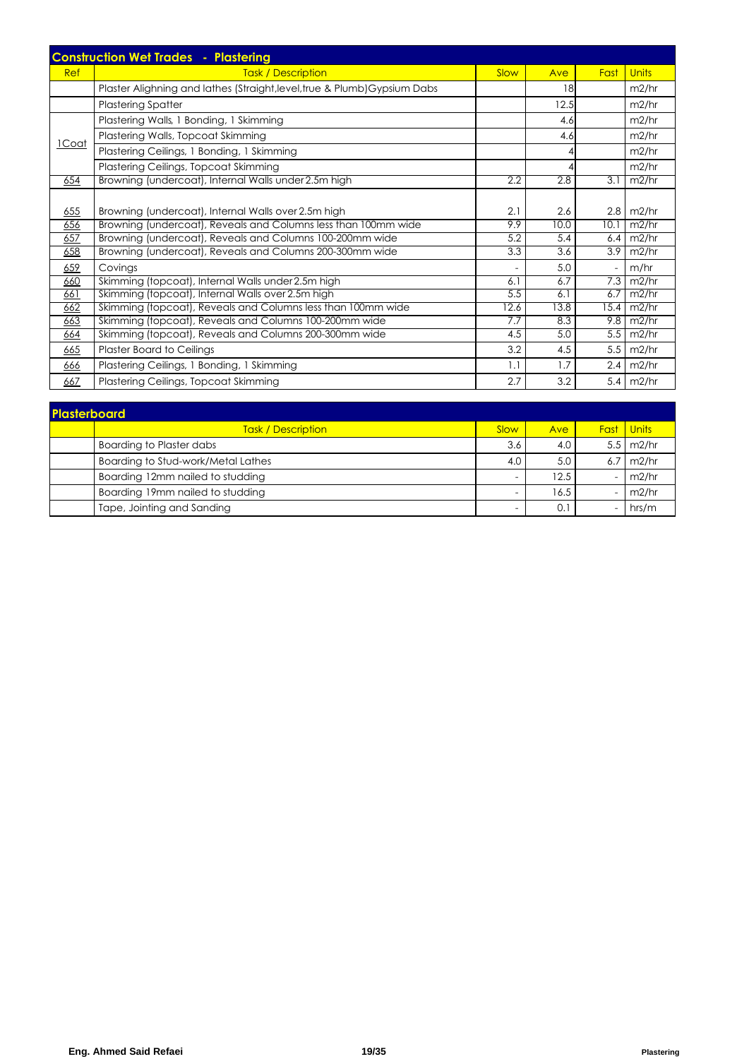## Construction Wet Trades - Plastering

| Ref | Task / Description | Slow | Ave | Fast | Units |
|---|---|---|---|---|---|
| | Plaster Alighning and lathes (Straight,level,true & Plumb)Gypsium Dabs | | 18 | | m2/hr |
| | Plastering Spatter | | 12.5 | | m2/hr |
| 1Coat | Plastering Walls, 1 Bonding, 1 Skimming | | 4.6 | | m2/hr |
| | Plastering Walls, Topcoat Skimming | | 4.6 | | m2/hr |
| | Plastering Ceilings, 1 Bonding, 1 Skimming | | 4 | | m2/hr |
| | Plastering Ceilings, Topcoat Skimming | | 4 | | m2/hr |
| 654 | Browning (undercoat), Internal Walls under 2.5m high | 2.2 | 2.8 | 3.1 | m2/hr |
| 655 | Browning (undercoat), Internal Walls over 2.5m high | 2.1 | 2.6 | 2.8 | m2/hr |
| 656 | Browning (undercoat), Reveals and Columns less than 100mm wide | 9.9 | 10.0 | 10.1 | m2/hr |
| 657 | Browning (undercoat), Reveals and Columns 100-200mm wide | 5.2 | 5.4 | 6.4 | m2/hr |
| 658 | Browning (undercoat), Reveals and Columns 200-300mm wide | 3.3 | 3.6 | 3.9 | m2/hr |
| 659 | Covings | - | 5.0 | - | m/hr |
| 660 | Skimming (topcoat), Internal Walls under 2.5m high | 6.1 | 6.7 | 7.3 | m2/hr |
| 661 | Skimming (topcoat), Internal Walls over 2.5m high | 5.5 | 6.1 | 6.7 | m2/hr |
| 662 | Skimming (topcoat), Reveals and Columns less than 100mm wide | 12.6 | 13.8 | 15.4 | m2/hr |
| 663 | Skimming (topcoat), Reveals and Columns 100-200mm wide | 7.7 | 8.3 | 9.8 | m2/hr |
| 664 | Skimming (topcoat), Reveals and Columns 200-300mm wide | 4.5 | 5.0 | 5.5 | m2/hr |
| 665 | Plaster Board to Ceilings | 3.2 | 4.5 | 5.5 | m2/hr |
| 666 | Plastering Ceilings, 1 Bonding, 1 Skimming | 1.1 | 1.7 | 2.4 | m2/hr |
| 667 | Plastering Ceilings, Topcoat Skimming | 2.7 | 3.2 | 5.4 | m2/hr |

## Plasterboard

| | Task / Description | Slow | Ave | Fast | Units |
|---|---|---|---|---|---|
| | Boarding to Plaster dabs | 3.6 | 4.0 | 5.5 | m2/hr |
| | Boarding to Stud-work/Metal Lathes | 4.0 | 5.0 | 6.7 | m2/hr |
| | Boarding 12mm nailed to studding | - | 12.5 | - | m2/hr |
| | Boarding 19mm nailed to studding | - | 16.5 | - | m2/hr |
| | Tape, Jointing and Sanding | - | 0.1 | - | hrs/m |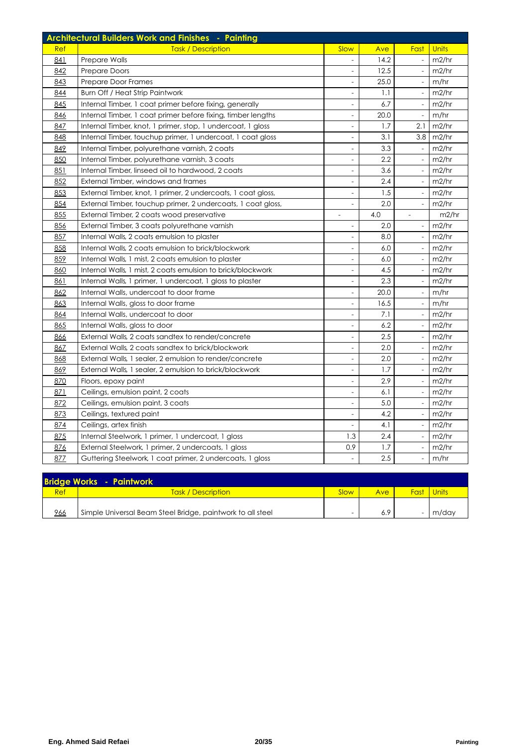## Architectural Builders Work and Finishes - Painting

| Ref | Task / Description | Slow | Ave | Fast | Units |
|---|---|---|---|---|---|
| 841 | Prepare Walls | - | 14.2 | - | m2/hr |
| 842 | Prepare Doors | - | 12.5 | - | m2/hr |
| 843 | Prepare Door Frames | - | 25.0 | - | m/hr |
| 844 | Burn Off / Heat Strip Paintwork | - | 1.1 | - | m2/hr |
| 845 | Internal Timber, 1 coat primer before fixing, generally | - | 6.7 | - | m2/hr |
| 846 | Internal Timber, 1 coat primer before fixing, timber lengths | - | 20.0 | - | m/hr |
| 847 | Internal Timber, knot, 1 primer, stop, 1 undercoat, 1 gloss | - | 1.7 | 2.1 | m2/hr |
| 848 | Internal Timber, touchup primer, 1 undercoat, 1 coat gloss | - | 3.1 | 3.8 | m2/hr |
| 849 | Internal Timber, polyurethane varnish, 2 coats | - | 3.3 | - | m2/hr |
| 850 | Internal Timber, polyurethane varnish, 3 coats | - | 2.2 | - | m2/hr |
| 851 | Internal Timber, linseed oil to hardwood, 2 coats | - | 3.6 | - | m2/hr |
| 852 | External Timber, windows and frames | - | 2.4 | - | m2/hr |
| 853 | External Timber, knot, 1 primer, 2 undercoats, 1 coat gloss, | - | 1.5 | - | m2/hr |
| 854 | External Timber, touchup primer, 2 undercoats, 1 coat gloss, | - | 2.0 | - | m2/hr |
| 855 | External Timber, 2 coats wood preservative | - | 4.0 | - | m2/hr |
| 856 | External Timber, 3 coats polyurethane varnish | - | 2.0 | - | m2/hr |
| 857 | Internal Walls, 2 coats emulsion to plaster | - | 8.0 | - | m2/hr |
| 858 | Internal Walls, 2 coats emulsion to brick/blockwork | - | 6.0 | - | m2/hr |
| 859 | Internal Walls, 1 mist, 2 coats emulsion to plaster | - | 6.0 | - | m2/hr |
| 860 | Internal Walls, 1 mist, 2 coats emulsion to brick/blockwork | - | 4.5 | - | m2/hr |
| 861 | Internal Walls, 1 primer, 1 undercoat, 1 gloss to plaster | - | 2.3 | - | m2/hr |
| 862 | Internal Walls, undercoat to door frame | - | 20.0 | - | m/hr |
| 863 | Internal Walls, gloss to door frame | - | 16.5 | - | m/hr |
| 864 | Internal Walls, undercoat to door | - | 7.1 | - | m2/hr |
| 865 | Internal Walls, gloss to door | - | 6.2 | - | m2/hr |
| 866 | External Walls, 2 coats sandtex to render/concrete | - | 2.5 | - | m2/hr |
| 867 | External Walls, 2 coats sandtex to brick/blockwork | - | 2.0 | - | m2/hr |
| 868 | External Walls, 1 sealer, 2 emulsion to render/concrete | - | 2.0 | - | m2/hr |
| 869 | External Walls, 1 sealer, 2 emulsion to brick/blockwork | - | 1.7 | - | m2/hr |
| 870 | Floors, epoxy paint | - | 2.9 | - | m2/hr |
| 871 | Ceilings, emulsion paint, 2 coats | - | 6.1 | - | m2/hr |
| 872 | Ceilings, emulsion paint, 3 coats | - | 5.0 | - | m2/hr |
| 873 | Ceilings, textured paint | - | 4.2 | - | m2/hr |
| 874 | Ceilings, artex finish | - | 4.1 | - | m2/hr |
| 875 | Internal Steelwork, 1 primer, 1 undercoat, 1 gloss | 1.3 | 2.4 | - | m2/hr |
| 876 | External Steelwork, 1 primer, 2 undercoats, 1 gloss | 0.9 | 1.7 | - | m2/hr |
| 877 | Guttering Steelwork, 1 coat primer, 2 undercoats, 1 gloss | - | 2.5 | - | m/hr |

## Bridge Works - Paintwork

| Ref | Task / Description | Slow | Ave | Fast | Units |
|---|---|---|---|---|---|
| 966 | Simple Universal Beam Steel Bridge, paintwork to all steel | - | 6.9 | - | m/day |

Eng. Ahmed Said Refaei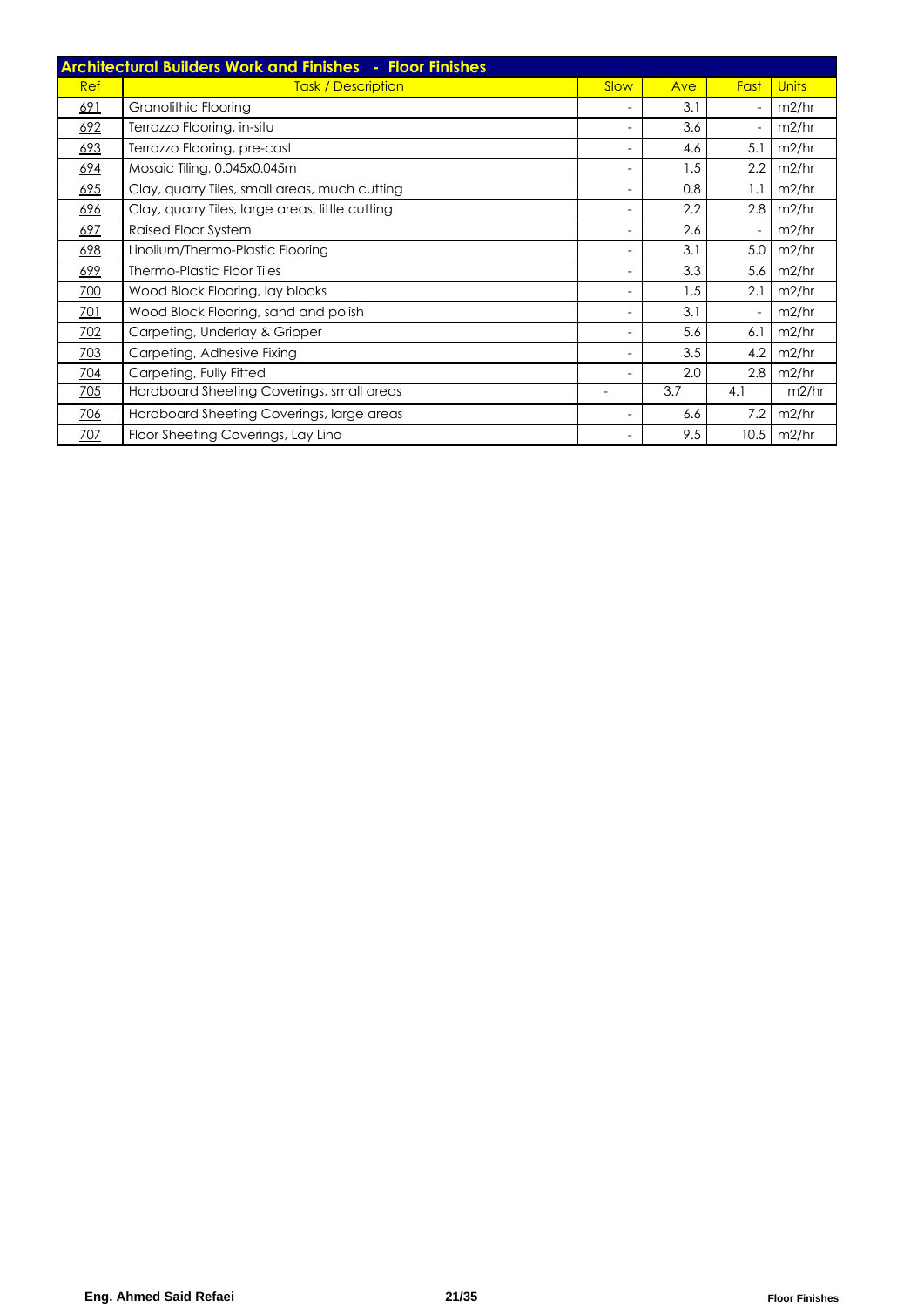| Architectural Builders Work and Finishes - Floor Finishes | | | | | |
|---|---|---|---|---|---|
| Ref | Task / Description | Slow | Ave | Fast | Units |
| 691 | Granolithic Flooring | - | 3.1 | - | m2/hr |
| 692 | Terrazzo Flooring, in-situ | - | 3.6 | - | m2/hr |
| 693 | Terrazzo Flooring, pre-cast | - | 4.6 | 5.1 | m2/hr |
| 694 | Mosaic Tiling, 0.045x0.045m | - | 1.5 | 2.2 | m2/hr |
| 695 | Clay, quarry Tiles, small areas, much cutting | - | 0.8 | 1.1 | m2/hr |
| 696 | Clay, quarry Tiles, large areas, little cutting | - | 2.2 | 2.8 | m2/hr |
| 697 | Raised Floor System | - | 2.6 | - | m2/hr |
| 698 | Linolium/Thermo-Plastic Flooring | - | 3.1 | 5.0 | m2/hr |
| 699 | Thermo-Plastic Floor Tiles | - | 3.3 | 5.6 | m2/hr |
| 700 | Wood Block Flooring, lay blocks | - | 1.5 | 2.1 | m2/hr |
| 701 | Wood Block Flooring, sand and polish | - | 3.1 | - | m2/hr |
| 702 | Carpeting, Underlay & Gripper | - | 5.6 | 6.1 | m2/hr |
| 703 | Carpeting, Adhesive Fixing | - | 3.5 | 4.2 | m2/hr |
| 704 | Carpeting, Fully Fitted | - | 2.0 | 2.8 | m2/hr |
| 705 | Hardboard Sheeting Coverings, small areas | - | 3.7 | 4.1 | m2/hr |
| 706 | Hardboard Sheeting Coverings, large areas | - | 6.6 | 7.2 | m2/hr |
| 707 | Floor Sheeting Coverings, Lay Lino | - | 9.5 | 10.5 | m2/hr |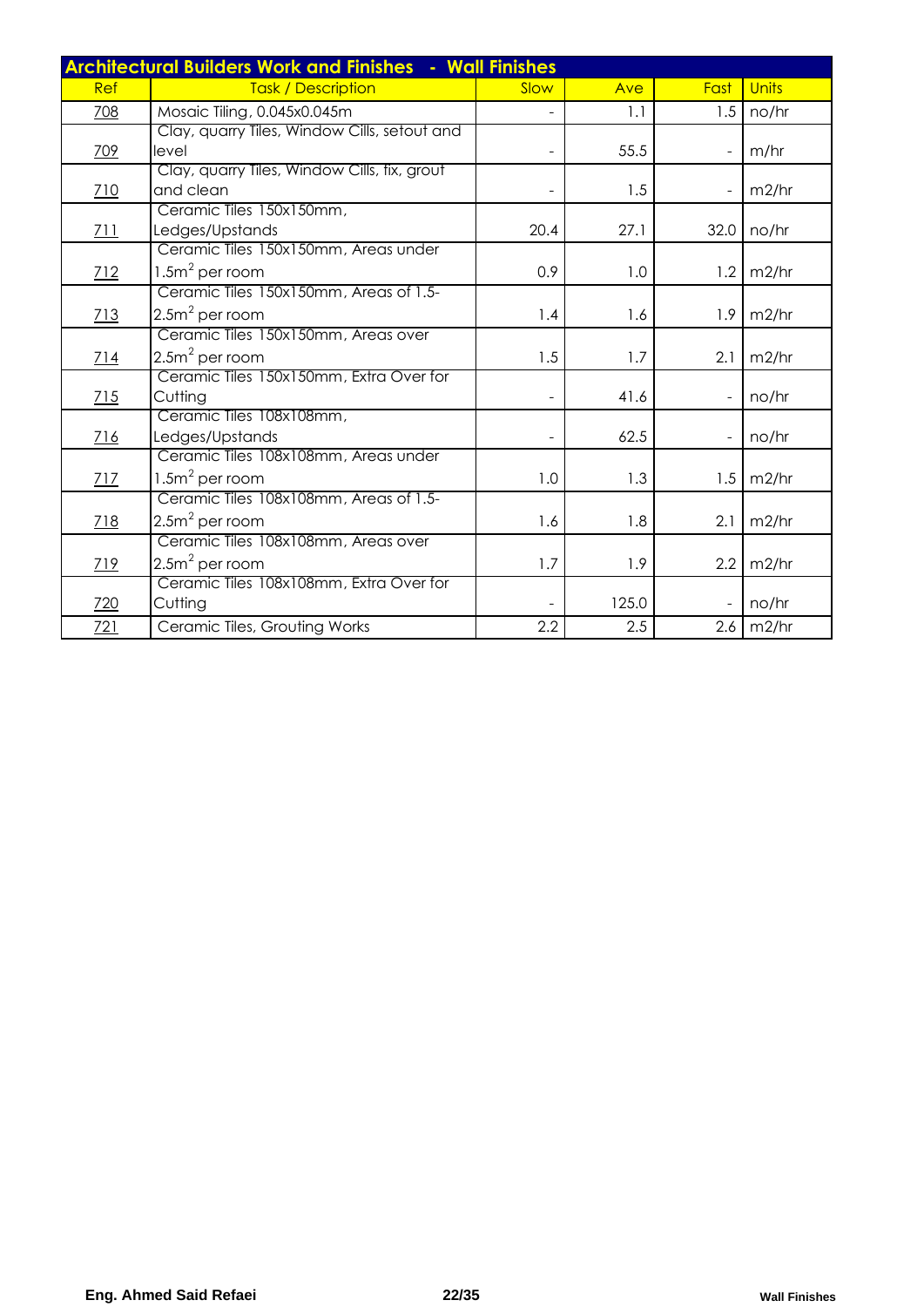| Architectural Builders Work and Finishes - Wall Finishes | | | | | |
|---|---|---|---|---|---|
| Ref | Task / Description | Slow | Ave | Fast | Units |
| 708 | Mosaic Tiling, 0.045x0.045m | - | 1.1 | 1.5 | no/hr |
| 709 | Clay, quarry Tiles, Window Cills, setout and level | - | 55.5 | - | m/hr |
| 710 | Clay, quarry Tiles, Window Cills, fix, grout and clean | - | 1.5 | - | m2/hr |
| 711 | Ceramic Tiles 150x150mm, Ledges/Upstands | 20.4 | 27.1 | 32.0 | no/hr |
| 712 | Ceramic Tiles 150x150mm, Areas under $1.5m^2$ per room | 0.9 | 1.0 | 1.2 | m2/hr |
| 713 | Ceramic Tiles 150x150mm, Areas of 1.5-$2.5m^2$ per room | 1.4 | 1.6 | 1.9 | m2/hr |
| 714 | Ceramic Tiles 150x150mm, Areas over $2.5m^2$ per room | 1.5 | 1.7 | 2.1 | m2/hr |
| 715 | Ceramic Tiles 150x150mm, Extra Over for Cutting | - | 41.6 | - | no/hr |
| 716 | Ceramic Tiles 108x108mm, Ledges/Upstands | - | 62.5 | - | no/hr |
| 717 | Ceramic Tiles 108x108mm, Areas under $1.5m^2$ per room | 1.0 | 1.3 | 1.5 | m2/hr |
| 718 | Ceramic Tiles 108x108mm, Areas of 1.5-$2.5m^2$ per room | 1.6 | 1.8 | 2.1 | m2/hr |
| 719 | Ceramic Tiles 108x108mm, Areas over $2.5m^2$ per room | 1.7 | 1.9 | 2.2 | m2/hr |
| 720 | Ceramic Tiles 108x108mm, Extra Over for Cutting | - | 125.0 | - | no/hr |
| 721 | Ceramic Tiles, Grouting Works | 2.2 | 2.5 | 2.6 | m2/hr |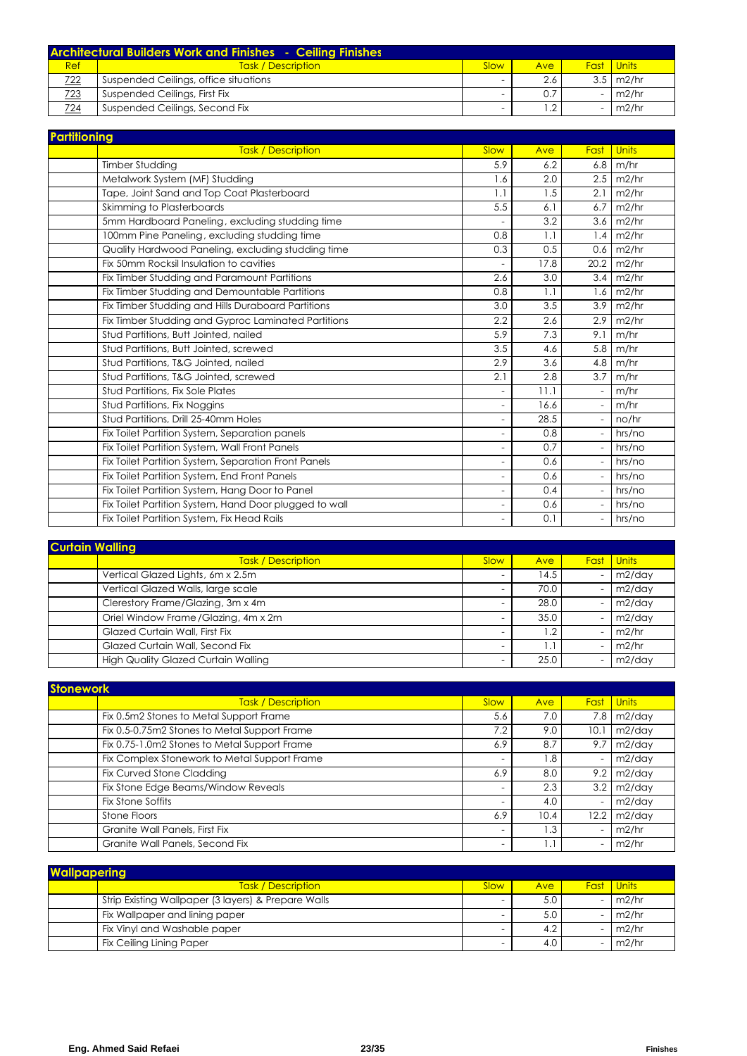## Architectural Builders Work and Finishes - Ceiling Finishes

| Ref | Task / Description | Slow | Ave | Fast | Units |
|---|---|---|---|---|---|
| 722 | Suspended Ceilings, office situations | - | 2.6 | 3.5 | m2/hr |
| 723 | Suspended Ceilings, First Fix | - | 0.7 | - | m2/hr |
| 724 | Suspended Ceilings, Second Fix | - | 1.2 | - | m2/hr |

## Partitioning

| | Task / Description | Slow | Ave | Fast | Units |
|---|---|---|---|---|---|
| | Timber Studding | 5.9 | 6.2 | 6.8 | m/hr |
| | Metalwork System (MF) Studding | 1.6 | 2.0 | 2.5 | m2/hr |
| | Tape, Joint Sand and Top Coat Plasterboard | 1.1 | 1.5 | 2.1 | m2/hr |
| | Skimming to Plasterboards | 5.5 | 6.1 | 6.7 | m2/hr |
| | 5mm Hardboard Paneling, excluding studding time | - | 3.2 | 3.6 | m2/hr |
| | 100mm Pine Paneling, excluding studding time | 0.8 | 1.1 | 1.4 | m2/hr |
| | Quality Hardwood Paneling, excluding studding time | 0.3 | 0.5 | 0.6 | m2/hr |
| | Fix 50mm Rocksil Insulation to cavities | - | 17.8 | 20.2 | m2/hr |
| | Fix Timber Studding and Paramount Partitions | 2.6 | 3.0 | 3.4 | m2/hr |
| | Fix Timber Studding and Demountable Partitions | 0.8 | 1.1 | 1.6 | m2/hr |
| | Fix Timber Studding and Hills Duraboard Partitions | 3.0 | 3.5 | 3.9 | m2/hr |
| | Fix Timber Studding and Gyproc Laminated Partitions | 2.2 | 2.6 | 2.9 | m2/hr |
| | Stud Partitions, Butt Jointed, nailed | 5.9 | 7.3 | 9.1 | m/hr |
| | Stud Partitions, Butt Jointed, screwed | 3.5 | 4.6 | 5.8 | m/hr |
| | Stud Partitions, T&G Jointed, nailed | 2.9 | 3.6 | 4.8 | m/hr |
| | Stud Partitions, T&G Jointed, screwed | 2.1 | 2.8 | 3.7 | m/hr |
| | Stud Partitions, Fix Sole Plates | - | 11.1 | - | m/hr |
| | Stud Partitions, Fix Noggins | - | 16.6 | - | m/hr |
| | Stud Partitions, Drill 25-40mm Holes | - | 28.5 | - | no/hr |
| | Fix Toilet Partition System, Separation panels | - | 0.8 | - | hrs/no |
| | Fix Toilet Partition System, Wall Front Panels | - | 0.7 | - | hrs/no |
| | Fix Toilet Partition System, Separation Front Panels | - | 0.6 | - | hrs/no |
| | Fix Toilet Partition System, End Front Panels | - | 0.6 | - | hrs/no |
| | Fix Toilet Partition System, Hang Door to Panel | - | 0.4 | - | hrs/no |
| | Fix Toilet Partition System, Hand Door plugged to wall | - | 0.6 | - | hrs/no |
| | Fix Toilet Partition System, Fix Head Rails | - | 0.1 | - | hrs/no |

## Curtain Walling

| | Task / Description | Slow | Ave | Fast | Units |
|---|---|---|---|---|---|
| | Vertical Glazed Lights, 6m x 2.5m | - | 14.5 | - | m2/day |
| | Vertical Glazed Walls, large scale | - | 70.0 | - | m2/day |
| | Clerestory Frame/Glazing, 3m x 4m | - | 28.0 | - | m2/day |
| | Oriel Window Frame/Glazing, 4m x 2m | - | 35.0 | - | m2/day |
| | Glazed Curtain Wall, First Fix | - | 1.2 | - | m2/hr |
| | Glazed Curtain Wall, Second Fix | - | 1.1 | - | m2/hr |
| | High Quality Glazed Curtain Walling | - | 25.0 | - | m2/day |

## Stonework

| | Task / Description | Slow | Ave | Fast | Units |
|---|---|---|---|---|---|
| | Fix 0.5m2 Stones to Metal Support Frame | 5.6 | 7.0 | 7.8 | m2/day |
| | Fix 0.5-0.75m2 Stones to Metal Support Frame | 7.2 | 9.0 | 10.1 | m2/day |
| | Fix 0.75-1.0m2 Stones to Metal Support Frame | 6.9 | 8.7 | 9.7 | m2/day |
| | Fix Complex Stonework to Metal Support Frame | - | 1.8 | - | m2/day |
| | Fix Curved Stone Cladding | 6.9 | 8.0 | 9.2 | m2/day |
| | Fix Stone Edge Beams/Window Reveals | - | 2.3 | 3.2 | m2/day |
| | Fix Stone Soffits | - | 4.0 | - | m2/day |
| | Stone Floors | 6.9 | 10.4 | 12.2 | m2/day |
| | Granite Wall Panels, First Fix | - | 1.3 | - | m2/hr |
| | Granite Wall Panels, Second Fix | - | 1.1 | - | m2/hr |

## Wallpapering

| | Task / Description | Slow | Ave | Fast | Units |
|---|---|---|---|---|---|
| | Strip Existing Wallpaper (3 layers) & Prepare Walls | - | 5.0 | - | m2/hr |
| | Fix Wallpaper and lining paper | - | 5.0 | - | m2/hr |
| | Fix Vinyl and Washable paper | - | 4.2 | - | m2/hr |
| | Fix Ceiling Lining Paper | - | 4.0 | - | m2/hr |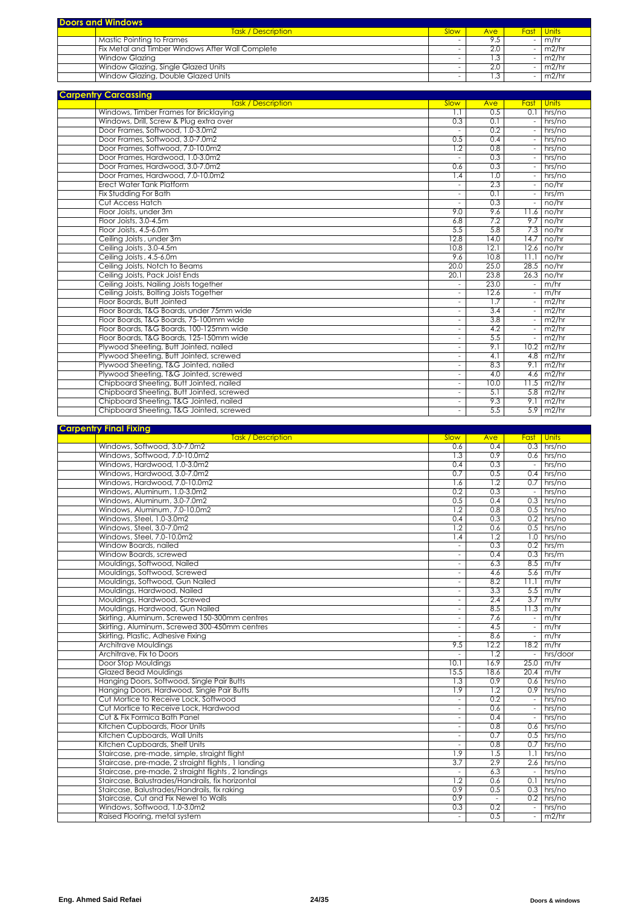## Doors and Windows

| Task / Description | Slow | Ave | Fast | Units |
|---|---|---|---|---|
| Mastic Pointing to Frames | - | 9.5 | - | m/hr |
| Fix Metal and Timber Windows After Wall Complete | - | 2.0 | - | m2/hr |
| Window Glazing | - | 1.3 | - | m2/hr |
| Window Glazing, Single Glazed Units | - | 2.0 | - | m2/hr |
| Window Glazing, Double Glazed Units | - | 1.3 | - | m2/hr |

## Carpentry Carcassing

| Task / Description | Slow | Ave | Fast | Units |
|---|---|---|---|---|
| Windows, Timber Frames for Bricklaying | 1.1 | 0.5 | 0.1 | hrs/no |
| Windows, Drill, Screw & Plug extra over | 0.3 | 0.1 | - | hrs/no |
| Door Frames, Softwood, 1.0-3.0m2 | - | 0.2 | - | hrs/no |
| Door Frames, Softwood, 3.0-7.0m2 | 0.5 | 0.4 | - | hrs/no |
| Door Frames, Softwood, 7.0-10.0m2 | 1.2 | 0.8 | - | hrs/no |
| Door Frames, Hardwood, 1.0-3.0m2 | - | 0.3 | - | hrs/no |
| Door Frames, Hardwood, 3.0-7.0m2 | 0.6 | 0.3 | - | hrs/no |
| Door Frames, Hardwood, 7.0-10.0m2 | 1.4 | 1.0 | - | hrs/no |
| Erect Water Tank Platform | - | 2.3 | - | no/hr |
| Fix Studding For Bath | - | 0.1 | - | hrs/m |
| Cut Access Hatch | - | 0.3 | - | no/hr |
| Floor Joists, under 3m | 9.0 | 9.6 | 11.6 | no/hr |
| Floor Joists, 3.0-4.5m | 6.8 | 7.2 | 9.7 | no/hr |
| Floor Joists, 4.5-6.0m | 5.5 | 5.8 | 7.3 | no/hr |
| Ceiling Joists , under 3m | 12.8 | 14.0 | 14.7 | no/hr |
| Ceiling Joists , 3.0-4.5m | 10.8 | 12.1 | 12.6 | no/hr |
| Ceiling Joists , 4.5-6.0m | 9.6 | 10.8 | 11.1 | no/hr |
| Ceiling Joists, Notch to Beams | 20.0 | 25.0 | 28.5 | no/hr |
| Ceiling Joists, Pack Joist Ends | 20.1 | 23.8 | 26.3 | no/hr |
| Ceiling Joists, Nailing Joists together | - | 23.0 | - | m/hr |
| Ceiling Joists, Bolting Joists Together | - | 12.6 | - | m/hr |
| Floor Boards, Butt Jointed | - | 1.7 | - | m2/hr |
| Floor Boards, T&G Boards, under 75mm wide | - | 3.4 | - | m2/hr |
| Floor Boards, T&G Boards, 75-100mm wide | - | 3.8 | - | m2/hr |
| Floor Boards, T&G Boards, 100-125mm wide | - | 4.2 | - | m2/hr |
| Floor Boards, T&G Boards, 125-150mm wide | - | 5.5 | - | m2/hr |
| Plywood Sheeting, Butt Jointed, nailed | - | 9.1 | 10.2 | m2/hr |
| Plywood Sheeting, Butt Jointed, screwed | - | 4.1 | 4.8 | m2/hr |
| Plywood Sheeting, T&G Jointed, nailed | - | 8.3 | 9.1 | m2/hr |
| Plywood Sheeting, T&G Jointed, screwed | - | 4.0 | 4.6 | m2/hr |
| Chipboard Sheeting, Butt Jointed, nailed | - | 10.0 | 11.5 | m2/hr |
| Chipboard Sheeting, Butt Jointed, screwed | - | 5.1 | 5.8 | m2/hr |
| Chipboard Sheeting, T&G Jointed, nailed | - | 9.3 | 9.1 | m2/hr |
| Chipboard Sheeting, T&G Jointed, screwed | - | 5.5 | 5.9 | m2/hr |

## Carpentry Final Fixing

| Task / Description | Slow | Ave | Fast | Units |
|---|---|---|---|---|
| Windows, Softwood, 3.0-7.0m2 | 0.6 | 0.4 | 0.3 | hrs/no |
| Windows, Softwood, 7.0-10.0m2 | 1.3 | 0.9 | 0.6 | hrs/no |
| Windows, Hardwood, 1.0-3.0m2 | 0.4 | 0.3 | - | hrs/no |
| Windows, Hardwood, 3.0-7.0m2 | 0.7 | 0.5 | 0.4 | hrs/no |
| Windows, Hardwood, 7.0-10.0m2 | 1.6 | 1.2 | 0.7 | hrs/no |
| Windows, Aluminum, 1.0-3.0m2 | 0.2 | 0.3 | - | hrs/no |
| Windows, Aluminum, 3.0-7.0m2 | 0.5 | 0.4 | 0.3 | hrs/no |
| Windows, Aluminum, 7.0-10.0m2 | 1.2 | 0.8 | 0.5 | hrs/no |
| Windows, Steel, 1.0-3.0m2 | 0.4 | 0.3 | 0.2 | hrs/no |
| Windows, Steel, 3.0-7.0m2 | 1.2 | 0.6 | 0.5 | hrs/no |
| Windows, Steel, 7.0-10.0m2 | 1.4 | 1.2 | 1.0 | hrs/no |
| Window Boards, nailed | - | 0.3 | 0.2 | hrs/m |
| Window Boards, screwed | - | 0.4 | 0.3 | hrs/m |
| Mouldings, Softwood, Nailed | - | 6.3 | 8.5 | m/hr |
| Mouldings, Softwood, Screwed | - | 4.6 | 5.6 | m/hr |
| Mouldings, Softwood, Gun Nailed | - | 8.2 | 11.1 | m/hr |
| Mouldings, Hardwood, Nailed | - | 3.3 | 5.5 | m/hr |
| Mouldings, Hardwood, Screwed | - | 2.4 | 3.7 | m/hr |
| Mouldings, Hardwood, Gun Nailed | - | 8.5 | 11.3 | m/hr |
| Skirting, Aluminum, Screwed 150-300mm centres | - | 7.6 | - | m/hr |
| Skirting, Aluminum, Screwed 300-450mm centres | - | 4.5 | - | m/hr |
| Skirting, Plastic, Adhesive Fixing | - | 8.6 | - | m/hr |
| Architrave Mouldings | 9.5 | 12.2 | 18.2 | m/hr |
| Architrave, Fix to Doors | - | 1.2 | - | hrs/door |
| Door Stop Mouldings | 10.1 | 16.9 | 25.0 | m/hr |
| Glazed Bead Mouldings | 15.5 | 18.6 | 20.4 | m/hr |
| Hanging Doors, Softwood, Single Pair Butts | 1.3 | 0.9 | 0.6 | hrs/no |
| Hanging Doors, Hardwood, Single Pair Butts | 1.9 | 1.2 | 0.9 | hrs/no |
| Cut Mortice to Receive Lock, Softwood | - | 0.2 | - | hrs/no |
| Cut Mortice to Receive Lock, Hardwood | - | 0.6 | - | hrs/no |
| Cut & Fix Formica Bath Panel | - | 0.4 | - | hrs/no |
| Kitchen Cupboards, Floor Units | - | 0.8 | 0.6 | hrs/no |
| Kitchen Cupboards, Wall Units | - | 0.7 | 0.5 | hrs/no |
| Kitchen Cupboards, Shelf Units | - | 0.8 | 0.7 | hrs/no |
| Staircase, pre-made, simple, straight flight | 1.9 | 1.5 | 1.1 | hrs/no |
| Staircase, pre-made, 2 straight flights , 1 landing | 3.7 | 2.9 | 2.6 | hrs/no |
| Staircase, pre-made, 2 straight flights , 2 landings | - | 6.3 | - | hrs/no |
| Staircase, Balustrades/Handrails, fix horizontal | 1.2 | 0.6 | 0.1 | hrs/no |
| Staircase, Balustrades/Handrails, fix raking | 0.9 | 0.5 | 0.3 | hrs/no |
| Staircase, Cut and Fix Newel to Walls | 0.9 | - | 0.2 | hrs/no |
| Windows, Softwood, 1.0-3.0m2 | 0.3 | 0.2 | - | hrs/no |
| Raised Flooring, metal system | - | 0.5 | - | m2/hr |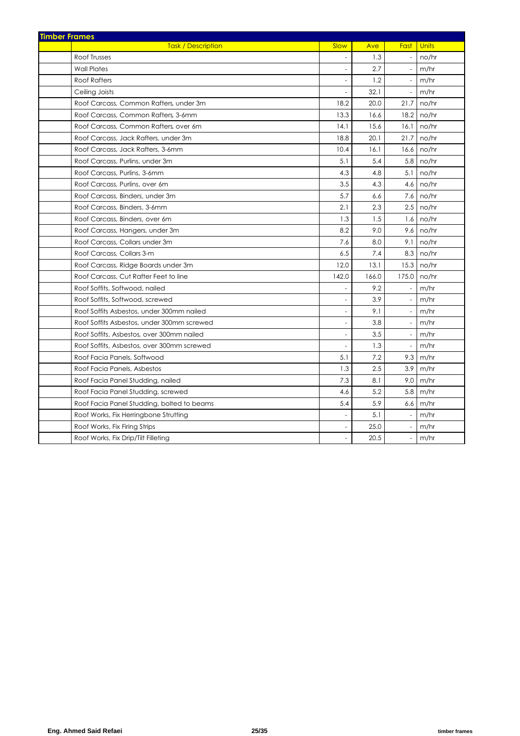## Timber Frames

| | Task / Description | Slow | Ave | Fast | Units |
|---|---|---|---|---|---|
| | Roof Trusses | - | 1.3 | - | no/hr |
| | Wall Plates | - | 2.7 | - | m/hr |
| | Roof Rafters | - | 1.2 | - | m/hr |
| | Ceiling Joists | - | 32.1 | - | m/hr |
| | Roof Carcass, Common Rafters, under 3m | 18.2 | 20.0 | 21.7 | no/hr |
| | Roof Carcass, Common Rafters, 3-6mm | 13.3 | 16.6 | 18.2 | no/hr |
| | Roof Carcass, Common Rafters, over 6m | 14.1 | 15.6 | 16.1 | no/hr |
| | Roof Carcass, Jack Rafters, under 3m | 18.8 | 20.1 | 21.7 | no/hr |
| | Roof Carcass, Jack Rafters, 3-6mm | 10.4 | 16.1 | 16.6 | no/hr |
| | Roof Carcass, Purlins, under 3m | 5.1 | 5.4 | 5.8 | no/hr |
| | Roof Carcass, Purlins, 3-6mm | 4.3 | 4.8 | 5.1 | no/hr |
| | Roof Carcass, Purlins, over 6m | 3.5 | 4.3 | 4.6 | no/hr |
| | Roof Carcass, Binders, under 3m | 5.7 | 6.6 | 7.6 | no/hr |
| | Roof Carcass, Binders, 3-6mm | 2.1 | 2.3 | 2.5 | no/hr |
| | Roof Carcass, Binders, over 6m | 1.3 | 1.5 | 1.6 | no/hr |
| | Roof Carcass, Hangers, under 3m | 8.2 | 9.0 | 9.6 | no/hr |
| | Roof Carcass, Collars under 3m | 7.6 | 8.0 | 9.1 | no/hr |
| | Roof Carcass, Collars 3-m | 6.5 | 7.4 | 8.3 | no/hr |
| | Roof Carcass, Ridge Boards under 3m | 12.0 | 13.1 | 15.3 | no/hr |
| | Roof Carcass, Cut Rafter Feet to line | 142.0 | 166.0 | 175.0 | no/hr |
| | Roof Soffits, Softwood, nailed | - | 9.2 | - | m/hr |
| | Roof Soffits, Softwood, screwed | - | 3.9 | - | m/hr |
| | Roof Soffits Asbestos, under 300mm nailed | - | 9.1 | - | m/hr |
| | Roof Soffits Asbestos, under 300mm screwed | - | 3.8 | - | m/hr |
| | Roof Soffits, Asbestos, over 300mm nailed | - | 3.5 | - | m/hr |
| | Roof Soffits, Asbestos, over 300mm screwed | - | 1.3 | - | m/hr |
| | Roof Facia Panels, Softwood | 5.1 | 7.2 | 9.3 | m/hr |
| | Roof Facia Panels, Asbestos | 1.3 | 2.5 | 3.9 | m/hr |
| | Roof Facia Panel Studding, nailed | 7.3 | 8.1 | 9.0 | m/hr |
| | Roof Facia Panel Studding, screwed | 4.6 | 5.2 | 5.8 | m/hr |
| | Roof Facia Panel Studding, bolted to beams | 5.4 | 5.9 | 6.6 | m/hr |
| | Roof Works, Fix Herringbone Strutting | - | 5.1 | - | m/hr |
| | Roof Works, Fix Firing Strips | - | 25.0 | - | m/hr |
| | Roof Works, Fix Drip/Tilt Filleting | - | 20.5 | - | m/hr |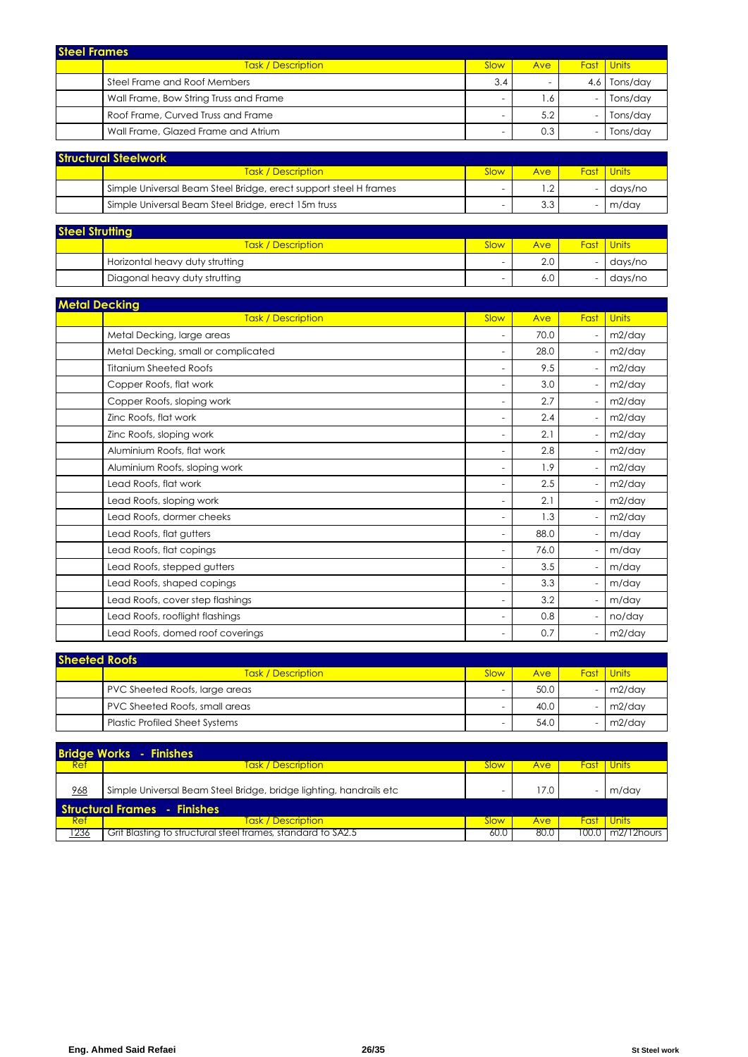## Steel Frames

| | Task / Description | Slow | Ave | Fast | Units |
|---|---|---|---|---|---|
| | Steel Frame and Roof Members | 3.4 | - | 4.6 | Tons/day |
| | Wall Frame, Bow String Truss and Frame | - | 1.6 | - | Tons/day |
| | Roof Frame, Curved Truss and Frame | - | 5.2 | - | Tons/day |
| | Wall Frame, Glazed Frame and Atrium | - | 0.3 | - | Tons/day |

## Structural Steelwork

| | Task / Description | Slow | Ave | Fast | Units |
|---|---|---|---|---|---|
| | Simple Universal Beam Steel Bridge, erect support steel H frames | - | 1.2 | - | days/no |
| | Simple Universal Beam Steel Bridge, erect 15m truss | - | 3.3 | - | m/day |

## Steel Strutting

| | Task / Description | Slow | Ave | Fast | Units |
|---|---|---|---|---|---|
| | Horizontal heavy duty strutting | - | 2.0 | - | days/no |
| | Diagonal heavy duty strutting | - | 6.0 | - | days/no |

## Metal Decking

| | Task / Description | Slow | Ave | Fast | Units |
|---|---|---|---|---|---|
| | Metal Decking, large areas | - | 70.0 | - | m2/day |
| | Metal Decking, small or complicated | - | 28.0 | - | m2/day |
| | Titanium Sheeted Roofs | - | 9.5 | - | m2/day |
| | Copper Roofs, flat work | - | 3.0 | - | m2/day |
| | Copper Roofs, sloping work | - | 2.7 | - | m2/day |
| | Zinc Roofs, flat work | - | 2.4 | - | m2/day |
| | Zinc Roofs, sloping work | - | 2.1 | - | m2/day |
| | Aluminium Roofs, flat work | - | 2.8 | - | m2/day |
| | Aluminium Roofs, sloping work | - | 1.9 | - | m2/day |
| | Lead Roofs, flat work | - | 2.5 | - | m2/day |
| | Lead Roofs, sloping work | - | 2.1 | - | m2/day |
| | Lead Roofs, dormer cheeks | - | 1.3 | - | m2/day |
| | Lead Roofs, flat gutters | - | 88.0 | - | m/day |
| | Lead Roofs, flat copings | - | 76.0 | - | m/day |
| | Lead Roofs, stepped gutters | - | 3.5 | - | m/day |
| | Lead Roofs, shaped copings | - | 3.3 | - | m/day |
| | Lead Roofs, cover step flashings | - | 3.2 | - | m/day |
| | Lead Roofs, rooflight flashings | - | 0.8 | - | no/day |
| | Lead Roofs, domed roof coverings | - | 0.7 | - | m2/day |

## Sheeted Roofs

| | Task / Description | Slow | Ave | Fast | Units |
|---|---|---|---|---|---|
| | PVC Sheeted Roofs, large areas | - | 50.0 | - | m2/day |
| | PVC Sheeted Roofs, small areas | - | 40.0 | - | m2/day |
| | Plastic Profiled Sheet Systems | - | 54.0 | - | m2/day |

## Bridge Works - Finishes

| Ref | Task / Description | Slow | Ave | Fast | Units |
|---|---|---|---|---|---|
| 968 | Simple Universal Beam Steel Bridge, bridge lighting, handrails etc | - | 17.0 | - | m/day |

## Structural Frames - Finishes

| Ref | Task / Description | Slow | Ave | Fast | Units |
|---|---|---|---|---|---|
| 1236 | Grit Blasting to structural steel frames, standard to SA2.5 | 60.0 | 80.0 | 100.0 | m2/12hours |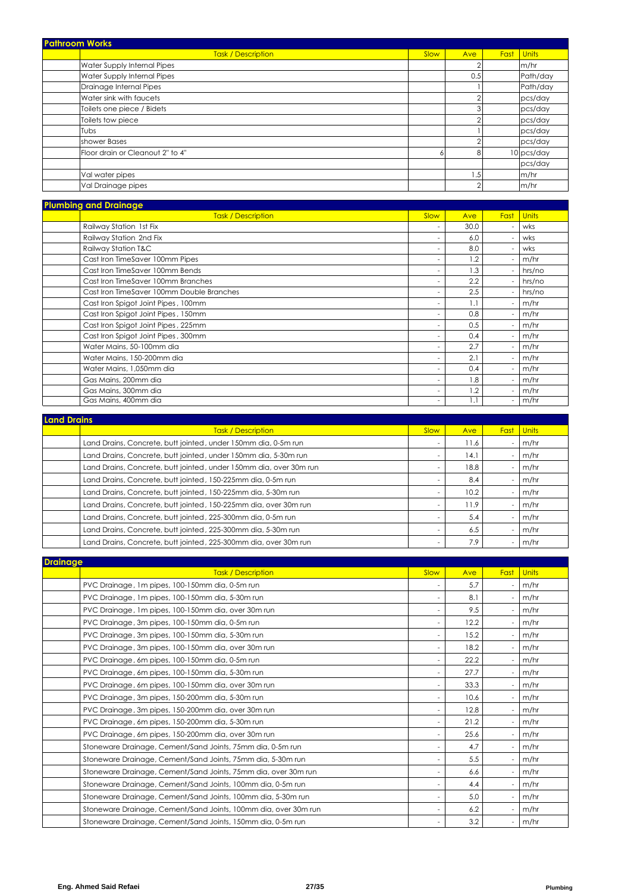## Pathroom Works

| | Task / Description | Slow | Ave | Fast | Units |
|---|---|---|---|---|---|
| | Water Supply Internal Pipes | | 2 | | m/hr |
| | Water Supply Internal Pipes | | 0.5 | | Path/day |
| | Drainage Internal Pipes | | 1 | | Path/day |
| | Water sink with faucets | | 2 | | pcs/day |
| | Toilets one piece / Bidets | | 3 | | pcs/day |
| | Toilets tow piece | | 2 | | pcs/day |
| | Tubs | | 1 | | pcs/day |
| | shower Bases | | 2 | | pcs/day |
| | Floor drain or Cleanout 2" to 4" | 6 | 8 | 10 | pcs/day |
| | | | | | pcs/day |
| | Val water pipes | | 1.5 | | m/hr |
| | Val Drainage pipes | | 2 | | m/hr |

## Plumbing and Drainage

| | Task / Description | Slow | Ave | Fast | Units |
|---|---|---|---|---|---|
| | Railway Station 1st Fix | - | 30.0 | - | wks |
| | Railway Station 2nd Fix | - | 6.0 | - | wks |
| | Railway Station T&C | - | 8.0 | - | wks |
| | Cast Iron TimeSaver 100mm Pipes | - | 1.2 | - | m/hr |
| | Cast Iron TimeSaver 100mm Bends | - | 1.3 | - | hrs/no |
| | Cast Iron TimeSaver 100mm Branches | - | 2.2 | - | hrs/no |
| | Cast Iron TimeSaver 100mm Double Branches | - | 2.5 | - | hrs/no |
| | Cast Iron Spigot Joint Pipes , 100mm | - | 1.1 | - | m/hr |
| | Cast Iron Spigot Joint Pipes , 150mm | - | 0.8 | - | m/hr |
| | Cast Iron Spigot Joint Pipes , 225mm | - | 0.5 | - | m/hr |
| | Cast Iron Spigot Joint Pipes , 300mm | - | 0.4 | - | m/hr |
| | Water Mains, 50-100mm dia | - | 2.7 | - | m/hr |
| | Water Mains, 150-200mm dia | - | 2.1 | - | m/hr |
| | Water Mains, 1,050mm dia | - | 0.4 | - | m/hr |
| | Gas Mains, 200mm dia | - | 1.8 | - | m/hr |
| | Gas Mains, 300mm dia | - | 1.2 | - | m/hr |
| | Gas Mains, 400mm dia | - | 1.1 | - | m/hr |

## Land Drains

| | Task / Description | Slow | Ave | Fast | Units |
|---|---|---|---|---|---|
| | Land Drains, Concrete, butt jointed , under 150mm dia, 0-5m run | - | 11.6 | - | m/hr |
| | Land Drains, Concrete, butt jointed , under 150mm dia, 5-30m run | - | 14.1 | - | m/hr |
| | Land Drains, Concrete, butt jointed , under 150mm dia, over 30m run | - | 18.8 | - | m/hr |
| | Land Drains, Concrete, butt jointed , 150-225mm dia, 0-5m run | - | 8.4 | - | m/hr |
| | Land Drains, Concrete, butt jointed , 150-225mm dia, 5-30m run | - | 10.2 | - | m/hr |
| | Land Drains, Concrete, butt jointed , 150-225mm dia, over 30m run | - | 11.9 | - | m/hr |
| | Land Drains, Concrete, butt jointed , 225-300mm dia, 0-5m run | - | 5.4 | - | m/hr |
| | Land Drains, Concrete, butt jointed , 225-300mm dia, 5-30m run | - | 6.5 | - | m/hr |
| | Land Drains, Concrete, butt jointed , 225-300mm dia, over 30m run | - | 7.9 | - | m/hr |

## Drainage

| | Task / Description | Slow | Ave | Fast | Units |
|---|---|---|---|---|---|
| | PVC Drainage , 1m pipes, 100-150mm dia, 0-5m run | - | 5.7 | - | m/hr |
| | PVC Drainage , 1m pipes, 100-150mm dia, 5-30m run | - | 8.1 | - | m/hr |
| | PVC Drainage , 1m pipes, 100-150mm dia, over 30m run | - | 9.5 | - | m/hr |
| | PVC Drainage , 3m pipes, 100-150mm dia, 0-5m run | - | 12.2 | - | m/hr |
| | PVC Drainage , 3m pipes, 100-150mm dia, 5-30m run | - | 15.2 | - | m/hr |
| | PVC Drainage , 3m pipes, 100-150mm dia, over 30m run | - | 18.2 | - | m/hr |
| | PVC Drainage , 6m pipes, 100-150mm dia, 0-5m run | - | 22.2 | - | m/hr |
| | PVC Drainage , 6m pipes, 100-150mm dia, 5-30m run | - | 27.7 | - | m/hr |
| | PVC Drainage , 6m pipes, 100-150mm dia, over 30m run | - | 33.3 | - | m/hr |
| | PVC Drainage , 3m pipes, 150-200mm dia, 5-30m run | - | 10.6 | - | m/hr |
| | PVC Drainage , 3m pipes, 150-200mm dia, over 30m run | - | 12.8 | - | m/hr |
| | PVC Drainage , 6m pipes, 150-200mm dia, 5-30m run | - | 21.2 | - | m/hr |
| | PVC Drainage , 6m pipes, 150-200mm dia, over 30m run | - | 25.6 | - | m/hr |
| | Stoneware Drainage, Cement/Sand Joints, 75mm dia, 0-5m run | - | 4.7 | - | m/hr |
| | Stoneware Drainage, Cement/Sand Joints, 75mm dia, 5-30m run | - | 5.5 | - | m/hr |
| | Stoneware Drainage, Cement/Sand Joints, 75mm dia, over 30m run | - | 6.6 | - | m/hr |
| | Stoneware Drainage, Cement/Sand Joints, 100mm dia, 0-5m run | - | 4.4 | - | m/hr |
| | Stoneware Drainage, Cement/Sand Joints, 100mm dia, 5-30m run | - | 5.0 | - | m/hr |
| | Stoneware Drainage, Cement/Sand Joints, 100mm dia, over 30m run | - | 6.2 | - | m/hr |
| | Stoneware Drainage, Cement/Sand Joints, 150mm dia, 0-5m run | - | 3.2 | - | m/hr |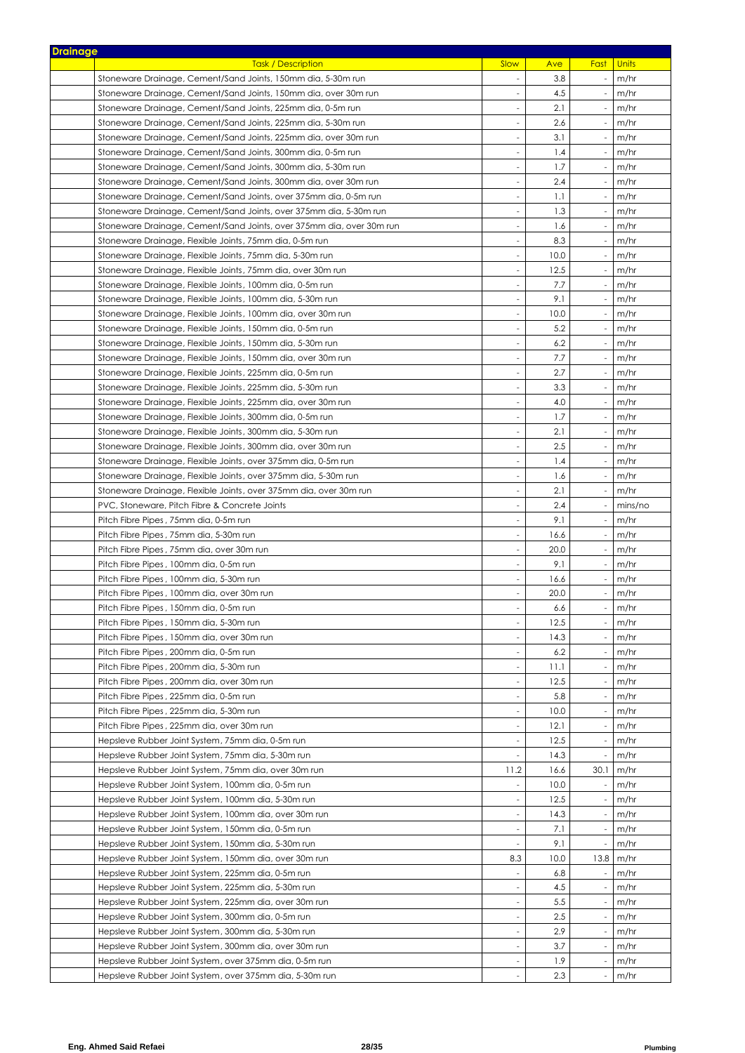## Drainage

| | Task / Description | Slow | Ave | Fast | Units |
|---|---|---|---|---|---|
| | Stoneware Drainage, Cement/Sand Joints, 150mm dia, 5-30m run | - | 3.8 | - | m/hr |
| | Stoneware Drainage, Cement/Sand Joints, 150mm dia, over 30m run | - | 4.5 | - | m/hr |
| | Stoneware Drainage, Cement/Sand Joints, 225mm dia, 0-5m run | - | 2.1 | - | m/hr |
| | Stoneware Drainage, Cement/Sand Joints, 225mm dia, 5-30m run | - | 2.6 | - | m/hr |
| | Stoneware Drainage, Cement/Sand Joints, 225mm dia, over 30m run | - | 3.1 | - | m/hr |
| | Stoneware Drainage, Cement/Sand Joints, 300mm dia, 0-5m run | - | 1.4 | - | m/hr |
| | Stoneware Drainage, Cement/Sand Joints, 300mm dia, 5-30m run | - | 1.7 | - | m/hr |
| | Stoneware Drainage, Cement/Sand Joints, 300mm dia, over 30m run | - | 2.4 | - | m/hr |
| | Stoneware Drainage, Cement/Sand Joints, over 375mm dia, 0-5m run | - | 1.1 | - | m/hr |
| | Stoneware Drainage, Cement/Sand Joints, over 375mm dia, 5-30m run | - | 1.3 | - | m/hr |
| | Stoneware Drainage, Cement/Sand Joints, over 375mm dia, over 30m run | - | 1.6 | - | m/hr |
| | Stoneware Drainage, Flexible Joints, 75mm dia, 0-5m run | - | 8.3 | - | m/hr |
| | Stoneware Drainage, Flexible Joints, 75mm dia, 5-30m run | - | 10.0 | - | m/hr |
| | Stoneware Drainage, Flexible Joints, 75mm dia, over 30m run | - | 12.5 | - | m/hr |
| | Stoneware Drainage, Flexible Joints, 100mm dia, 0-5m run | - | 7.7 | - | m/hr |
| | Stoneware Drainage, Flexible Joints, 100mm dia, 5-30m run | - | 9.1 | - | m/hr |
| | Stoneware Drainage, Flexible Joints, 100mm dia, over 30m run | - | 10.0 | - | m/hr |
| | Stoneware Drainage, Flexible Joints, 150mm dia, 0-5m run | - | 5.2 | - | m/hr |
| | Stoneware Drainage, Flexible Joints, 150mm dia, 5-30m run | - | 6.2 | - | m/hr |
| | Stoneware Drainage, Flexible Joints, 150mm dia, over 30m run | - | 7.7 | - | m/hr |
| | Stoneware Drainage, Flexible Joints, 225mm dia, 0-5m run | - | 2.7 | - | m/hr |
| | Stoneware Drainage, Flexible Joints, 225mm dia, 5-30m run | - | 3.3 | - | m/hr |
| | Stoneware Drainage, Flexible Joints, 225mm dia, over 30m run | - | 4.0 | - | m/hr |
| | Stoneware Drainage, Flexible Joints, 300mm dia, 0-5m run | - | 1.7 | - | m/hr |
| | Stoneware Drainage, Flexible Joints, 300mm dia, 5-30m run | - | 2.1 | - | m/hr |
| | Stoneware Drainage, Flexible Joints, 300mm dia, over 30m run | - | 2.5 | - | m/hr |
| | Stoneware Drainage, Flexible Joints, over 375mm dia, 0-5m run | - | 1.4 | - | m/hr |
| | Stoneware Drainage, Flexible Joints, over 375mm dia, 5-30m run | - | 1.6 | - | m/hr |
| | Stoneware Drainage, Flexible Joints, over 375mm dia, over 30m run | - | 2.1 | - | m/hr |
| | PVC, Stoneware, Pitch Fibre & Concrete Joints | - | 2.4 | - | mins/no |
| | Pitch Fibre Pipes , 75mm dia, 0-5m run | - | 9.1 | - | m/hr |
| | Pitch Fibre Pipes , 75mm dia, 5-30m run | - | 16.6 | - | m/hr |
| | Pitch Fibre Pipes , 75mm dia, over 30m run | - | 20.0 | - | m/hr |
| | Pitch Fibre Pipes , 100mm dia, 0-5m run | - | 9.1 | - | m/hr |
| | Pitch Fibre Pipes , 100mm dia, 5-30m run | - | 16.6 | - | m/hr |
| | Pitch Fibre Pipes , 100mm dia, over 30m run | - | 20.0 | - | m/hr |
| | Pitch Fibre Pipes , 150mm dia, 0-5m run | - | 6.6 | - | m/hr |
| | Pitch Fibre Pipes , 150mm dia, 5-30m run | - | 12.5 | - | m/hr |
| | Pitch Fibre Pipes , 150mm dia, over 30m run | - | 14.3 | - | m/hr |
| | Pitch Fibre Pipes , 200mm dia, 0-5m run | - | 6.2 | - | m/hr |
| | Pitch Fibre Pipes , 200mm dia, 5-30m run | - | 11.1 | - | m/hr |
| | Pitch Fibre Pipes , 200mm dia, over 30m run | - | 12.5 | - | m/hr |
| | Pitch Fibre Pipes , 225mm dia, 0-5m run | - | 5.8 | - | m/hr |
| | Pitch Fibre Pipes , 225mm dia, 5-30m run | - | 10.0 | - | m/hr |
| | Pitch Fibre Pipes , 225mm dia, over 30m run | - | 12.1 | - | m/hr |
| | Hepsleve Rubber Joint System, 75mm dia, 0-5m run | - | 12.5 | - | m/hr |
| | Hepsleve Rubber Joint System, 75mm dia, 5-30m run | - | 14.3 | - | m/hr |
| | Hepsleve Rubber Joint System, 75mm dia, over 30m run | 11.2 | 16.6 | 30.1 | m/hr |
| | Hepsleve Rubber Joint System, 100mm dia, 0-5m run | - | 10.0 | - | m/hr |
| | Hepsleve Rubber Joint System, 100mm dia, 5-30m run | - | 12.5 | - | m/hr |
| | Hepsleve Rubber Joint System, 100mm dia, over 30m run | - | 14.3 | - | m/hr |
| | Hepsleve Rubber Joint System, 150mm dia, 0-5m run | - | 7.1 | - | m/hr |
| | Hepsleve Rubber Joint System, 150mm dia, 5-30m run | - | 9.1 | - | m/hr |
| | Hepsleve Rubber Joint System, 150mm dia, over 30m run | 8.3 | 10.0 | 13.8 | m/hr |
| | Hepsleve Rubber Joint System, 225mm dia, 0-5m run | - | 6.8 | - | m/hr |
| | Hepsleve Rubber Joint System, 225mm dia, 5-30m run | - | 4.5 | - | m/hr |
| | Hepsleve Rubber Joint System, 225mm dia, over 30m run | - | 5.5 | - | m/hr |
| | Hepsleve Rubber Joint System, 300mm dia, 0-5m run | - | 2.5 | - | m/hr |
| | Hepsleve Rubber Joint System, 300mm dia, 5-30m run | - | 2.9 | - | m/hr |
| | Hepsleve Rubber Joint System, 300mm dia, over 30m run | - | 3.7 | - | m/hr |
| | Hepsleve Rubber Joint System, over 375mm dia, 0-5m run | - | 1.9 | - | m/hr |
| | Hepsleve Rubber Joint System, over 375mm dia, 5-30m run | - | 2.3 | - | m/hr |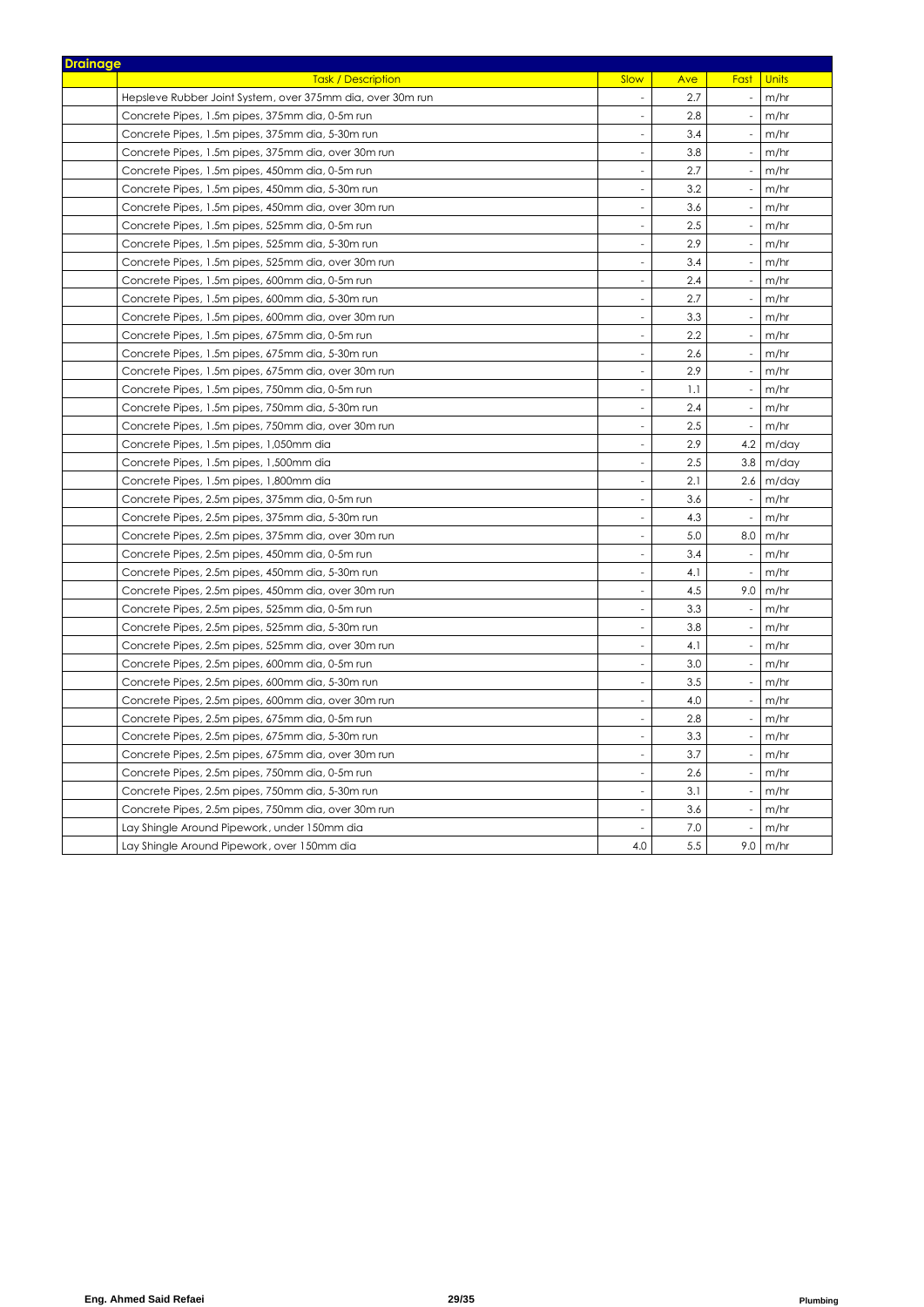## Drainage

| | Task / Description | Slow | Ave | Fast | Units |
|---|---|---|---|---|---|
| | Hepsleve Rubber Joint System, over 375mm dia, over 30m run | - | 2.7 | - | m/hr |
| | Concrete Pipes, 1.5m pipes, 375mm dia, 0-5m run | - | 2.8 | - | m/hr |
| | Concrete Pipes, 1.5m pipes, 375mm dia, 5-30m run | - | 3.4 | - | m/hr |
| | Concrete Pipes, 1.5m pipes, 375mm dia, over 30m run | - | 3.8 | - | m/hr |
| | Concrete Pipes, 1.5m pipes, 450mm dia, 0-5m run | - | 2.7 | - | m/hr |
| | Concrete Pipes, 1.5m pipes, 450mm dia, 5-30m run | - | 3.2 | - | m/hr |
| | Concrete Pipes, 1.5m pipes, 450mm dia, over 30m run | - | 3.6 | - | m/hr |
| | Concrete Pipes, 1.5m pipes, 525mm dia, 0-5m run | - | 2.5 | - | m/hr |
| | Concrete Pipes, 1.5m pipes, 525mm dia, 5-30m run | - | 2.9 | - | m/hr |
| | Concrete Pipes, 1.5m pipes, 525mm dia, over 30m run | - | 3.4 | - | m/hr |
| | Concrete Pipes, 1.5m pipes, 600mm dia, 0-5m run | - | 2.4 | - | m/hr |
| | Concrete Pipes, 1.5m pipes, 600mm dia, 5-30m run | - | 2.7 | - | m/hr |
| | Concrete Pipes, 1.5m pipes, 600mm dia, over 30m run | - | 3.3 | - | m/hr |
| | Concrete Pipes, 1.5m pipes, 675mm dia, 0-5m run | - | 2.2 | - | m/hr |
| | Concrete Pipes, 1.5m pipes, 675mm dia, 5-30m run | - | 2.6 | - | m/hr |
| | Concrete Pipes, 1.5m pipes, 675mm dia, over 30m run | - | 2.9 | - | m/hr |
| | Concrete Pipes, 1.5m pipes, 750mm dia, 0-5m run | - | 1.1 | - | m/hr |
| | Concrete Pipes, 1.5m pipes, 750mm dia, 5-30m run | - | 2.4 | - | m/hr |
| | Concrete Pipes, 1.5m pipes, 750mm dia, over 30m run | - | 2.5 | - | m/hr |
| | Concrete Pipes, 1.5m pipes, 1,050mm dia | - | 2.9 | 4.2 | m/day |
| | Concrete Pipes, 1.5m pipes, 1,500mm dia | - | 2.5 | 3.8 | m/day |
| | Concrete Pipes, 1.5m pipes, 1,800mm dia | - | 2.1 | 2.6 | m/day |
| | Concrete Pipes, 2.5m pipes, 375mm dia, 0-5m run | - | 3.6 | - | m/hr |
| | Concrete Pipes, 2.5m pipes, 375mm dia, 5-30m run | - | 4.3 | - | m/hr |
| | Concrete Pipes, 2.5m pipes, 375mm dia, over 30m run | - | 5.0 | 8.0 | m/hr |
| | Concrete Pipes, 2.5m pipes, 450mm dia, 0-5m run | - | 3.4 | - | m/hr |
| | Concrete Pipes, 2.5m pipes, 450mm dia, 5-30m run | - | 4.1 | - | m/hr |
| | Concrete Pipes, 2.5m pipes, 450mm dia, over 30m run | - | 4.5 | 9.0 | m/hr |
| | Concrete Pipes, 2.5m pipes, 525mm dia, 0-5m run | - | 3.3 | - | m/hr |
| | Concrete Pipes, 2.5m pipes, 525mm dia, 5-30m run | - | 3.8 | - | m/hr |
| | Concrete Pipes, 2.5m pipes, 525mm dia, over 30m run | - | 4.1 | - | m/hr |
| | Concrete Pipes, 2.5m pipes, 600mm dia, 0-5m run | - | 3.0 | - | m/hr |
| | Concrete Pipes, 2.5m pipes, 600mm dia, 5-30m run | - | 3.5 | - | m/hr |
| | Concrete Pipes, 2.5m pipes, 600mm dia, over 30m run | - | 4.0 | - | m/hr |
| | Concrete Pipes, 2.5m pipes, 675mm dia, 0-5m run | - | 2.8 | - | m/hr |
| | Concrete Pipes, 2.5m pipes, 675mm dia, 5-30m run | - | 3.3 | - | m/hr |
| | Concrete Pipes, 2.5m pipes, 675mm dia, over 30m run | - | 3.7 | - | m/hr |
| | Concrete Pipes, 2.5m pipes, 750mm dia, 0-5m run | - | 2.6 | - | m/hr |
| | Concrete Pipes, 2.5m pipes, 750mm dia, 5-30m run | - | 3.1 | - | m/hr |
| | Concrete Pipes, 2.5m pipes, 750mm dia, over 30m run | - | 3.6 | - | m/hr |
| | Lay Shingle Around Pipework, under 150mm dia | - | 7.0 | - | m/hr |
| | Lay Shingle Around Pipework, over 150mm dia | 4.0 | 5.5 | 9.0 | m/hr |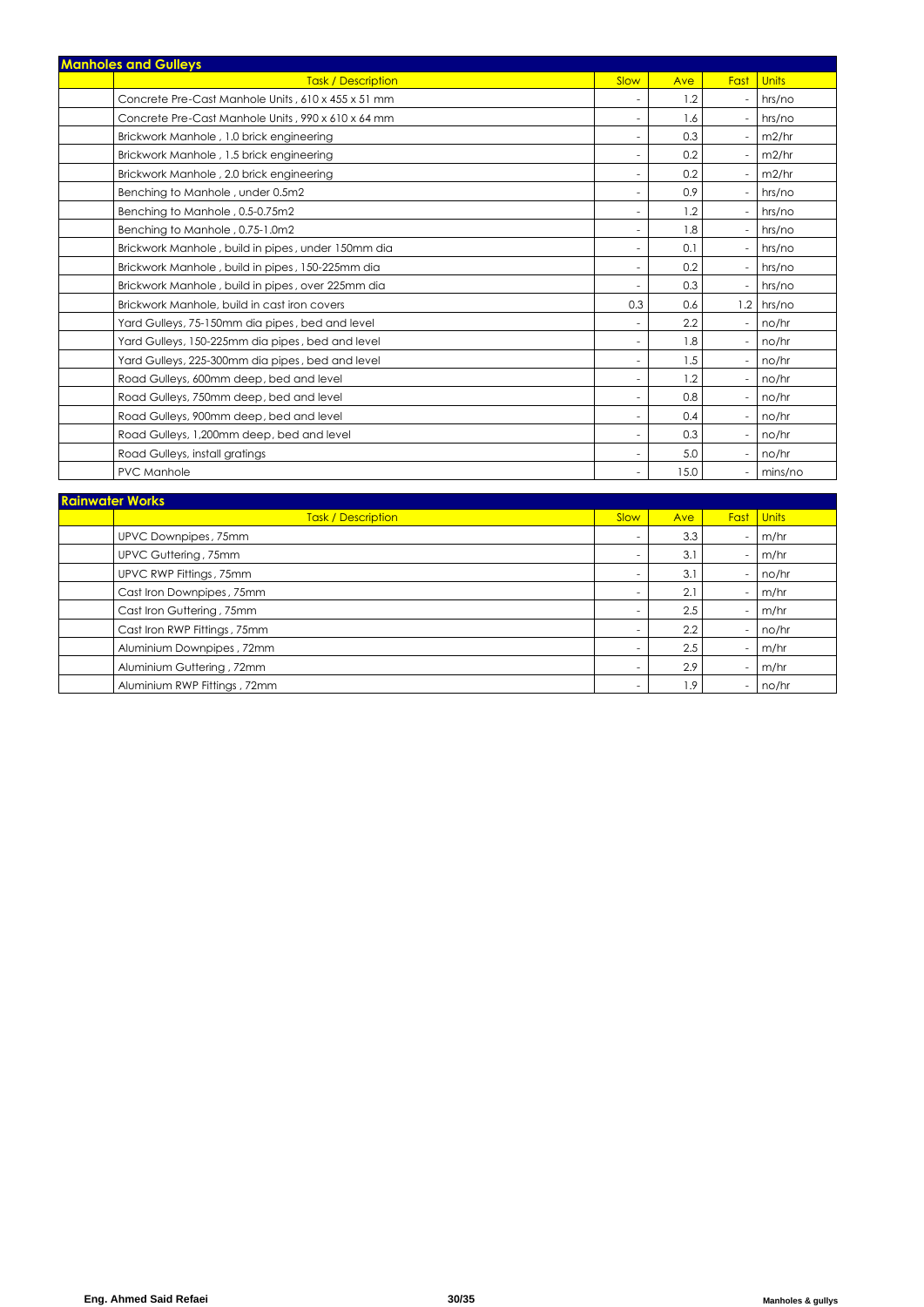## Manholes and Gulleys

| | Task / Description | Slow | Ave | Fast | Units |
|---|---|---|---|---|---|
| | Concrete Pre-Cast Manhole Units , 610 x 455 x 51 mm | - | 1.2 | - | hrs/no |
| | Concrete Pre-Cast Manhole Units , 990 x 610 x 64 mm | - | 1.6 | - | hrs/no |
| | Brickwork Manhole , 1.0 brick engineering | - | 0.3 | - | m2/hr |
| | Brickwork Manhole , 1.5 brick engineering | - | 0.2 | - | m2/hr |
| | Brickwork Manhole , 2.0 brick engineering | - | 0.2 | - | m2/hr |
| | Benching to Manhole , under 0.5m2 | - | 0.9 | - | hrs/no |
| | Benching to Manhole , 0.5-0.75m2 | - | 1.2 | - | hrs/no |
| | Benching to Manhole , 0.75-1.0m2 | - | 1.8 | - | hrs/no |
| | Brickwork Manhole , build in pipes , under 150mm dia | - | 0.1 | - | hrs/no |
| | Brickwork Manhole , build in pipes , 150-225mm dia | - | 0.2 | - | hrs/no |
| | Brickwork Manhole , build in pipes , over 225mm dia | - | 0.3 | - | hrs/no |
| | Brickwork Manhole, build in cast iron covers | 0.3 | 0.6 | 1.2 | hrs/no |
| | Yard Gulleys, 75-150mm dia pipes , bed and level | - | 2.2 | - | no/hr |
| | Yard Gulleys, 150-225mm dia pipes , bed and level | - | 1.8 | - | no/hr |
| | Yard Gulleys, 225-300mm dia pipes , bed and level | - | 1.5 | - | no/hr |
| | Road Gulleys, 600mm deep, bed and level | - | 1.2 | - | no/hr |
| | Road Gulleys, 750mm deep, bed and level | - | 0.8 | - | no/hr |
| | Road Gulleys, 900mm deep, bed and level | - | 0.4 | - | no/hr |
| | Road Gulleys, 1,200mm deep, bed and level | - | 0.3 | - | no/hr |
| | Road Gulleys, install gratings | - | 5.0 | - | no/hr |
| | PVC Manhole | - | 15.0 | - | mins/no |

## Rainwater Works

| | Task / Description | Slow | Ave | Fast | Units |
|---|---|---|---|---|---|
| | UPVC Downpipes , 75mm | - | 3.3 | - | m/hr |
| | UPVC Guttering , 75mm | - | 3.1 | - | m/hr |
| | UPVC RWP Fittings , 75mm | - | 3.1 | - | no/hr |
| | Cast Iron Downpipes , 75mm | - | 2.1 | - | m/hr |
| | Cast Iron Guttering , 75mm | - | 2.5 | - | m/hr |
| | Cast Iron RWP Fittings , 75mm | - | 2.2 | - | no/hr |
| | Aluminium Downpipes , 72mm | - | 2.5 | - | m/hr |
| | Aluminium Guttering , 72mm | - | 2.9 | - | m/hr |
| | Aluminium RWP Fittings , 72mm | - | 1.9 | - | no/hr |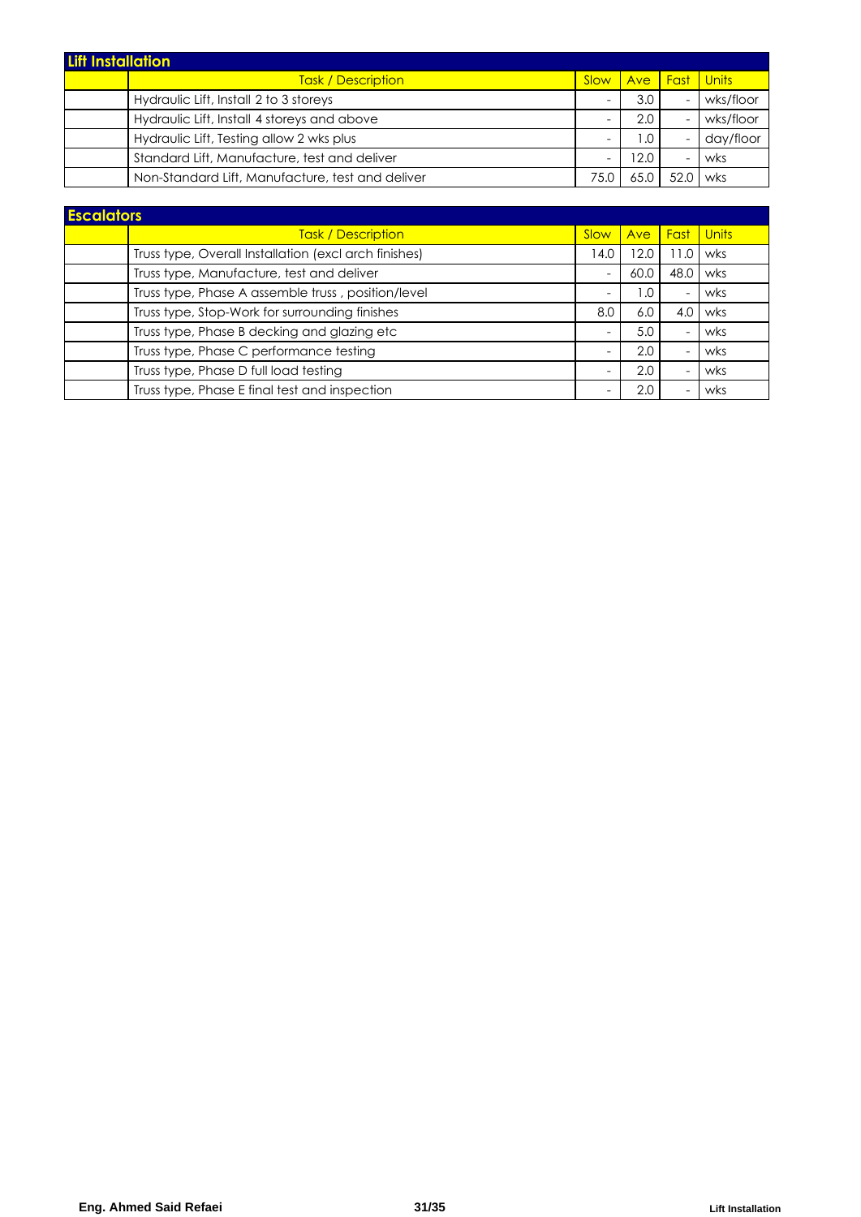## Lift Installation

| | Task / Description | Slow | Ave | Fast | Units |
|---|---|---|---|---|---|
| | Hydraulic Lift, Install 2 to 3 storeys | - | 3.0 | - | wks/floor |
| | Hydraulic Lift, Install 4 storeys and above | - | 2.0 | - | wks/floor |
| | Hydraulic Lift, Testing allow 2 wks plus | - | 1.0 | - | day/floor |
| | Standard Lift, Manufacture, test and deliver | - | 12.0 | - | wks |
| | Non-Standard Lift, Manufacture, test and deliver | 75.0 | 65.0 | 52.0 | wks |

## Escalators

| | Task / Description | Slow | Ave | Fast | Units |
|---|---|---|---|---|---|
| | Truss type, Overall Installation (excl arch finishes) | 14.0 | 12.0 | 11.0 | wks |
| | Truss type, Manufacture, test and deliver | - | 60.0 | 48.0 | wks |
| | Truss type, Phase A assemble truss , position/level | - | 1.0 | - | wks |
| | Truss type, Stop-Work for surrounding finishes | 8.0 | 6.0 | 4.0 | wks |
| | Truss type, Phase B decking and glazing etc | - | 5.0 | - | wks |
| | Truss type, Phase C performance testing | - | 2.0 | - | wks |
| | Truss type, Phase D full load testing | - | 2.0 | - | wks |
| | Truss type, Phase E final test and inspection | - | 2.0 | - | wks |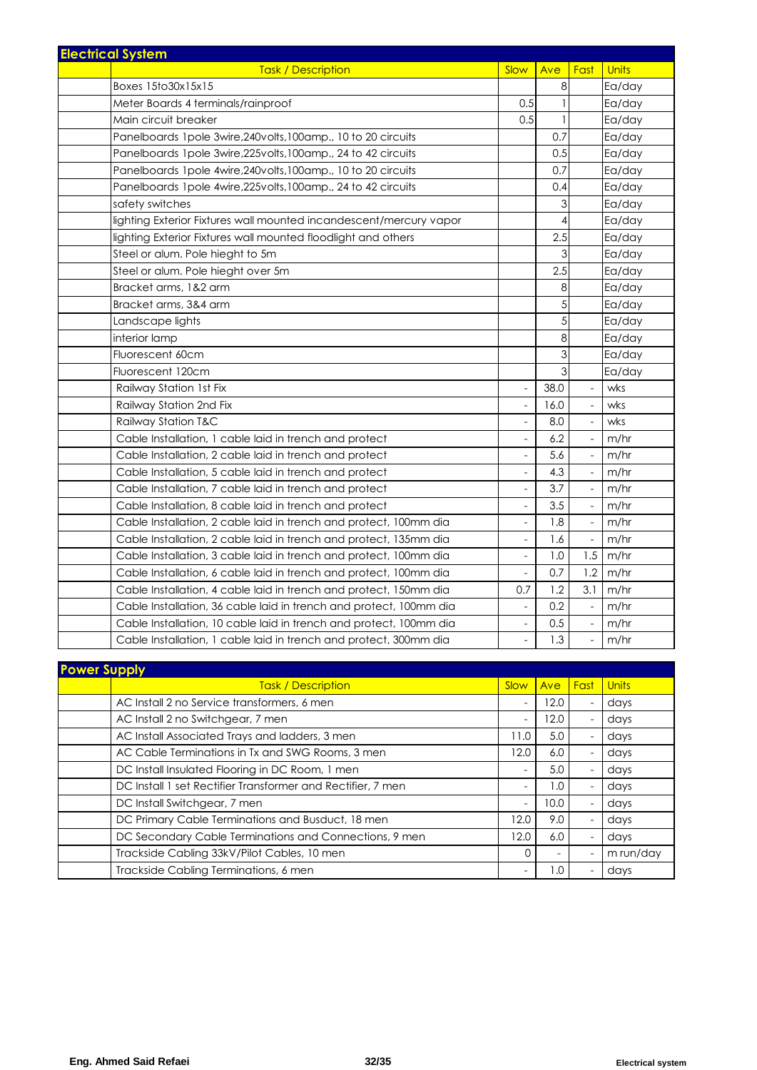## Electrical System

| | Task / Description | Slow | Ave | Fast | Units |
|---|---|---|---|---|---|
| | Boxes 15to30x15x15 | | 8 | | Ea/day |
| | Meter Boards 4 terminals/rainproof | 0.5 | 1 | | Ea/day |
| | Main circuit breaker | 0.5 | 1 | | Ea/day |
| | Panelboards 1pole 3wire,240volts,100amp., 10 to 20 circuits | | 0.7 | | Ea/day |
| | Panelboards 1pole 3wire,225volts,100amp., 24 to 42 circuits | | 0.5 | | Ea/day |
| | Panelboards 1pole 4wire,240volts,100amp., 10 to 20 circuits | | 0.7 | | Ea/day |
| | Panelboards 1pole 4wire,225volts,100amp., 24 to 42 circuits | | 0.4 | | Ea/day |
| | safety switches | | 3 | | Ea/day |
| | lighting Exterior Fixtures wall mounted incandescent/mercury vapor | | 4 | | Ea/day |
| | lighting Exterior Fixtures wall mounted floodlight and others | | 2.5 | | Ea/day |
| | Steel or alum. Pole hieght to 5m | | 3 | | Ea/day |
| | Steel or alum. Pole hieght over 5m | | 2.5 | | Ea/day |
| | Bracket arms, 1&2 arm | | 8 | | Ea/day |
| | Bracket arms, 3&4 arm | | 5 | | Ea/day |
| | Landscape lights | | 5 | | Ea/day |
| | interior lamp | | 8 | | Ea/day |
| | Fluorescent 60cm | | 3 | | Ea/day |
| | Fluorescent 120cm | | 3 | | Ea/day |
| | Railway Station 1st Fix | - | 38.0 | - | wks |
| | Railway Station 2nd Fix | - | 16.0 | - | wks |
| | Railway Station T&C | - | 8.0 | - | wks |
| | Cable Installation, 1 cable laid in trench and protect | - | 6.2 | - | m/hr |
| | Cable Installation, 2 cable laid in trench and protect | - | 5.6 | - | m/hr |
| | Cable Installation, 5 cable laid in trench and protect | - | 4.3 | - | m/hr |
| | Cable Installation, 7 cable laid in trench and protect | - | 3.7 | - | m/hr |
| | Cable Installation, 8 cable laid in trench and protect | - | 3.5 | - | m/hr |
| | Cable Installation, 2 cable laid in trench and protect, 100mm dia | - | 1.8 | - | m/hr |
| | Cable Installation, 2 cable laid in trench and protect, 135mm dia | - | 1.6 | - | m/hr |
| | Cable Installation, 3 cable laid in trench and protect, 100mm dia | - | 1.0 | 1.5 | m/hr |
| | Cable Installation, 6 cable laid in trench and protect, 100mm dia | - | 0.7 | 1.2 | m/hr |
| | Cable Installation, 4 cable laid in trench and protect, 150mm dia | 0.7 | 1.2 | 3.1 | m/hr |
| | Cable Installation, 36 cable laid in trench and protect, 100mm dia | - | 0.2 | - | m/hr |
| | Cable Installation, 10 cable laid in trench and protect, 100mm dia | - | 0.5 | - | m/hr |
| | Cable Installation, 1 cable laid in trench and protect, 300mm dia | - | 1.3 | - | m/hr |

## Power Supply

| | Task / Description | Slow | Ave | Fast | Units |
|---|---|---|---|---|---|
| | AC Install 2 no Service transformers, 6 men | - | 12.0 | - | days |
| | AC Install 2 no Switchgear, 7 men | - | 12.0 | - | days |
| | AC Install Associated Trays and ladders, 3 men | 11.0 | 5.0 | - | days |
| | AC Cable Terminations in Tx and SWG Rooms, 3 men | 12.0 | 6.0 | - | days |
| | DC Install Insulated Flooring in DC Room, 1 men | - | 5.0 | - | days |
| | DC Install 1 set Rectifier Transformer and Rectifier, 7 men | - | 1.0 | - | days |
| | DC Install Switchgear, 7 men | - | 10.0 | - | days |
| | DC Primary Cable Terminations and Busduct, 18 men | 12.0 | 9.0 | - | days |
| | DC Secondary Cable Terminations and Connections, 9 men | 12.0 | 6.0 | - | days |
| | Trackside Cabling 33kV/Pilot Cables, 10 men | 0 | - | - | m run/day |
| | Trackside Cabling Terminations, 6 men | - | 1.0 | - | days |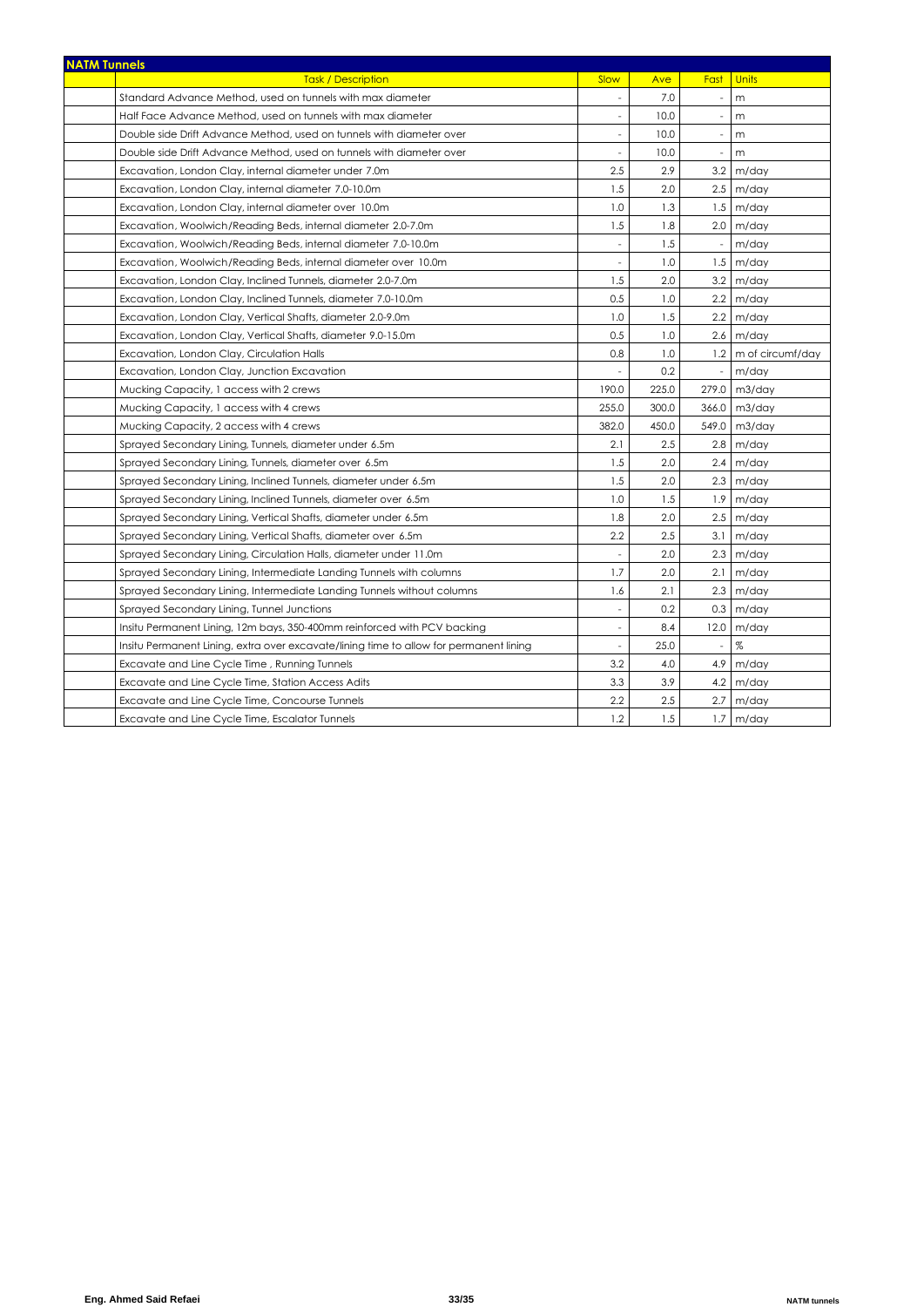## NATM Tunnels

| | Task / Description | Slow | Ave | Fast | Units |
|---|---|---|---|---|---|
| | Standard Advance Method, used on tunnels with max diameter | - | 7.0 | - | m |
| | Half Face Advance Method, used on tunnels with max diameter | - | 10.0 | - | m |
| | Double side Drift Advance Method, used on tunnels with diameter over | - | 10.0 | - | m |
| | Double side Drift Advance Method, used on tunnels with diameter over | - | 10.0 | - | m |
| | Excavation, London Clay, internal diameter under 7.0m | 2.5 | 2.9 | 3.2 | m/day |
| | Excavation, London Clay, internal diameter 7.0-10.0m | 1.5 | 2.0 | 2.5 | m/day |
| | Excavation, London Clay, internal diameter over 10.0m | 1.0 | 1.3 | 1.5 | m/day |
| | Excavation, Woolwich/Reading Beds, internal diameter 2.0-7.0m | 1.5 | 1.8 | 2.0 | m/day |
| | Excavation, Woolwich/Reading Beds, internal diameter 7.0-10.0m | - | 1.5 | - | m/day |
| | Excavation, Woolwich/Reading Beds, internal diameter over 10.0m | - | 1.0 | 1.5 | m/day |
| | Excavation, London Clay, Inclined Tunnels, diameter 2.0-7.0m | 1.5 | 2.0 | 3.2 | m/day |
| | Excavation, London Clay, Inclined Tunnels, diameter 7.0-10.0m | 0.5 | 1.0 | 2.2 | m/day |
| | Excavation, London Clay, Vertical Shafts, diameter 2.0-9.0m | 1.0 | 1.5 | 2.2 | m/day |
| | Excavation, London Clay, Vertical Shafts, diameter 9.0-15.0m | 0.5 | 1.0 | 2.6 | m/day |
| | Excavation, London Clay, Circulation Halls | 0.8 | 1.0 | 1.2 | m of circumf/day |
| | Excavation, London Clay, Junction Excavation | - | 0.2 | - | m/day |
| | Mucking Capacity, 1 access with 2 crews | 190.0 | 225.0 | 279.0 | m3/day |
| | Mucking Capacity, 1 access with 4 crews | 255.0 | 300.0 | 366.0 | m3/day |
| | Mucking Capacity, 2 access with 4 crews | 382.0 | 450.0 | 549.0 | m3/day |
| | Sprayed Secondary Lining, Tunnels, diameter under 6.5m | 2.1 | 2.5 | 2.8 | m/day |
| | Sprayed Secondary Lining, Tunnels, diameter over 6.5m | 1.5 | 2.0 | 2.4 | m/day |
| | Sprayed Secondary Lining, Inclined Tunnels, diameter under 6.5m | 1.5 | 2.0 | 2.3 | m/day |
| | Sprayed Secondary Lining, Inclined Tunnels, diameter over 6.5m | 1.0 | 1.5 | 1.9 | m/day |
| | Sprayed Secondary Lining, Vertical Shafts, diameter under 6.5m | 1.8 | 2.0 | 2.5 | m/day |
| | Sprayed Secondary Lining, Vertical Shafts, diameter over 6.5m | 2.2 | 2.5 | 3.1 | m/day |
| | Sprayed Secondary Lining, Circulation Halls, diameter under 11.0m | - | 2.0 | 2.3 | m/day |
| | Sprayed Secondary Lining, Intermediate Landing Tunnels with columns | 1.7 | 2.0 | 2.1 | m/day |
| | Sprayed Secondary Lining, Intermediate Landing Tunnels without columns | 1.6 | 2.1 | 2.3 | m/day |
| | Sprayed Secondary Lining, Tunnel Junctions | - | 0.2 | 0.3 | m/day |
| | Insitu Permanent Lining, 12m bays, 350-400mm reinforced with PCV backing | - | 8.4 | 12.0 | m/day |
| | Insitu Permanent Lining, extra over excavate/lining time to allow for permanent lining | - | 25.0 | - | % |
| | Excavate and Line Cycle Time , Running Tunnels | 3.2 | 4.0 | 4.9 | m/day |
| | Excavate and Line Cycle Time, Station Access Adits | 3.3 | 3.9 | 4.2 | m/day |
| | Excavate and Line Cycle Time, Concourse Tunnels | 2.2 | 2.5 | 2.7 | m/day |
| | Excavate and Line Cycle Time, Escalator Tunnels | 1.2 | 1.5 | 1.7 | m/day |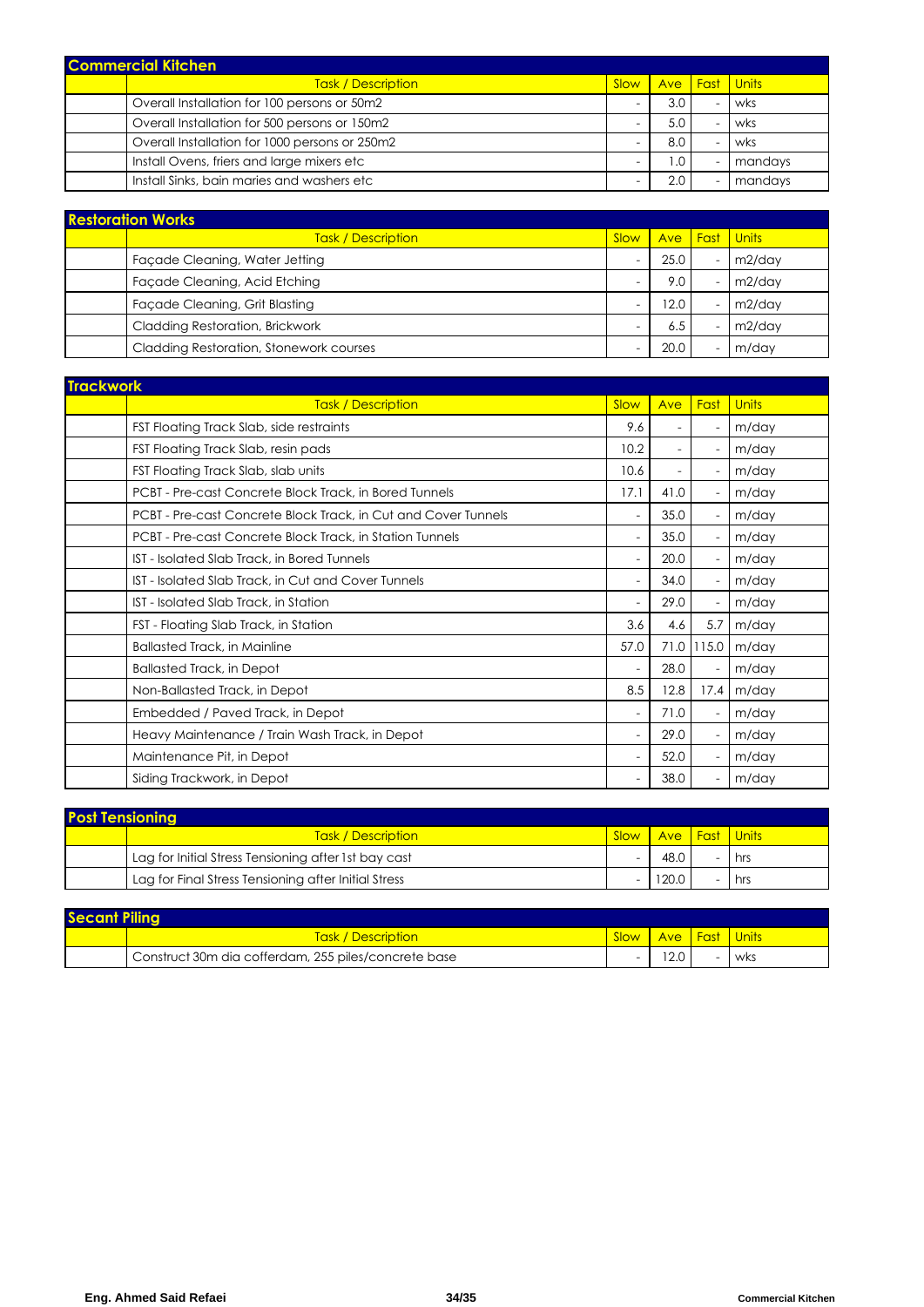## Commercial Kitchen

| | Task / Description | Slow | Ave | Fast | Units |
|---|---|---|---|---|---|
| | Overall Installation for 100 persons or 50m2 | - | 3.0 | - | wks |
| | Overall Installation for 500 persons or 150m2 | - | 5.0 | - | wks |
| | Overall Installation for 1000 persons or 250m2 | - | 8.0 | - | wks |
| | Install Ovens, friers and large mixers etc | - | 1.0 | - | mandays |
| | Install Sinks, bain maries and washers etc | - | 2.0 | - | mandays |

## Restoration Works

| | Task / Description | Slow | Ave | Fast | Units |
|---|---|---|---|---|---|
| | Façade Cleaning, Water Jetting | - | 25.0 | - | m2/day |
| | Façade Cleaning, Acid Etching | - | 9.0 | - | m2/day |
| | Façade Cleaning, Grit Blasting | - | 12.0 | - | m2/day |
| | Cladding Restoration, Brickwork | - | 6.5 | - | m2/day |
| | Cladding Restoration, Stonework courses | - | 20.0 | - | m/day |

## Trackwork

| | Task / Description | Slow | Ave | Fast | Units |
|---|---|---|---|---|---|
| | FST Floating Track Slab, side restraints | 9.6 | - | - | m/day |
| | FST Floating Track Slab, resin pads | 10.2 | - | - | m/day |
| | FST Floating Track Slab, slab units | 10.6 | - | - | m/day |
| | PCBT - Pre-cast Concrete Block Track, in Bored Tunnels | 17.1 | 41.0 | - | m/day |
| | PCBT - Pre-cast Concrete Block Track, in Cut and Cover Tunnels | - | 35.0 | - | m/day |
| | PCBT - Pre-cast Concrete Block Track, in Station Tunnels | - | 35.0 | - | m/day |
| | IST - Isolated Slab Track, in Bored Tunnels | - | 20.0 | - | m/day |
| | IST - Isolated Slab Track, in Cut and Cover Tunnels | - | 34.0 | - | m/day |
| | IST - Isolated Slab Track, in Station | - | 29.0 | - | m/day |
| | FST - Floating Slab Track, in Station | 3.6 | 4.6 | 5.7 | m/day |
| | Ballasted Track, in Mainline | 57.0 | 71.0 | 115.0 | m/day |
| | Ballasted Track, in Depot | - | 28.0 | - | m/day |
| | Non-Ballasted Track, in Depot | 8.5 | 12.8 | 17.4 | m/day |
| | Embedded / Paved Track, in Depot | - | 71.0 | - | m/day |
| | Heavy Maintenance / Train Wash Track, in Depot | - | 29.0 | - | m/day |
| | Maintenance Pit, in Depot | - | 52.0 | - | m/day |
| | Siding Trackwork, in Depot | - | 38.0 | - | m/day |

## Post Tensioning

| | Task / Description | Slow | Ave | Fast | Units |
|---|---|---|---|---|---|
| | Lag for Initial Stress Tensioning after 1st bay cast | - | 48.0 | - | hrs |
| | Lag for Final Stress Tensioning after Initial Stress | - | 120.0 | - | hrs |

## Secant Piling

| | Task / Description | Slow | Ave | Fast | Units |
|---|---|---|---|---|---|
| | Construct 30m dia cofferdam, 255 piles/concrete base | - | 12.0 | - | wks |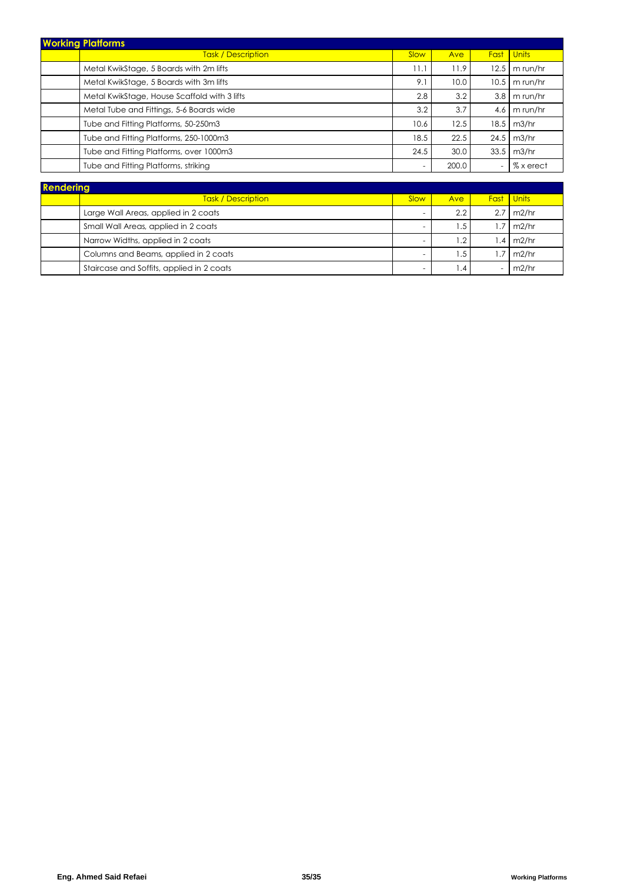## Working Platforms

| | Task / Description | Slow | Ave | Fast | Units |
|---|---|---|---|---|---|
| | Metal KwikStage, 5 Boards with 2m lifts | 11.1 | 11.9 | 12.5 | m run/hr |
| | Metal KwikStage, 5 Boards with 3m lifts | 9.1 | 10.0 | 10.5 | m run/hr |
| | Metal KwikStage, House Scaffold with 3 lifts | 2.8 | 3.2 | 3.8 | m run/hr |
| | Metal Tube and Fittings, 5-6 Boards wide | 3.2 | 3.7 | 4.6 | m run/hr |
| | Tube and Fitting Platforms, 50-250m3 | 10.6 | 12.5 | 18.5 | m3/hr |
| | Tube and Fitting Platforms, 250-1000m3 | 18.5 | 22.5 | 24.5 | m3/hr |
| | Tube and Fitting Platforms, over 1000m3 | 24.5 | 30.0 | 33.5 | m3/hr |
| | Tube and Fitting Platforms, striking | - | 200.0 | - | % x erect |

## Rendering

| | Task / Description | Slow | Ave | Fast | Units |
|---|---|---|---|---|---|
| | Large Wall Areas, applied in 2 coats | - | 2.2 | 2.7 | m2/hr |
| | Small Wall Areas, applied in 2 coats | - | 1.5 | 1.7 | m2/hr |
| | Narrow Widths, applied in 2 coats | - | 1.2 | 1.4 | m2/hr |
| | Columns and Beams, applied in 2 coats | - | 1.5 | 1.7 | m2/hr |
| | Staircase and Soffits, applied in 2 coats | - | 1.4 | - | m2/hr |